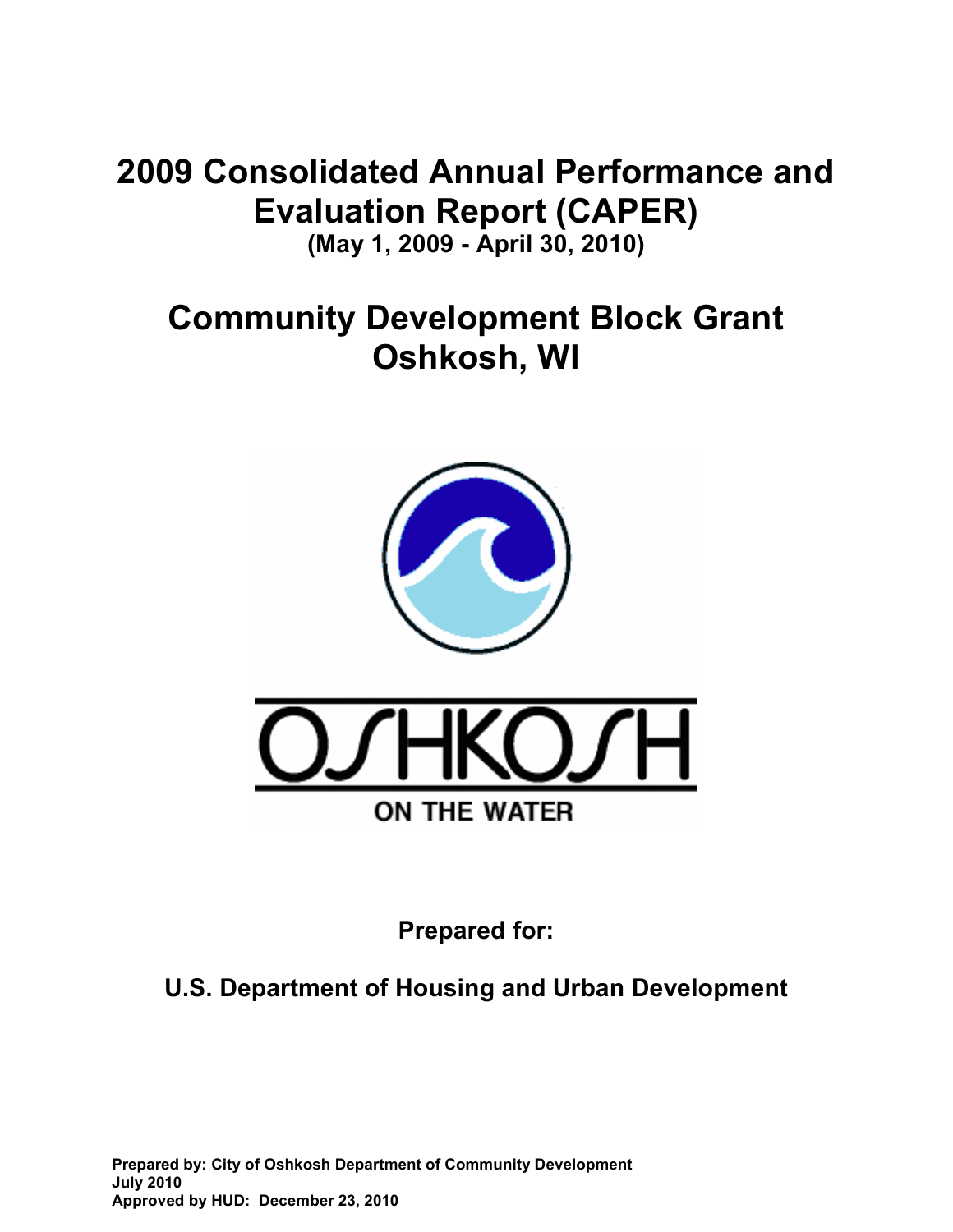# 2009 Consolidated Annual Performance and Evaluation Report (CAPER)

**(May 1, 2009 - April 30, 2010)**

# Community Development Block Grant
# Oshkosh, WI

OSHKOSH

ON THE WATER

**Prepared for:**

**U.S. Department of Housing and Urban Development**

**Prepared by: City of Oshkosh Department of Community Development**
**July 2010**
**Approved by HUD: December 23, 2010**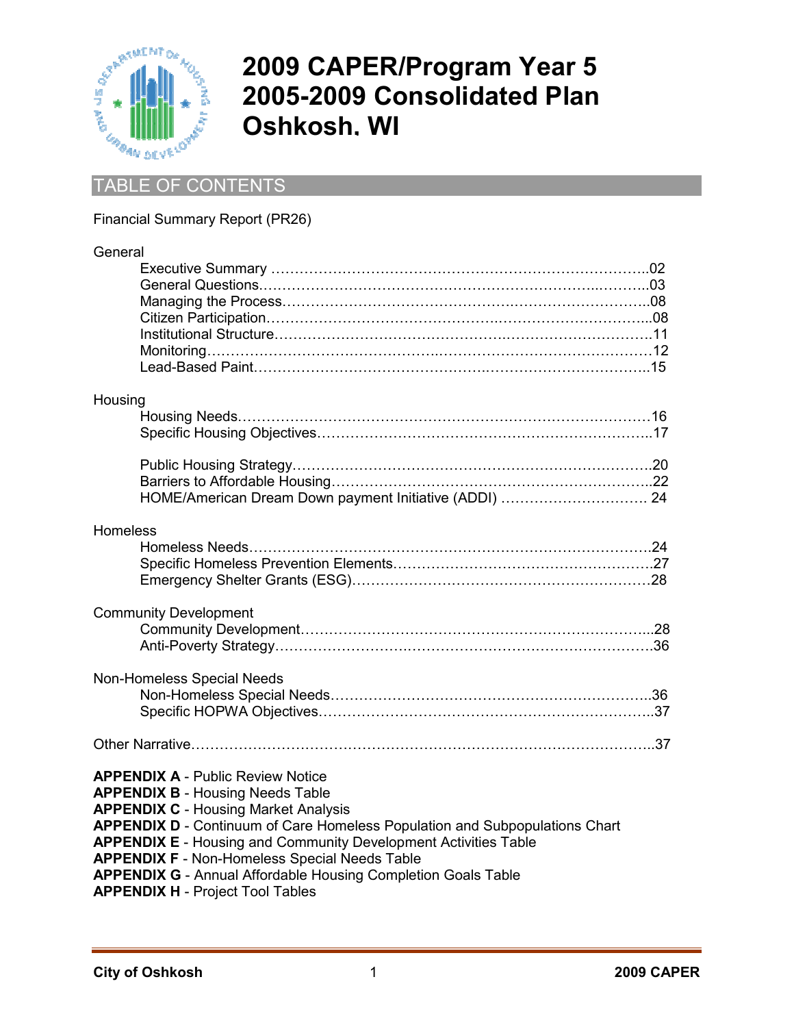# 2009 CAPER/Program Year 5
# 2005-2009 Consolidated Plan
# Oshkosh, WI

## TABLE OF CONTENTS

Financial Summary Report (PR26)

General
- Executive Summary ....................................................................................02
- General Questions.......................................................................................03
- Managing the Process.................................................................................08
- Citizen Participation....................................................................................08
- Institutional Structure.................................................................................11
- Monitoring...................................................................................................12
- Lead-Based Paint.........................................................................................15

Housing
- Housing Needs.............................................................................................16
- Specific Housing Objectives........................................................................17
- Public Housing Strategy..............................................................................20
- Barriers to Affordable Housing...................................................................22
- HOME/American Dream Down payment Initiative (ADDI) ........................ 24

Homeless
- Homeless Needs..........................................................................................24
- Specific Homeless Prevention Elements.....................................................27
- Emergency Shelter Grants (ESG)...............................................................28

Community Development
- Community Development............................................................................28
- Anti-Poverty Strategy..................................................................................36

Non-Homeless Special Needs
- Non-Homeless Special Needs.....................................................................36
- Specific HOPWA Objectives.......................................................................37

Other Narrative.................................................................................................37

**APPENDIX A** - Public Review Notice
**APPENDIX B** - Housing Needs Table
**APPENDIX C** - Housing Market Analysis
**APPENDIX D** - Continuum of Care Homeless Population and Subpopulations Chart
**APPENDIX E** - Housing and Community Development Activities Table
**APPENDIX F** - Non-Homeless Special Needs Table
**APPENDIX G** - Annual Affordable Housing Completion Goals Table
**APPENDIX H** - Project Tool Tables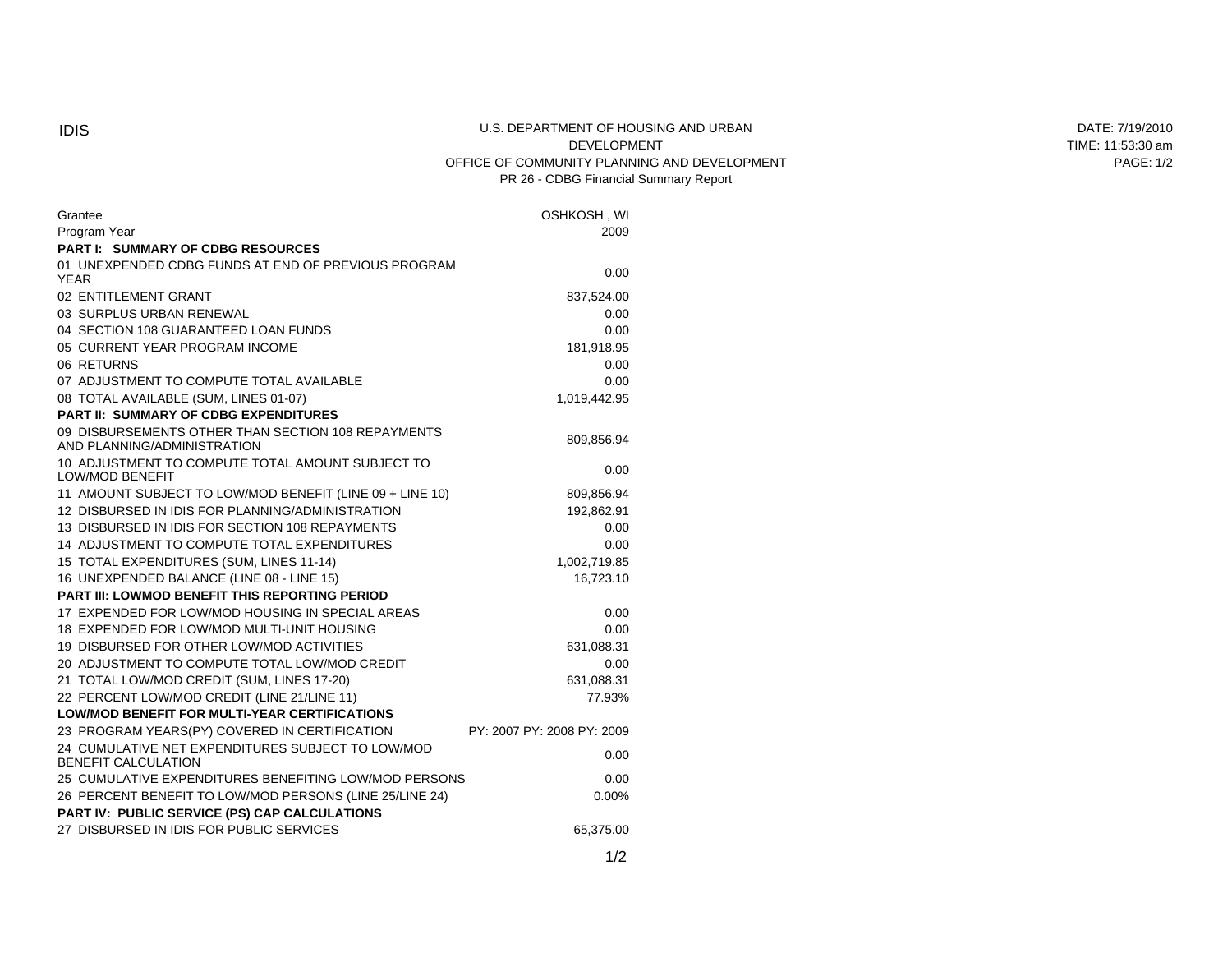IDIS

U.S. DEPARTMENT OF HOUSING AND URBAN DEVELOPMENT
OFFICE OF COMMUNITY PLANNING AND DEVELOPMENT
PR 26 - CDBG Financial Summary Report

DATE: 7/19/2010
TIME: 11:53:30 am
PAGE: 1/2

| Grantee | OSHKOSH , WI |
|---|---|
| Program Year | 2009 |
| **PART I: SUMMARY OF CDBG RESOURCES** | |
| 01 UNEXPENDED CDBG FUNDS AT END OF PREVIOUS PROGRAM YEAR | 0.00 |
| 02 ENTITLEMENT GRANT | 837,524.00 |
| 03 SURPLUS URBAN RENEWAL | 0.00 |
| 04 SECTION 108 GUARANTEED LOAN FUNDS | 0.00 |
| 05 CURRENT YEAR PROGRAM INCOME | 181,918.95 |
| 06 RETURNS | 0.00 |
| 07 ADJUSTMENT TO COMPUTE TOTAL AVAILABLE | 0.00 |
| 08 TOTAL AVAILABLE (SUM, LINES 01-07) | 1,019,442.95 |
| **PART II: SUMMARY OF CDBG EXPENDITURES** | |
| 09 DISBURSEMENTS OTHER THAN SECTION 108 REPAYMENTS AND PLANNING/ADMINISTRATION | 809,856.94 |
| 10 ADJUSTMENT TO COMPUTE TOTAL AMOUNT SUBJECT TO LOW/MOD BENEFIT | 0.00 |
| 11 AMOUNT SUBJECT TO LOW/MOD BENEFIT (LINE 09 + LINE 10) | 809,856.94 |
| 12 DISBURSED IN IDIS FOR PLANNING/ADMINISTRATION | 192,862.91 |
| 13 DISBURSED IN IDIS FOR SECTION 108 REPAYMENTS | 0.00 |
| 14 ADJUSTMENT TO COMPUTE TOTAL EXPENDITURES | 0.00 |
| 15 TOTAL EXPENDITURES (SUM, LINES 11-14) | 1,002,719.85 |
| 16 UNEXPENDED BALANCE (LINE 08 - LINE 15) | 16,723.10 |
| **PART III: LOWMOD BENEFIT THIS REPORTING PERIOD** | |
| 17 EXPENDED FOR LOW/MOD HOUSING IN SPECIAL AREAS | 0.00 |
| 18 EXPENDED FOR LOW/MOD MULTI-UNIT HOUSING | 0.00 |
| 19 DISBURSED FOR OTHER LOW/MOD ACTIVITIES | 631,088.31 |
| 20 ADJUSTMENT TO COMPUTE TOTAL LOW/MOD CREDIT | 0.00 |
| 21 TOTAL LOW/MOD CREDIT (SUM, LINES 17-20) | 631,088.31 |
| 22 PERCENT LOW/MOD CREDIT (LINE 21/LINE 11) | 77.93% |
| **LOW/MOD BENEFIT FOR MULTI-YEAR CERTIFICATIONS** | |
| 23 PROGRAM YEARS(PY) COVERED IN CERTIFICATION | PY: 2007 PY: 2008 PY: 2009 |
| 24 CUMULATIVE NET EXPENDITURES SUBJECT TO LOW/MOD BENEFIT CALCULATION | 0.00 |
| 25 CUMULATIVE EXPENDITURES BENEFITING LOW/MOD PERSONS | 0.00 |
| 26 PERCENT BENEFIT TO LOW/MOD PERSONS (LINE 25/LINE 24) | 0.00% |
| **PART IV: PUBLIC SERVICE (PS) CAP CALCULATIONS** | |
| 27 DISBURSED IN IDIS FOR PUBLIC SERVICES | 65,375.00 |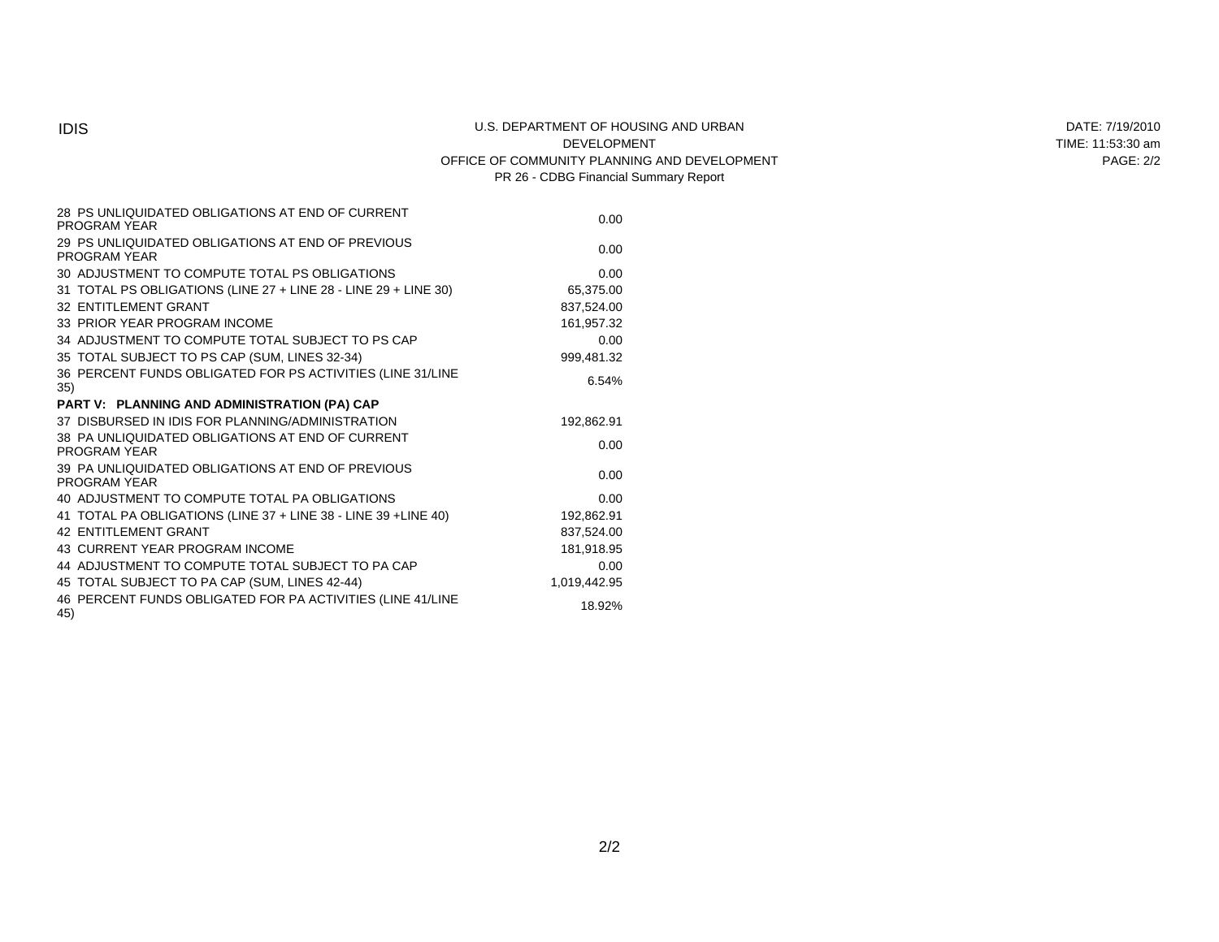IDIS

U.S. DEPARTMENT OF HOUSING AND URBAN DEVELOPMENT
OFFICE OF COMMUNITY PLANNING AND DEVELOPMENT
PR 26 - CDBG Financial Summary Report

DATE: 7/19/2010
TIME: 11:53:30 am
PAGE: 2/2

| | |
|---|---|
| 28 PS UNLIQUIDATED OBLIGATIONS AT END OF CURRENT PROGRAM YEAR | 0.00 |
| 29 PS UNLIQUIDATED OBLIGATIONS AT END OF PREVIOUS PROGRAM YEAR | 0.00 |
| 30 ADJUSTMENT TO COMPUTE TOTAL PS OBLIGATIONS | 0.00 |
| 31 TOTAL PS OBLIGATIONS (LINE 27 + LINE 28 - LINE 29 + LINE 30) | 65,375.00 |
| 32 ENTITLEMENT GRANT | 837,524.00 |
| 33 PRIOR YEAR PROGRAM INCOME | 161,957.32 |
| 34 ADJUSTMENT TO COMPUTE TOTAL SUBJECT TO PS CAP | 0.00 |
| 35 TOTAL SUBJECT TO PS CAP (SUM, LINES 32-34) | 999,481.32 |
| 36 PERCENT FUNDS OBLIGATED FOR PS ACTIVITIES (LINE 31/LINE 35) | 6.54% |
| **PART V: PLANNING AND ADMINISTRATION (PA) CAP** | |
| 37 DISBURSED IN IDIS FOR PLANNING/ADMINISTRATION | 192,862.91 |
| 38 PA UNLIQUIDATED OBLIGATIONS AT END OF CURRENT PROGRAM YEAR | 0.00 |
| 39 PA UNLIQUIDATED OBLIGATIONS AT END OF PREVIOUS PROGRAM YEAR | 0.00 |
| 40 ADJUSTMENT TO COMPUTE TOTAL PA OBLIGATIONS | 0.00 |
| 41 TOTAL PA OBLIGATIONS (LINE 37 + LINE 38 - LINE 39 +LINE 40) | 192,862.91 |
| 42 ENTITLEMENT GRANT | 837,524.00 |
| 43 CURRENT YEAR PROGRAM INCOME | 181,918.95 |
| 44 ADJUSTMENT TO COMPUTE TOTAL SUBJECT TO PA CAP | 0.00 |
| 45 TOTAL SUBJECT TO PA CAP (SUM, LINES 42-44) | 1,019,442.95 |
| 46 PERCENT FUNDS OBLIGATED FOR PA ACTIVITIES (LINE 41/LINE 45) | 18.92% |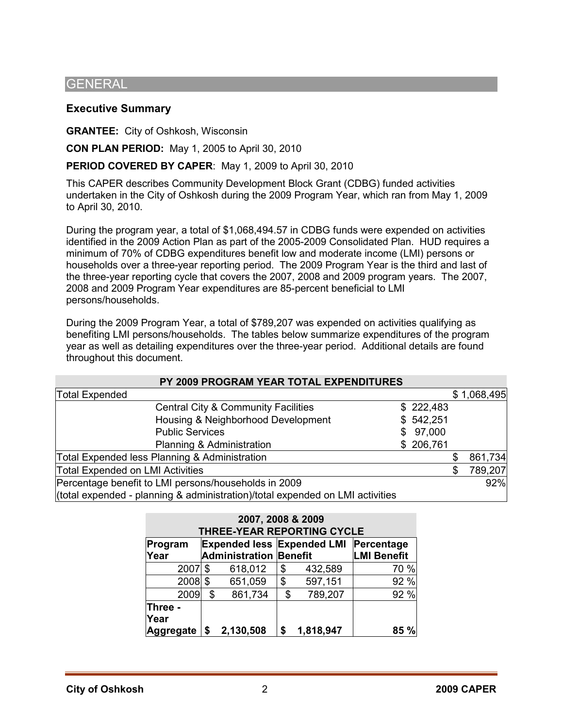## GENERAL

### Executive Summary

**GRANTEE:** City of Oshkosh, Wisconsin

**CON PLAN PERIOD:** May 1, 2005 to April 30, 2010

**PERIOD COVERED BY CAPER**: May 1, 2009 to April 30, 2010

This CAPER describes Community Development Block Grant (CDBG) funded activities undertaken in the City of Oshkosh during the 2009 Program Year, which ran from May 1, 2009 to April 30, 2010.

During the program year, a total of $1,068,494.57 in CDBG funds were expended on activities identified in the 2009 Action Plan as part of the 2005-2009 Consolidated Plan. HUD requires a minimum of 70% of CDBG expenditures benefit low and moderate income (LMI) persons or households over a three-year reporting period. The 2009 Program Year is the third and last of the three-year reporting cycle that covers the 2007, 2008 and 2009 program years. The 2007, 2008 and 2009 Program Year expenditures are 85-percent beneficial to LMI persons/households.

During the 2009 Program Year, a total of $789,207 was expended on activities qualifying as benefiting LMI persons/households. The tables below summarize expenditures of the program year as well as detailing expenditures over the three-year period. Additional details are found throughout this document.

| PY 2009 PROGRAM YEAR TOTAL EXPENDITURES | | | |
|---|---|---|---|
| Total Expended | | | $ 1,068,495 |
| | Central City & Community Facilities | $ 222,483 | |
| | Housing & Neighborhood Development | $ 542,251 | |
| | Public Services | $ 97,000 | |
| | Planning & Administration | $ 206,761 | |
| Total Expended less Planning & Administration | | | $ 861,734 |
| Total Expended on LMI Activities | | | $ 789,207 |
| Percentage benefit to LMI persons/households in 2009<br>(total expended - planning & administration)/total expended on LMI activities | | | 92% |

| 2007, 2008 & 2009<br>THREE-YEAR REPORTING CYCLE | | | |
|---|---|---|---|
| Program Year | Expended less Administration | Expended LMI Benefit | Percentage LMI Benefit |
| 2007 | $ 618,012 | $ 432,589 | 70 % |
| 2008 | $ 651,059 | $ 597,151 | 92 % |
| 2009 | $ 861,734 | $ 789,207 | 92 % |
| **Three - Year Aggregate** | **$ 2,130,508** | **$ 1,818,947** | **85 %** |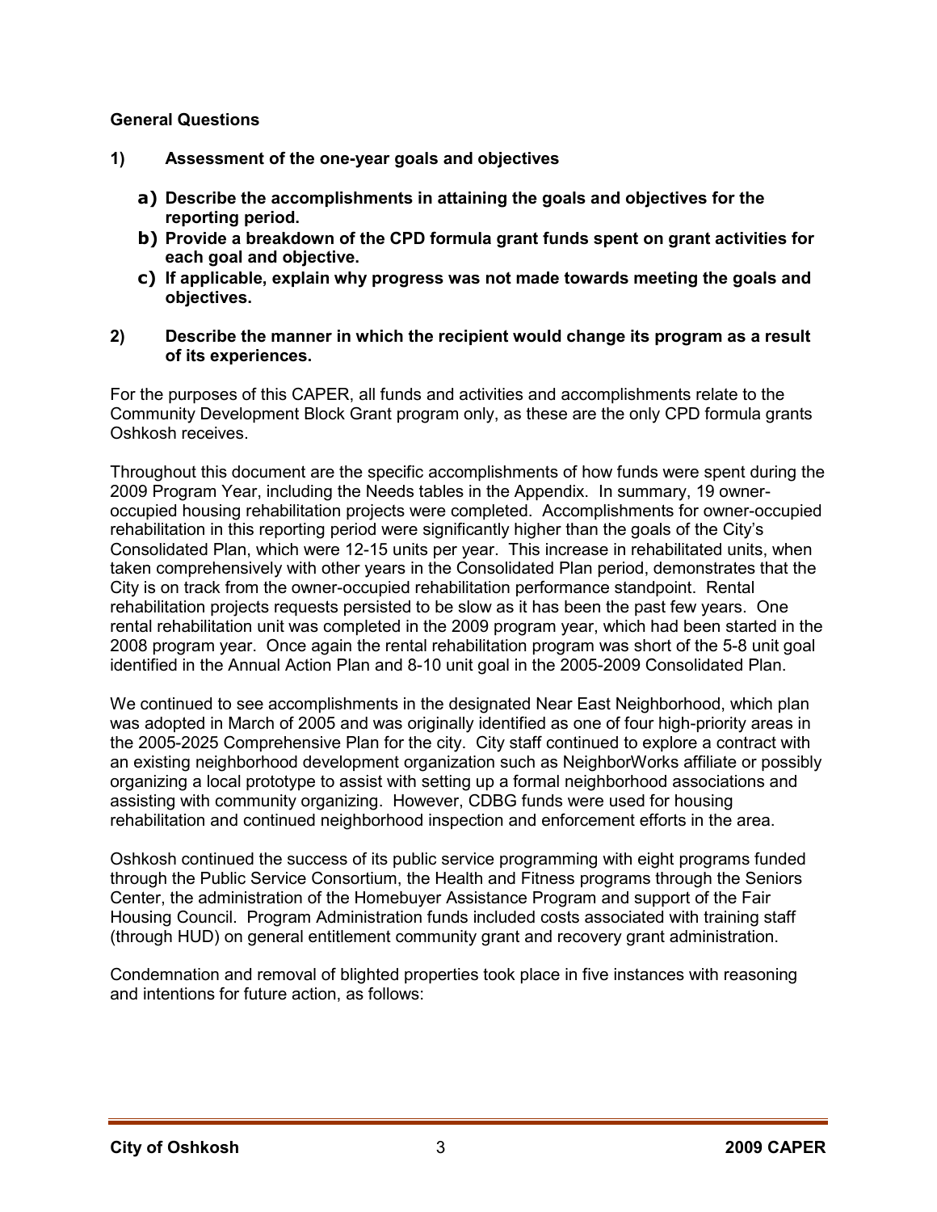**General Questions**

**1) Assessment of the one-year goals and objectives**

**a) Describe the accomplishments in attaining the goals and objectives for the reporting period.**

**b) Provide a breakdown of the CPD formula grant funds spent on grant activities for each goal and objective.**

**c) If applicable, explain why progress was not made towards meeting the goals and objectives.**

**2) Describe the manner in which the recipient would change its program as a result of its experiences.**

For the purposes of this CAPER, all funds and activities and accomplishments relate to the Community Development Block Grant program only, as these are the only CPD formula grants Oshkosh receives.

Throughout this document are the specific accomplishments of how funds were spent during the 2009 Program Year, including the Needs tables in the Appendix. In summary, 19 owner-occupied housing rehabilitation projects were completed. Accomplishments for owner-occupied rehabilitation in this reporting period were significantly higher than the goals of the City's Consolidated Plan, which were 12-15 units per year. This increase in rehabilitated units, when taken comprehensively with other years in the Consolidated Plan period, demonstrates that the City is on track from the owner-occupied rehabilitation performance standpoint. Rental rehabilitation projects requests persisted to be slow as it has been the past few years. One rental rehabilitation unit was completed in the 2009 program year, which had been started in the 2008 program year. Once again the rental rehabilitation program was short of the 5-8 unit goal identified in the Annual Action Plan and 8-10 unit goal in the 2005-2009 Consolidated Plan.

We continued to see accomplishments in the designated Near East Neighborhood, which plan was adopted in March of 2005 and was originally identified as one of four high-priority areas in the 2005-2025 Comprehensive Plan for the city. City staff continued to explore a contract with an existing neighborhood development organization such as NeighborWorks affiliate or possibly organizing a local prototype to assist with setting up a formal neighborhood associations and assisting with community organizing. However, CDBG funds were used for housing rehabilitation and continued neighborhood inspection and enforcement efforts in the area.

Oshkosh continued the success of its public service programming with eight programs funded through the Public Service Consortium, the Health and Fitness programs through the Seniors Center, the administration of the Homebuyer Assistance Program and support of the Fair Housing Council. Program Administration funds included costs associated with training staff (through HUD) on general entitlement community grant and recovery grant administration.

Condemnation and removal of blighted properties took place in five instances with reasoning and intentions for future action, as follows: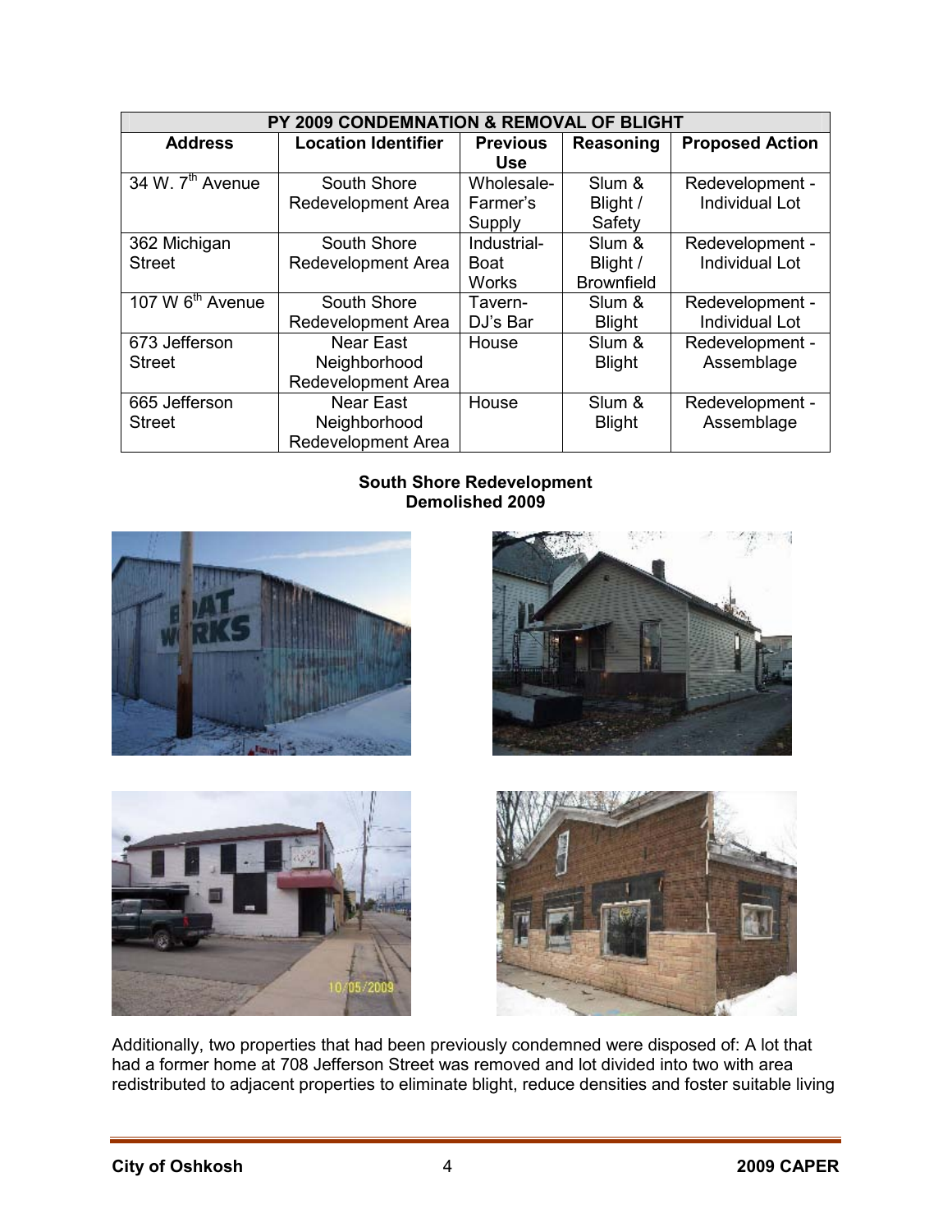| PY 2009 CONDEMNATION & REMOVAL OF BLIGHT | | | | |
|---|---|---|---|---|
| **Address** | **Location Identifier** | **Previous Use** | **Reasoning** | **Proposed Action** |
| 34 W. 7th Avenue | South Shore Redevelopment Area | Wholesale-Farmer's Supply | Slum & Blight / Safety | Redevelopment - Individual Lot |
| 362 Michigan Street | South Shore Redevelopment Area | Industrial-Boat Works | Slum & Blight / Brownfield | Redevelopment - Individual Lot |
| 107 W 6th Avenue | South Shore Redevelopment Area | Tavern-DJ's Bar | Slum & Blight | Redevelopment - Individual Lot |
| 673 Jefferson Street | Near East Neighborhood Redevelopment Area | House | Slum & Blight | Redevelopment - Assemblage |
| 665 Jefferson Street | Near East Neighborhood Redevelopment Area | House | Slum & Blight | Redevelopment - Assemblage |

**South Shore Redevelopment**
**Demolished 2009**

Additionally, two properties that had been previously condemned were disposed of: A lot that had a former home at 708 Jefferson Street was removed and lot divided into two with area redistributed to adjacent properties to eliminate blight, reduce densities and foster suitable living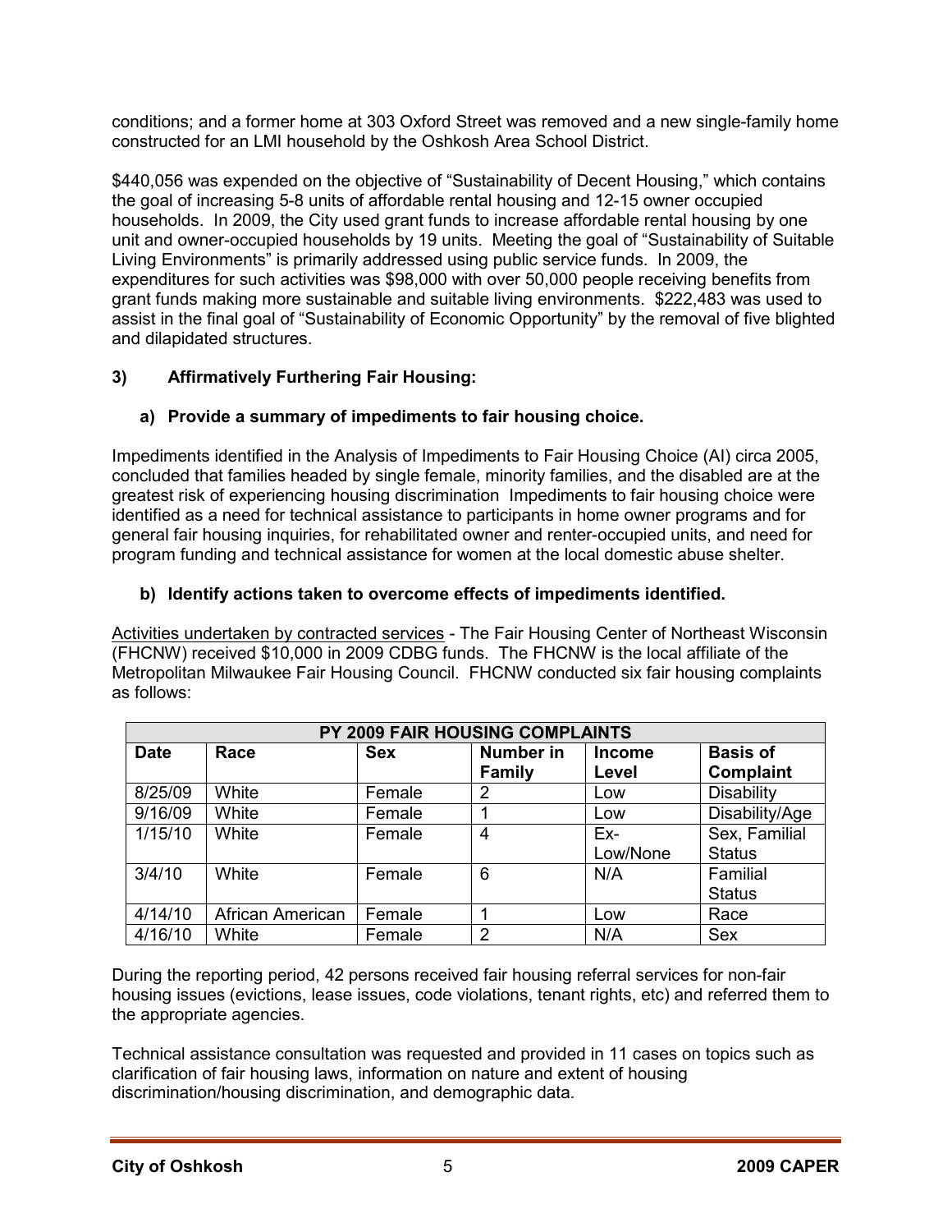conditions; and a former home at 303 Oxford Street was removed and a new single-family home constructed for an LMI household by the Oshkosh Area School District.

$440,056 was expended on the objective of "Sustainability of Decent Housing," which contains the goal of increasing 5-8 units of affordable rental housing and 12-15 owner occupied households. In 2009, the City used grant funds to increase affordable rental housing by one unit and owner-occupied households by 19 units. Meeting the goal of "Sustainability of Suitable Living Environments" is primarily addressed using public service funds. In 2009, the expenditures for such activities was $98,000 with over 50,000 people receiving benefits from grant funds making more sustainable and suitable living environments. $222,483 was used to assist in the final goal of "Sustainability of Economic Opportunity" by the removal of five blighted and dilapidated structures.

**3) Affirmatively Furthering Fair Housing:**

**a) Provide a summary of impediments to fair housing choice.**

Impediments identified in the Analysis of Impediments to Fair Housing Choice (AI) circa 2005, concluded that families headed by single female, minority families, and the disabled are at the greatest risk of experiencing housing discrimination Impediments to fair housing choice were identified as a need for technical assistance to participants in home owner programs and for general fair housing inquiries, for rehabilitated owner and renter-occupied units, and need for program funding and technical assistance for women at the local domestic abuse shelter.

**b) Identify actions taken to overcome effects of impediments identified.**

Activities undertaken by contracted services - The Fair Housing Center of Northeast Wisconsin (FHCNW) received $10,000 in 2009 CDBG funds. The FHCNW is the local affiliate of the Metropolitan Milwaukee Fair Housing Council. FHCNW conducted six fair housing complaints as follows:

| PY 2009 FAIR HOUSING COMPLAINTS | | | | | |
|---|---|---|---|---|---|
| **Date** | **Race** | **Sex** | **Number in Family** | **Income Level** | **Basis of Complaint** |
| 8/25/09 | White | Female | 2 | Low | Disability |
| 9/16/09 | White | Female | 1 | Low | Disability/Age |
| 1/15/10 | White | Female | 4 | Ex-Low/None | Sex, Familial Status |
| 3/4/10 | White | Female | 6 | N/A | Familial Status |
| 4/14/10 | African American | Female | 1 | Low | Race |
| 4/16/10 | White | Female | 2 | N/A | Sex |

During the reporting period, 42 persons received fair housing referral services for non-fair housing issues (evictions, lease issues, code violations, tenant rights, etc) and referred them to the appropriate agencies.

Technical assistance consultation was requested and provided in 11 cases on topics such as clarification of fair housing laws, information on nature and extent of housing discrimination/housing discrimination, and demographic data.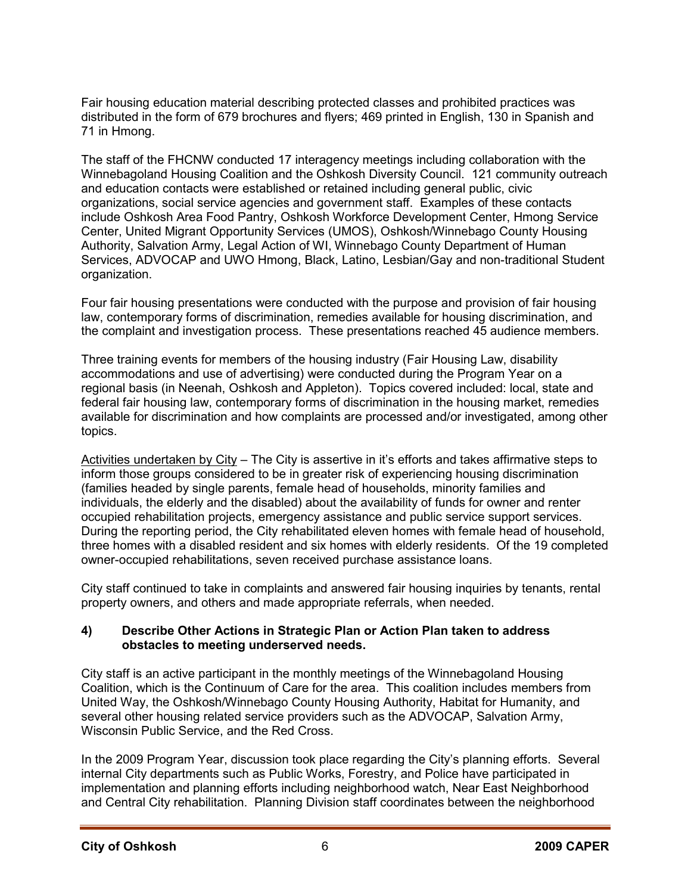Fair housing education material describing protected classes and prohibited practices was distributed in the form of 679 brochures and flyers; 469 printed in English, 130 in Spanish and 71 in Hmong.

The staff of the FHCNW conducted 17 interagency meetings including collaboration with the Winnebagoland Housing Coalition and the Oshkosh Diversity Council. 121 community outreach and education contacts were established or retained including general public, civic organizations, social service agencies and government staff. Examples of these contacts include Oshkosh Area Food Pantry, Oshkosh Workforce Development Center, Hmong Service Center, United Migrant Opportunity Services (UMOS), Oshkosh/Winnebago County Housing Authority, Salvation Army, Legal Action of WI, Winnebago County Department of Human Services, ADVOCAP and UWO Hmong, Black, Latino, Lesbian/Gay and non-traditional Student organization.

Four fair housing presentations were conducted with the purpose and provision of fair housing law, contemporary forms of discrimination, remedies available for housing discrimination, and the complaint and investigation process. These presentations reached 45 audience members.

Three training events for members of the housing industry (Fair Housing Law, disability accommodations and use of advertising) were conducted during the Program Year on a regional basis (in Neenah, Oshkosh and Appleton). Topics covered included: local, state and federal fair housing law, contemporary forms of discrimination in the housing market, remedies available for discrimination and how complaints are processed and/or investigated, among other topics.

Activities undertaken by City – The City is assertive in it's efforts and takes affirmative steps to inform those groups considered to be in greater risk of experiencing housing discrimination (families headed by single parents, female head of households, minority families and individuals, the elderly and the disabled) about the availability of funds for owner and renter occupied rehabilitation projects, emergency assistance and public service support services. During the reporting period, the City rehabilitated eleven homes with female head of household, three homes with a disabled resident and six homes with elderly residents. Of the 19 completed owner-occupied rehabilitations, seven received purchase assistance loans.

City staff continued to take in complaints and answered fair housing inquiries by tenants, rental property owners, and others and made appropriate referrals, when needed.

**4) Describe Other Actions in Strategic Plan or Action Plan taken to address obstacles to meeting underserved needs.**

City staff is an active participant in the monthly meetings of the Winnebagoland Housing Coalition, which is the Continuum of Care for the area. This coalition includes members from United Way, the Oshkosh/Winnebago County Housing Authority, Habitat for Humanity, and several other housing related service providers such as the ADVOCAP, Salvation Army, Wisconsin Public Service, and the Red Cross.

In the 2009 Program Year, discussion took place regarding the City's planning efforts. Several internal City departments such as Public Works, Forestry, and Police have participated in implementation and planning efforts including neighborhood watch, Near East Neighborhood and Central City rehabilitation. Planning Division staff coordinates between the neighborhood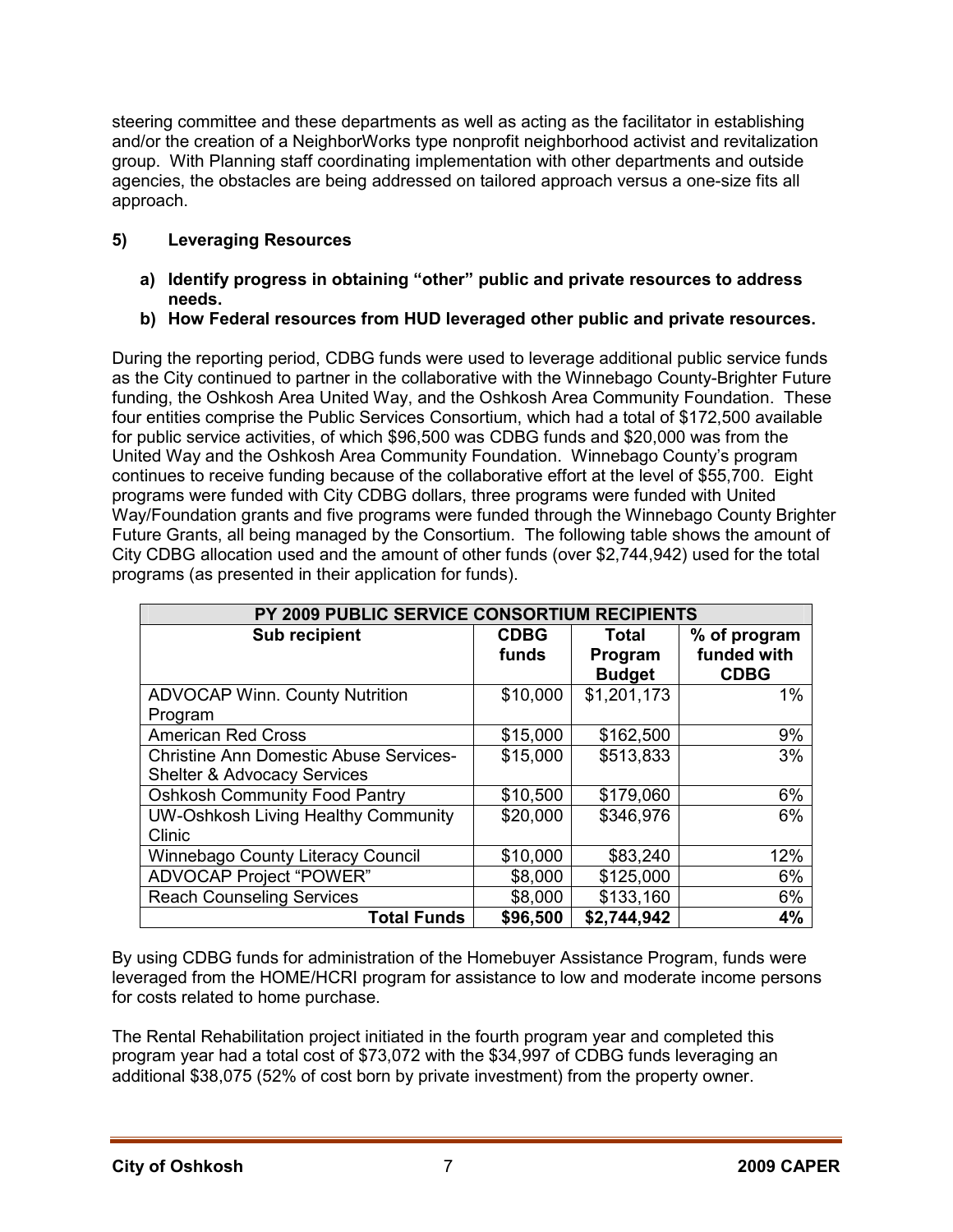steering committee and these departments as well as acting as the facilitator in establishing and/or the creation of a NeighborWorks type nonprofit neighborhood activist and revitalization group. With Planning staff coordinating implementation with other departments and outside agencies, the obstacles are being addressed on tailored approach versus a one-size fits all approach.

## 5) Leveraging Resources

**a) Identify progress in obtaining "other" public and private resources to address needs.**

**b) How Federal resources from HUD leveraged other public and private resources.**

During the reporting period, CDBG funds were used to leverage additional public service funds as the City continued to partner in the collaborative with the Winnebago County-Brighter Future funding, the Oshkosh Area United Way, and the Oshkosh Area Community Foundation. These four entities comprise the Public Services Consortium, which had a total of $172,500 available for public service activities, of which $96,500 was CDBG funds and $20,000 was from the United Way and the Oshkosh Area Community Foundation. Winnebago County's program continues to receive funding because of the collaborative effort at the level of $55,700. Eight programs were funded with City CDBG dollars, three programs were funded with United Way/Foundation grants and five programs were funded through the Winnebago County Brighter Future Grants, all being managed by the Consortium. The following table shows the amount of City CDBG allocation used and the amount of other funds (over $2,744,942) used for the total programs (as presented in their application for funds).

| PY 2009 PUBLIC SERVICE CONSORTIUM RECIPIENTS | | | |
|---|---|---|---|
| **Sub recipient** | **CDBG funds** | **Total Program Budget** | **% of program funded with CDBG** |
| ADVOCAP Winn. County Nutrition Program | $10,000 | $1,201,173 | 1% |
| American Red Cross | $15,000 | $162,500 | 9% |
| Christine Ann Domestic Abuse Services-Shelter & Advocacy Services | $15,000 | $513,833 | 3% |
| Oshkosh Community Food Pantry | $10,500 | $179,060 | 6% |
| UW-Oshkosh Living Healthy Community Clinic | $20,000 | $346,976 | 6% |
| Winnebago County Literacy Council | $10,000 | $83,240 | 12% |
| ADVOCAP Project "POWER" | $8,000 | $125,000 | 6% |
| Reach Counseling Services | $8,000 | $133,160 | 6% |
| **Total Funds** | **$96,500** | **$2,744,942** | **4%** |

By using CDBG funds for administration of the Homebuyer Assistance Program, funds were leveraged from the HOME/HCRI program for assistance to low and moderate income persons for costs related to home purchase.

The Rental Rehabilitation project initiated in the fourth program year and completed this program year had a total cost of $73,072 with the $34,997 of CDBG funds leveraging an additional $38,075 (52% of cost born by private investment) from the property owner.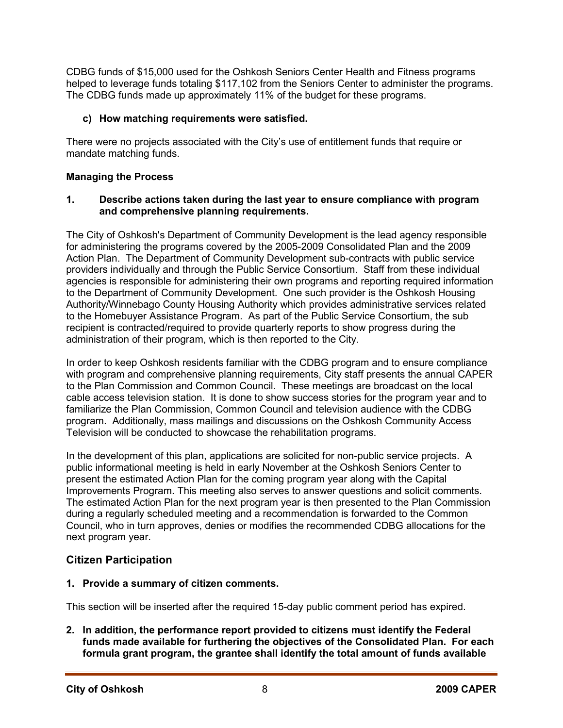CDBG funds of $15,000 used for the Oshkosh Seniors Center Health and Fitness programs helped to leverage funds totaling $117,102 from the Seniors Center to administer the programs. The CDBG funds made up approximately 11% of the budget for these programs.

**c) How matching requirements were satisfied.**

There were no projects associated with the City's use of entitlement funds that require or mandate matching funds.

**Managing the Process**

**1. Describe actions taken during the last year to ensure compliance with program and comprehensive planning requirements.**

The City of Oshkosh's Department of Community Development is the lead agency responsible for administering the programs covered by the 2005-2009 Consolidated Plan and the 2009 Action Plan. The Department of Community Development sub-contracts with public service providers individually and through the Public Service Consortium. Staff from these individual agencies is responsible for administering their own programs and reporting required information to the Department of Community Development. One such provider is the Oshkosh Housing Authority/Winnebago County Housing Authority which provides administrative services related to the Homebuyer Assistance Program. As part of the Public Service Consortium, the sub recipient is contracted/required to provide quarterly reports to show progress during the administration of their program, which is then reported to the City.

In order to keep Oshkosh residents familiar with the CDBG program and to ensure compliance with program and comprehensive planning requirements, City staff presents the annual CAPER to the Plan Commission and Common Council. These meetings are broadcast on the local cable access television station. It is done to show success stories for the program year and to familiarize the Plan Commission, Common Council and television audience with the CDBG program. Additionally, mass mailings and discussions on the Oshkosh Community Access Television will be conducted to showcase the rehabilitation programs.

In the development of this plan, applications are solicited for non-public service projects. A public informational meeting is held in early November at the Oshkosh Seniors Center to present the estimated Action Plan for the coming program year along with the Capital Improvements Program. This meeting also serves to answer questions and solicit comments. The estimated Action Plan for the next program year is then presented to the Plan Commission during a regularly scheduled meeting and a recommendation is forwarded to the Common Council, who in turn approves, denies or modifies the recommended CDBG allocations for the next program year.

## Citizen Participation

**1. Provide a summary of citizen comments.**

This section will be inserted after the required 15-day public comment period has expired.

**2. In addition, the performance report provided to citizens must identify the Federal funds made available for furthering the objectives of the Consolidated Plan. For each formula grant program, the grantee shall identify the total amount of funds available**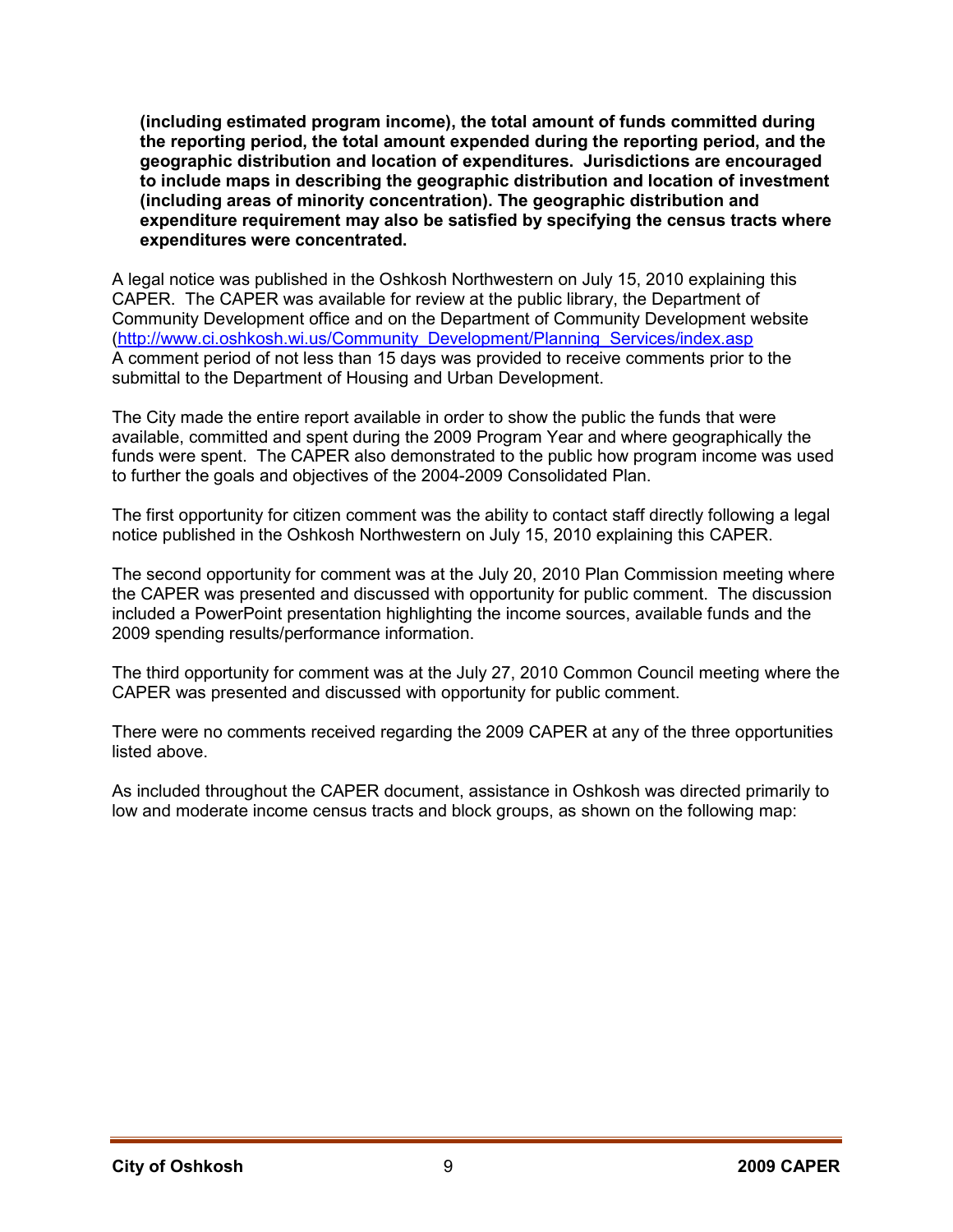**(including estimated program income), the total amount of funds committed during the reporting period, the total amount expended during the reporting period, and the geographic distribution and location of expenditures. Jurisdictions are encouraged to include maps in describing the geographic distribution and location of investment (including areas of minority concentration). The geographic distribution and expenditure requirement may also be satisfied by specifying the census tracts where expenditures were concentrated.**

A legal notice was published in the Oshkosh Northwestern on July 15, 2010 explaining this CAPER. The CAPER was available for review at the public library, the Department of Community Development office and on the Department of Community Development website (http://www.ci.oshkosh.wi.us/Community_Development/Planning_Services/index.asp A comment period of not less than 15 days was provided to receive comments prior to the submittal to the Department of Housing and Urban Development.

The City made the entire report available in order to show the public the funds that were available, committed and spent during the 2009 Program Year and where geographically the funds were spent. The CAPER also demonstrated to the public how program income was used to further the goals and objectives of the 2004-2009 Consolidated Plan.

The first opportunity for citizen comment was the ability to contact staff directly following a legal notice published in the Oshkosh Northwestern on July 15, 2010 explaining this CAPER.

The second opportunity for comment was at the July 20, 2010 Plan Commission meeting where the CAPER was presented and discussed with opportunity for public comment. The discussion included a PowerPoint presentation highlighting the income sources, available funds and the 2009 spending results/performance information.

The third opportunity for comment was at the July 27, 2010 Common Council meeting where the CAPER was presented and discussed with opportunity for public comment.

There were no comments received regarding the 2009 CAPER at any of the three opportunities listed above.

As included throughout the CAPER document, assistance in Oshkosh was directed primarily to low and moderate income census tracts and block groups, as shown on the following map: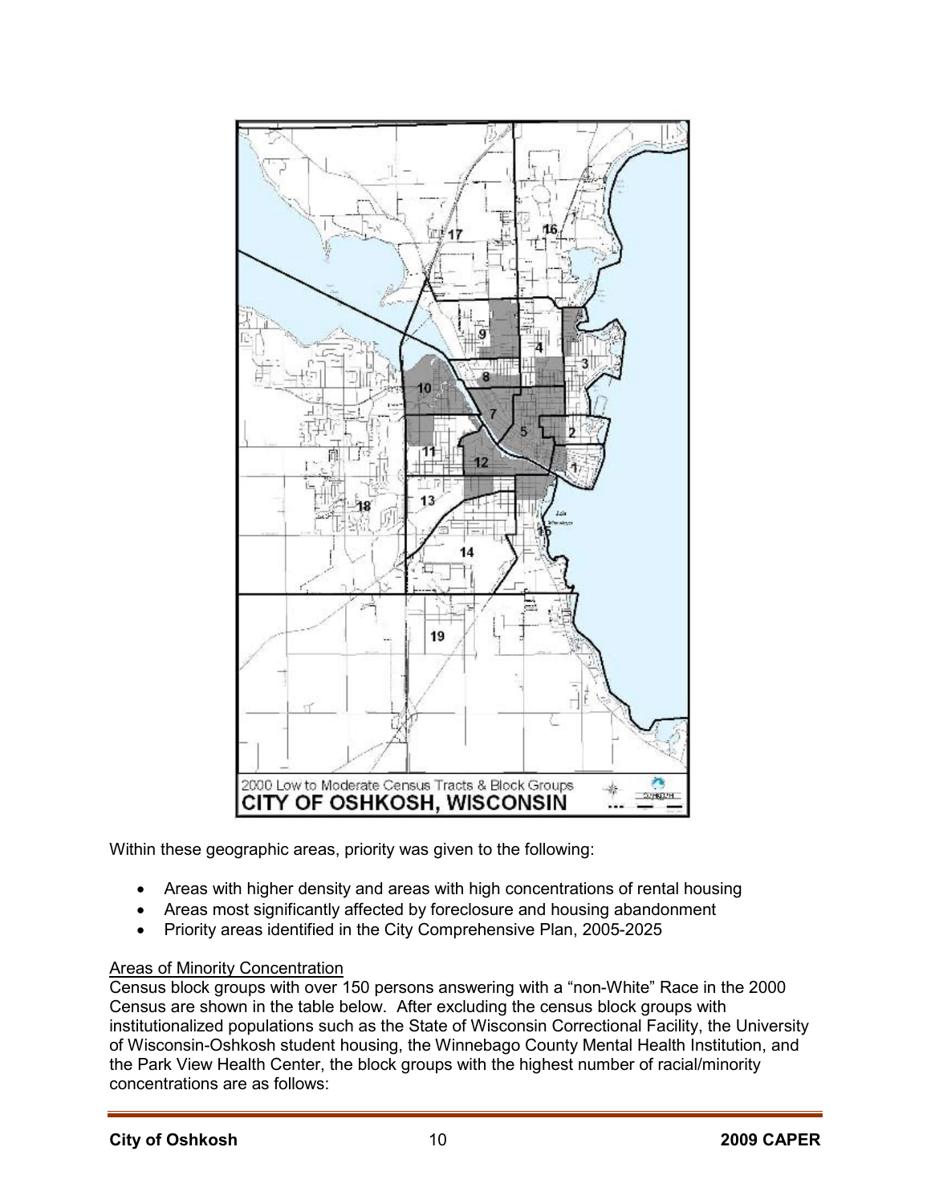Within these geographic areas, priority was given to the following:

- Areas with higher density and areas with high concentrations of rental housing
- Areas most significantly affected by foreclosure and housing abandonment
- Priority areas identified in the City Comprehensive Plan, 2005-2025

Areas of Minority Concentration

Census block groups with over 150 persons answering with a "non-White" Race in the 2000 Census are shown in the table below. After excluding the census block groups with institutionalized populations such as the State of Wisconsin Correctional Facility, the University of Wisconsin-Oshkosh student housing, the Winnebago County Mental Health Institution, and the Park View Health Center, the block groups with the highest number of racial/minority concentrations are as follows: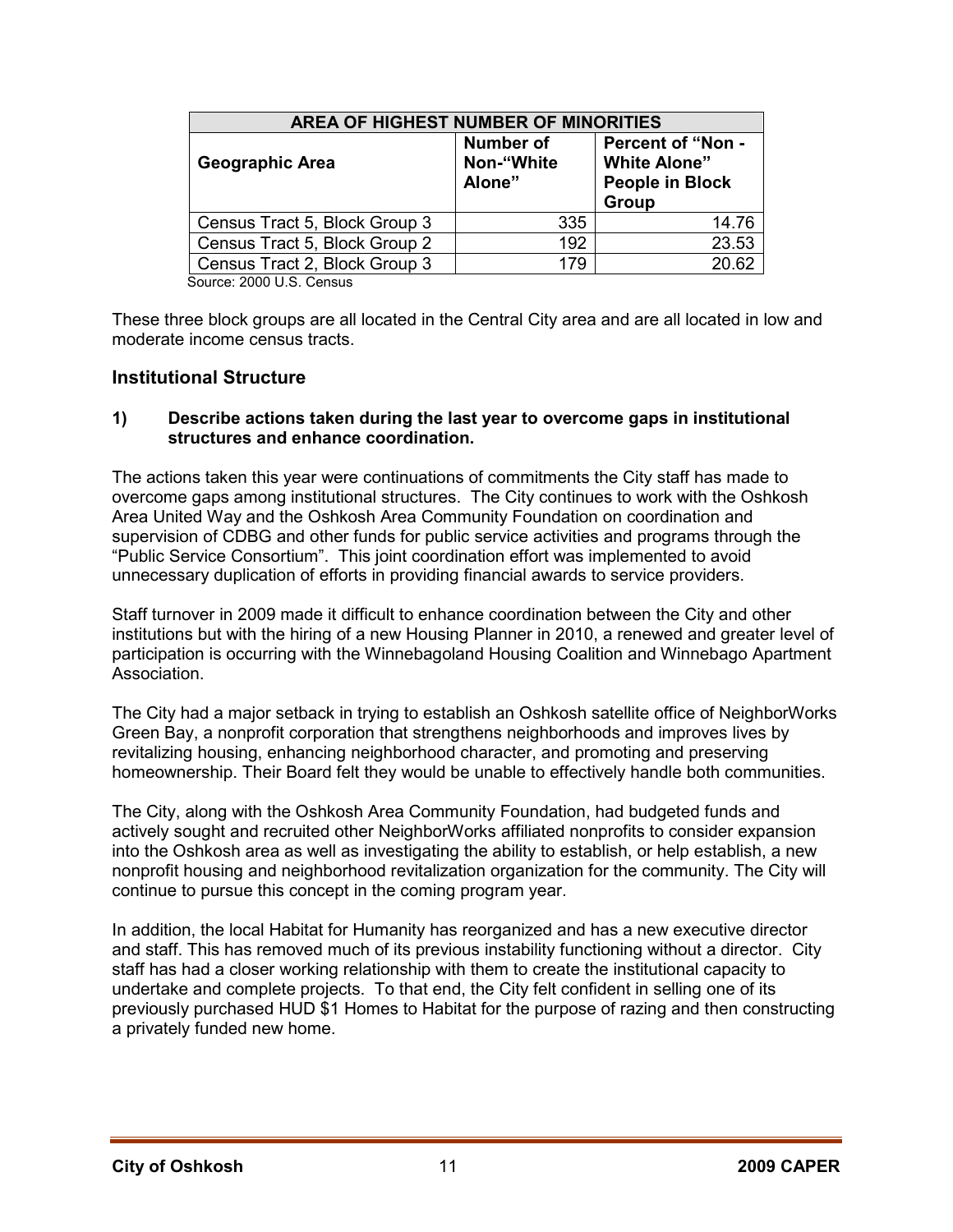| AREA OF HIGHEST NUMBER OF MINORITIES | | |
|---|---|---|
| **Geographic Area** | **Number of Non-"White Alone"** | **Percent of "Non - White Alone" People in Block Group** |
| Census Tract 5, Block Group 3 | 335 | 14.76 |
| Census Tract 5, Block Group 2 | 192 | 23.53 |
| Census Tract 2, Block Group 3 | 179 | 20.62 |

Source: 2000 U.S. Census

These three block groups are all located in the Central City area and are all located in low and moderate income census tracts.

## Institutional Structure

**1) Describe actions taken during the last year to overcome gaps in institutional structures and enhance coordination.**

The actions taken this year were continuations of commitments the City staff has made to overcome gaps among institutional structures. The City continues to work with the Oshkosh Area United Way and the Oshkosh Area Community Foundation on coordination and supervision of CDBG and other funds for public service activities and programs through the "Public Service Consortium". This joint coordination effort was implemented to avoid unnecessary duplication of efforts in providing financial awards to service providers.

Staff turnover in 2009 made it difficult to enhance coordination between the City and other institutions but with the hiring of a new Housing Planner in 2010, a renewed and greater level of participation is occurring with the Winnebagoland Housing Coalition and Winnebago Apartment Association.

The City had a major setback in trying to establish an Oshkosh satellite office of NeighborWorks Green Bay, a nonprofit corporation that strengthens neighborhoods and improves lives by revitalizing housing, enhancing neighborhood character, and promoting and preserving homeownership. Their Board felt they would be unable to effectively handle both communities.

The City, along with the Oshkosh Area Community Foundation, had budgeted funds and actively sought and recruited other NeighborWorks affiliated nonprofits to consider expansion into the Oshkosh area as well as investigating the ability to establish, or help establish, a new nonprofit housing and neighborhood revitalization organization for the community. The City will continue to pursue this concept in the coming program year.

In addition, the local Habitat for Humanity has reorganized and has a new executive director and staff. This has removed much of its previous instability functioning without a director. City staff has had a closer working relationship with them to create the institutional capacity to undertake and complete projects. To that end, the City felt confident in selling one of its previously purchased HUD $1 Homes to Habitat for the purpose of razing and then constructing a privately funded new home.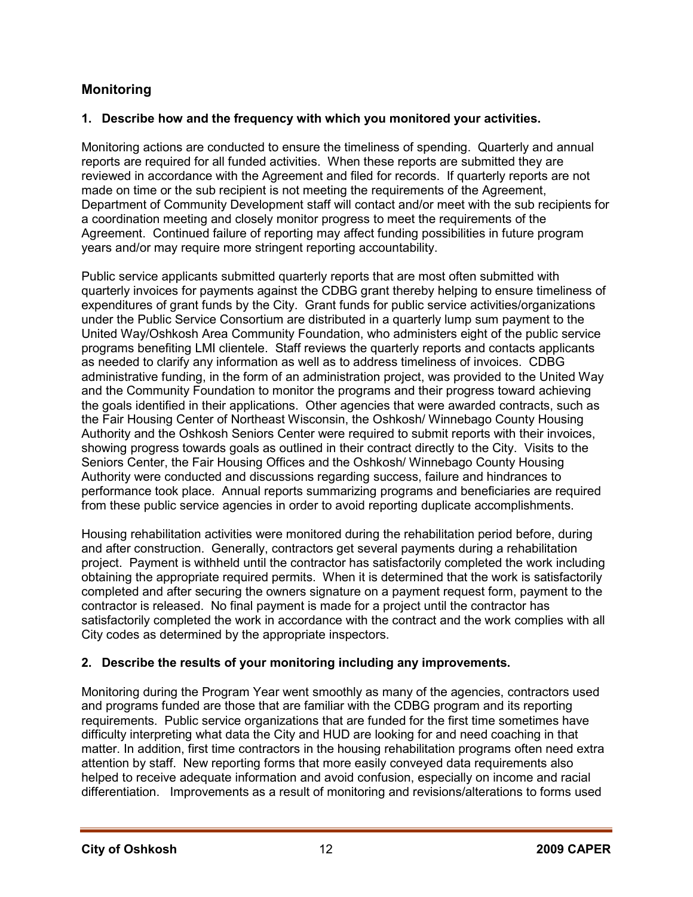## Monitoring

### 1. Describe how and the frequency with which you monitored your activities.

Monitoring actions are conducted to ensure the timeliness of spending. Quarterly and annual reports are required for all funded activities. When these reports are submitted they are reviewed in accordance with the Agreement and filed for records. If quarterly reports are not made on time or the sub recipient is not meeting the requirements of the Agreement, Department of Community Development staff will contact and/or meet with the sub recipients for a coordination meeting and closely monitor progress to meet the requirements of the Agreement. Continued failure of reporting may affect funding possibilities in future program years and/or may require more stringent reporting accountability.

Public service applicants submitted quarterly reports that are most often submitted with quarterly invoices for payments against the CDBG grant thereby helping to ensure timeliness of expenditures of grant funds by the City. Grant funds for public service activities/organizations under the Public Service Consortium are distributed in a quarterly lump sum payment to the United Way/Oshkosh Area Community Foundation, who administers eight of the public service programs benefiting LMI clientele. Staff reviews the quarterly reports and contacts applicants as needed to clarify any information as well as to address timeliness of invoices. CDBG administrative funding, in the form of an administration project, was provided to the United Way and the Community Foundation to monitor the programs and their progress toward achieving the goals identified in their applications. Other agencies that were awarded contracts, such as the Fair Housing Center of Northeast Wisconsin, the Oshkosh/ Winnebago County Housing Authority and the Oshkosh Seniors Center were required to submit reports with their invoices, showing progress towards goals as outlined in their contract directly to the City. Visits to the Seniors Center, the Fair Housing Offices and the Oshkosh/ Winnebago County Housing Authority were conducted and discussions regarding success, failure and hindrances to performance took place. Annual reports summarizing programs and beneficiaries are required from these public service agencies in order to avoid reporting duplicate accomplishments.

Housing rehabilitation activities were monitored during the rehabilitation period before, during and after construction. Generally, contractors get several payments during a rehabilitation project. Payment is withheld until the contractor has satisfactorily completed the work including obtaining the appropriate required permits. When it is determined that the work is satisfactorily completed and after securing the owners signature on a payment request form, payment to the contractor is released. No final payment is made for a project until the contractor has satisfactorily completed the work in accordance with the contract and the work complies with all City codes as determined by the appropriate inspectors.

### 2. Describe the results of your monitoring including any improvements.

Monitoring during the Program Year went smoothly as many of the agencies, contractors used and programs funded are those that are familiar with the CDBG program and its reporting requirements. Public service organizations that are funded for the first time sometimes have difficulty interpreting what data the City and HUD are looking for and need coaching in that matter. In addition, first time contractors in the housing rehabilitation programs often need extra attention by staff. New reporting forms that more easily conveyed data requirements also helped to receive adequate information and avoid confusion, especially on income and racial differentiation. Improvements as a result of monitoring and revisions/alterations to forms used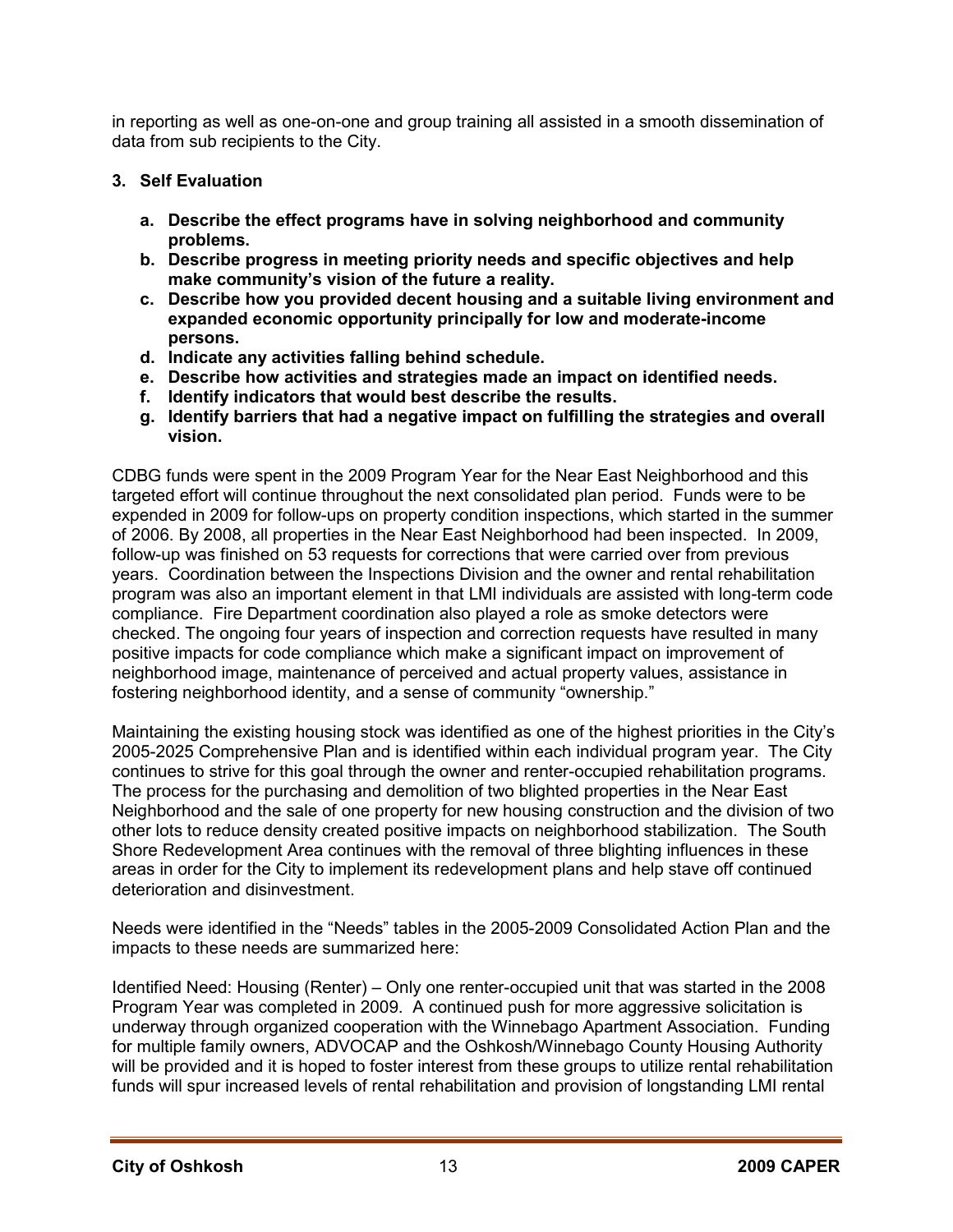in reporting as well as one-on-one and group training all assisted in a smooth dissemination of data from sub recipients to the City.

**3. Self Evaluation**

- **a. Describe the effect programs have in solving neighborhood and community problems.**
- **b. Describe progress in meeting priority needs and specific objectives and help make community's vision of the future a reality.**
- **c. Describe how you provided decent housing and a suitable living environment and expanded economic opportunity principally for low and moderate-income persons.**
- **d. Indicate any activities falling behind schedule.**
- **e. Describe how activities and strategies made an impact on identified needs.**
- **f. Identify indicators that would best describe the results.**
- **g. Identify barriers that had a negative impact on fulfilling the strategies and overall vision.**

CDBG funds were spent in the 2009 Program Year for the Near East Neighborhood and this targeted effort will continue throughout the next consolidated plan period. Funds were to be expended in 2009 for follow-ups on property condition inspections, which started in the summer of 2006. By 2008, all properties in the Near East Neighborhood had been inspected. In 2009, follow-up was finished on 53 requests for corrections that were carried over from previous years. Coordination between the Inspections Division and the owner and rental rehabilitation program was also an important element in that LMI individuals are assisted with long-term code compliance. Fire Department coordination also played a role as smoke detectors were checked. The ongoing four years of inspection and correction requests have resulted in many positive impacts for code compliance which make a significant impact on improvement of neighborhood image, maintenance of perceived and actual property values, assistance in fostering neighborhood identity, and a sense of community "ownership."

Maintaining the existing housing stock was identified as one of the highest priorities in the City's 2005-2025 Comprehensive Plan and is identified within each individual program year. The City continues to strive for this goal through the owner and renter-occupied rehabilitation programs. The process for the purchasing and demolition of two blighted properties in the Near East Neighborhood and the sale of one property for new housing construction and the division of two other lots to reduce density created positive impacts on neighborhood stabilization. The South Shore Redevelopment Area continues with the removal of three blighting influences in these areas in order for the City to implement its redevelopment plans and help stave off continued deterioration and disinvestment.

Needs were identified in the "Needs" tables in the 2005-2009 Consolidated Action Plan and the impacts to these needs are summarized here:

Identified Need: Housing (Renter) – Only one renter-occupied unit that was started in the 2008 Program Year was completed in 2009. A continued push for more aggressive solicitation is underway through organized cooperation with the Winnebago Apartment Association. Funding for multiple family owners, ADVOCAP and the Oshkosh/Winnebago County Housing Authority will be provided and it is hoped to foster interest from these groups to utilize rental rehabilitation funds will spur increased levels of rental rehabilitation and provision of longstanding LMI rental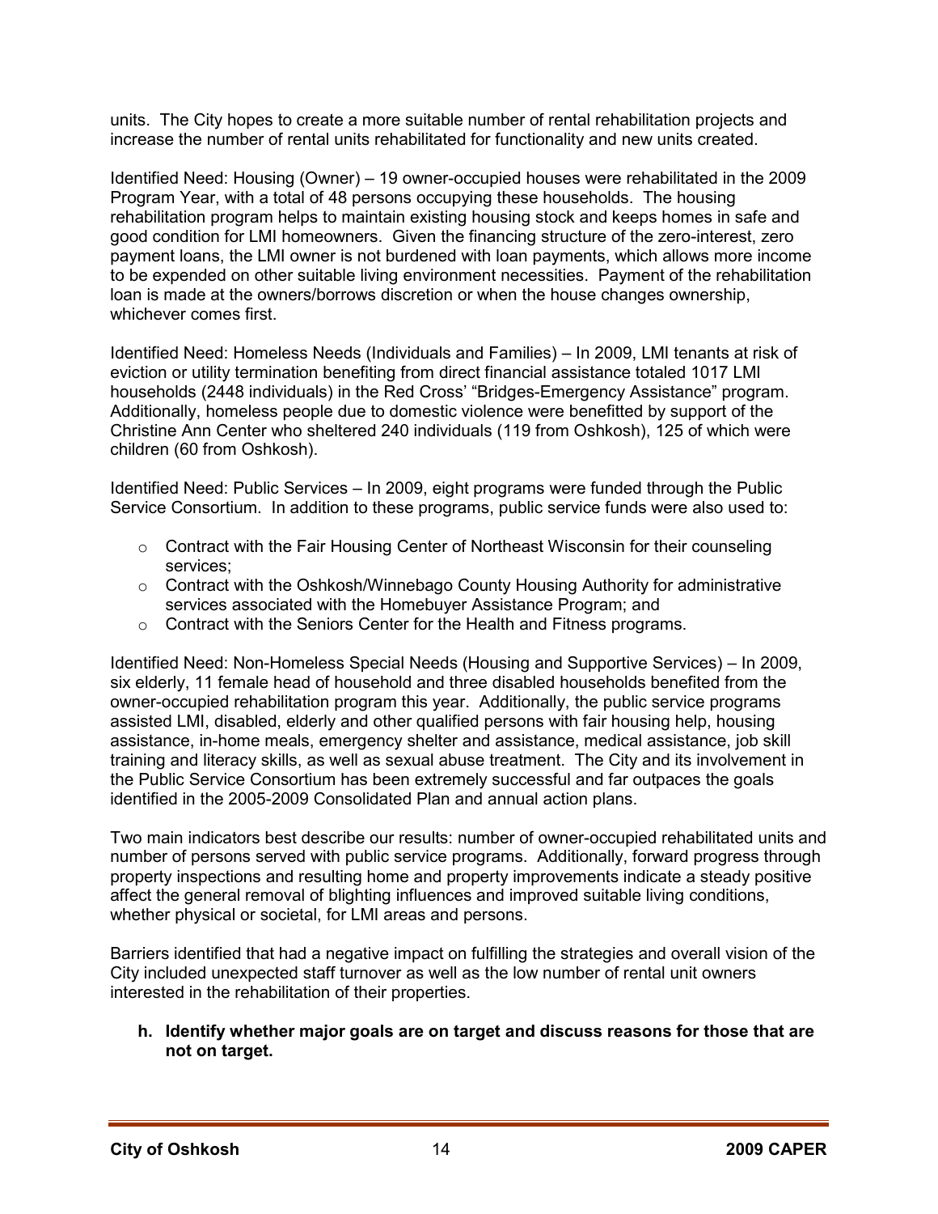units. The City hopes to create a more suitable number of rental rehabilitation projects and increase the number of rental units rehabilitated for functionality and new units created.

Identified Need: Housing (Owner) – 19 owner-occupied houses were rehabilitated in the 2009 Program Year, with a total of 48 persons occupying these households. The housing rehabilitation program helps to maintain existing housing stock and keeps homes in safe and good condition for LMI homeowners. Given the financing structure of the zero-interest, zero payment loans, the LMI owner is not burdened with loan payments, which allows more income to be expended on other suitable living environment necessities. Payment of the rehabilitation loan is made at the owners/borrows discretion or when the house changes ownership, whichever comes first.

Identified Need: Homeless Needs (Individuals and Families) – In 2009, LMI tenants at risk of eviction or utility termination benefiting from direct financial assistance totaled 1017 LMI households (2448 individuals) in the Red Cross' "Bridges-Emergency Assistance" program. Additionally, homeless people due to domestic violence were benefitted by support of the Christine Ann Center who sheltered 240 individuals (119 from Oshkosh), 125 of which were children (60 from Oshkosh).

Identified Need: Public Services – In 2009, eight programs were funded through the Public Service Consortium. In addition to these programs, public service funds were also used to:

- Contract with the Fair Housing Center of Northeast Wisconsin for their counseling services;
- Contract with the Oshkosh/Winnebago County Housing Authority for administrative services associated with the Homebuyer Assistance Program; and
- Contract with the Seniors Center for the Health and Fitness programs.

Identified Need: Non-Homeless Special Needs (Housing and Supportive Services) – In 2009, six elderly, 11 female head of household and three disabled households benefited from the owner-occupied rehabilitation program this year. Additionally, the public service programs assisted LMI, disabled, elderly and other qualified persons with fair housing help, housing assistance, in-home meals, emergency shelter and assistance, medical assistance, job skill training and literacy skills, as well as sexual abuse treatment. The City and its involvement in the Public Service Consortium has been extremely successful and far outpaces the goals identified in the 2005-2009 Consolidated Plan and annual action plans.

Two main indicators best describe our results: number of owner-occupied rehabilitated units and number of persons served with public service programs. Additionally, forward progress through property inspections and resulting home and property improvements indicate a steady positive affect the general removal of blighting influences and improved suitable living conditions, whether physical or societal, for LMI areas and persons.

Barriers identified that had a negative impact on fulfilling the strategies and overall vision of the City included unexpected staff turnover as well as the low number of rental unit owners interested in the rehabilitation of their properties.

**h. Identify whether major goals are on target and discuss reasons for those that are not on target.**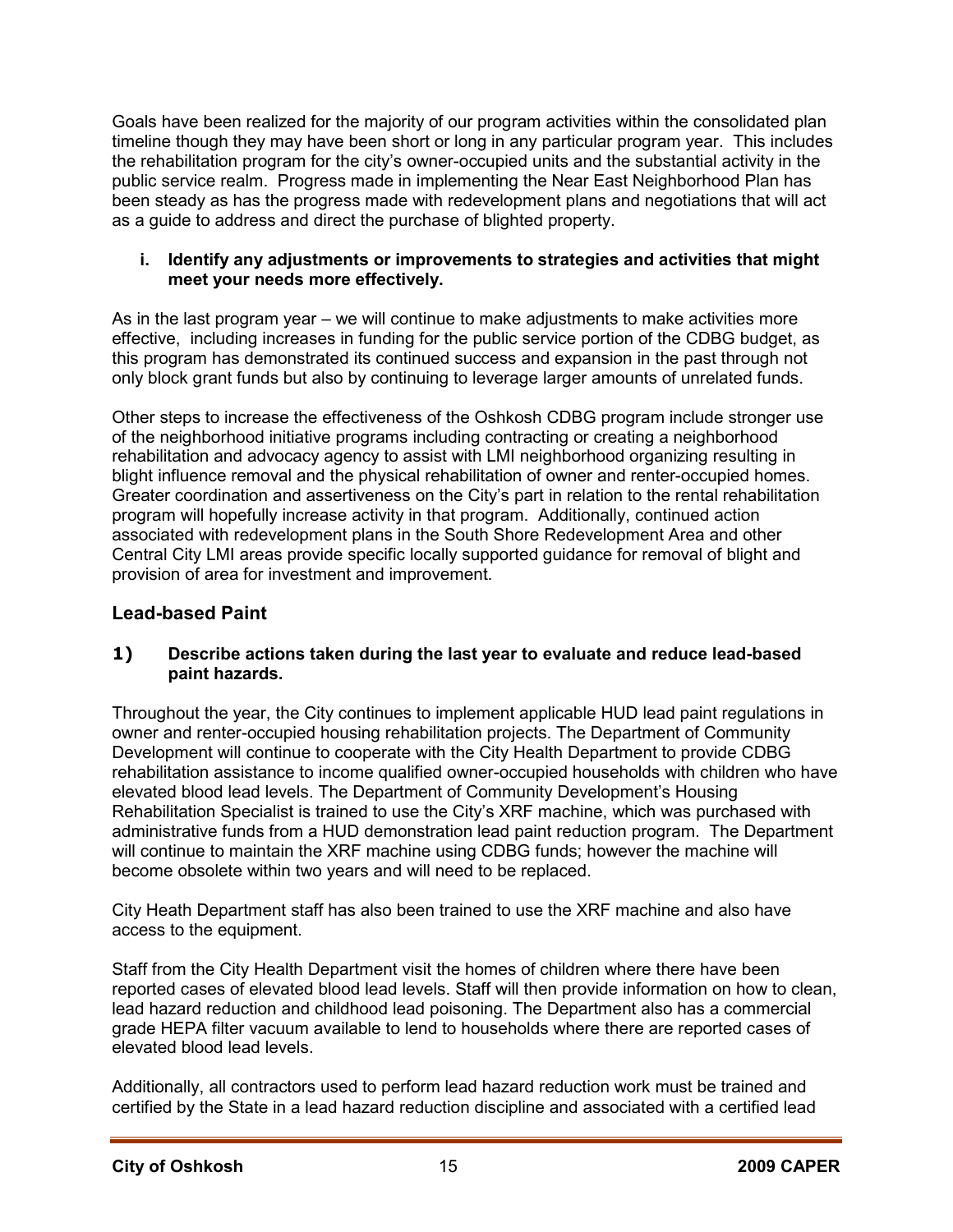Goals have been realized for the majority of our program activities within the consolidated plan timeline though they may have been short or long in any particular program year. This includes the rehabilitation program for the city's owner-occupied units and the substantial activity in the public service realm. Progress made in implementing the Near East Neighborhood Plan has been steady as has the progress made with redevelopment plans and negotiations that will act as a guide to address and direct the purchase of blighted property.

**i. Identify any adjustments or improvements to strategies and activities that might meet your needs more effectively.**

As in the last program year – we will continue to make adjustments to make activities more effective, including increases in funding for the public service portion of the CDBG budget, as this program has demonstrated its continued success and expansion in the past through not only block grant funds but also by continuing to leverage larger amounts of unrelated funds.

Other steps to increase the effectiveness of the Oshkosh CDBG program include stronger use of the neighborhood initiative programs including contracting or creating a neighborhood rehabilitation and advocacy agency to assist with LMI neighborhood organizing resulting in blight influence removal and the physical rehabilitation of owner and renter-occupied homes. Greater coordination and assertiveness on the City's part in relation to the rental rehabilitation program will hopefully increase activity in that program. Additionally, continued action associated with redevelopment plans in the South Shore Redevelopment Area and other Central City LMI areas provide specific locally supported guidance for removal of blight and provision of area for investment and improvement.

## Lead-based Paint

**1) Describe actions taken during the last year to evaluate and reduce lead-based paint hazards.**

Throughout the year, the City continues to implement applicable HUD lead paint regulations in owner and renter-occupied housing rehabilitation projects. The Department of Community Development will continue to cooperate with the City Health Department to provide CDBG rehabilitation assistance to income qualified owner-occupied households with children who have elevated blood lead levels. The Department of Community Development's Housing Rehabilitation Specialist is trained to use the City's XRF machine, which was purchased with administrative funds from a HUD demonstration lead paint reduction program. The Department will continue to maintain the XRF machine using CDBG funds; however the machine will become obsolete within two years and will need to be replaced.

City Heath Department staff has also been trained to use the XRF machine and also have access to the equipment.

Staff from the City Health Department visit the homes of children where there have been reported cases of elevated blood lead levels. Staff will then provide information on how to clean, lead hazard reduction and childhood lead poisoning. The Department also has a commercial grade HEPA filter vacuum available to lend to households where there are reported cases of elevated blood lead levels.

Additionally, all contractors used to perform lead hazard reduction work must be trained and certified by the State in a lead hazard reduction discipline and associated with a certified lead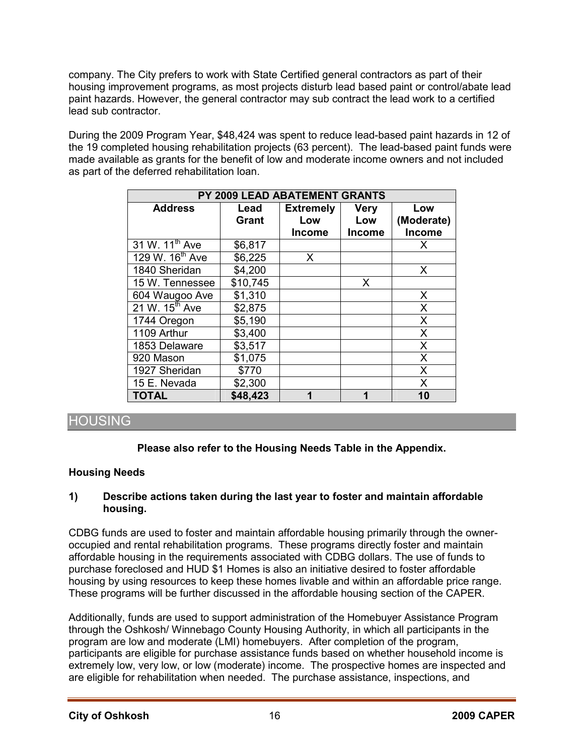company. The City prefers to work with State Certified general contractors as part of their housing improvement programs, as most projects disturb lead based paint or control/abate lead paint hazards. However, the general contractor may sub contract the lead work to a certified lead sub contractor.

During the 2009 Program Year, $48,424 was spent to reduce lead-based paint hazards in 12 of the 19 completed housing rehabilitation projects (63 percent). The lead-based paint funds were made available as grants for the benefit of low and moderate income owners and not included as part of the deferred rehabilitation loan.

| PY 2009 LEAD ABATEMENT GRANTS | | | | |
|---|---|---|---|---|
| **Address** | **Lead Grant** | **Extremely Low Income** | **Very Low Income** | **Low (Moderate) Income** |
| 31 W. 11th Ave | $6,817 | | | X |
| 129 W. 16th Ave | $6,225 | X | | |
| 1840 Sheridan | $4,200 | | | X |
| 15 W. Tennessee | $10,745 | | X | |
| 604 Waugoo Ave | $1,310 | | | X |
| 21 W. 15th Ave | $2,875 | | | X |
| 1744 Oregon | $5,190 | | | X |
| 1109 Arthur | $3,400 | | | X |
| 1853 Delaware | $3,517 | | | X |
| 920 Mason | $1,075 | | | X |
| 1927 Sheridan | $770 | | | X |
| 15 E. Nevada | $2,300 | | | X |
| **TOTAL** | **$48,423** | **1** | **1** | **10** |

## HOUSING

**Please also refer to the Housing Needs Table in the Appendix.**

**Housing Needs**

**1) Describe actions taken during the last year to foster and maintain affordable housing.**

CDBG funds are used to foster and maintain affordable housing primarily through the owner-occupied and rental rehabilitation programs. These programs directly foster and maintain affordable housing in the requirements associated with CDBG dollars. The use of funds to purchase foreclosed and HUD $1 Homes is also an initiative desired to foster affordable housing by using resources to keep these homes livable and within an affordable price range. These programs will be further discussed in the affordable housing section of the CAPER.

Additionally, funds are used to support administration of the Homebuyer Assistance Program through the Oshkosh/ Winnebago County Housing Authority, in which all participants in the program are low and moderate (LMI) homebuyers. After completion of the program, participants are eligible for purchase assistance funds based on whether household income is extremely low, very low, or low (moderate) income. The prospective homes are inspected and are eligible for rehabilitation when needed. The purchase assistance, inspections, and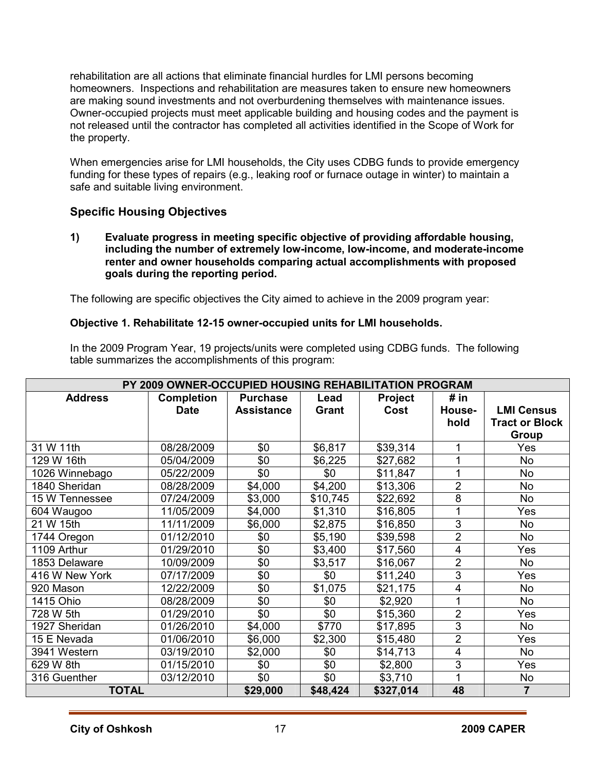rehabilitation are all actions that eliminate financial hurdles for LMI persons becoming homeowners. Inspections and rehabilitation are measures taken to ensure new homeowners are making sound investments and not overburdening themselves with maintenance issues. Owner-occupied projects must meet applicable building and housing codes and the payment is not released until the contractor has completed all activities identified in the Scope of Work for the property.

When emergencies arise for LMI households, the City uses CDBG funds to provide emergency funding for these types of repairs (e.g., leaking roof or furnace outage in winter) to maintain a safe and suitable living environment.

## Specific Housing Objectives

**1) Evaluate progress in meeting specific objective of providing affordable housing, including the number of extremely low-income, low-income, and moderate-income renter and owner households comparing actual accomplishments with proposed goals during the reporting period.**

The following are specific objectives the City aimed to achieve in the 2009 program year:

**Objective 1. Rehabilitate 12-15 owner-occupied units for LMI households.**

In the 2009 Program Year, 19 projects/units were completed using CDBG funds. The following table summarizes the accomplishments of this program:

| PY 2009 OWNER-OCCUPIED HOUSING REHABILITATION PROGRAM | | | | | | |
|---|---|---|---|---|---|---|
| **Address** | **Completion Date** | **Purchase Assistance** | **Lead Grant** | **Project Cost** | **# in House-hold** | **LMI Census Tract or Block Group** |
| 31 W 11th | 08/28/2009 | $0 | $6,817 | $39,314 | 1 | Yes |
| 129 W 16th | 05/04/2009 | $0 | $6,225 | $27,682 | 1 | No |
| 1026 Winnebago | 05/22/2009 | $0 | $0 | $11,847 | 1 | No |
| 1840 Sheridan | 08/28/2009 | $4,000 | $4,200 | $13,306 | 2 | No |
| 15 W Tennessee | 07/24/2009 | $3,000 | $10,745 | $22,692 | 8 | No |
| 604 Waugoo | 11/05/2009 | $4,000 | $1,310 | $16,805 | 1 | Yes |
| 21 W 15th | 11/11/2009 | $6,000 | $2,875 | $16,850 | 3 | No |
| 1744 Oregon | 01/12/2010 | $0 | $5,190 | $39,598 | 2 | No |
| 1109 Arthur | 01/29/2010 | $0 | $3,400 | $17,560 | 4 | Yes |
| 1853 Delaware | 10/09/2009 | $0 | $3,517 | $16,067 | 2 | No |
| 416 W New York | 07/17/2009 | $0 | $0 | $11,240 | 3 | Yes |
| 920 Mason | 12/22/2009 | $0 | $1,075 | $21,175 | 4 | No |
| 1415 Ohio | 08/28/2009 | $0 | $0 | $2,920 | 1 | No |
| 728 W 5th | 01/29/2010 | $0 | $0 | $15,360 | 2 | Yes |
| 1927 Sheridan | 01/26/2010 | $4,000 | $770 | $17,895 | 3 | No |
| 15 E Nevada | 01/06/2010 | $6,000 | $2,300 | $15,480 | 2 | Yes |
| 3941 Western | 03/19/2010 | $2,000 | $0 | $14,713 | 4 | No |
| 629 W 8th | 01/15/2010 | $0 | $0 | $2,800 | 3 | Yes |
| 316 Guenther | 03/12/2010 | $0 | $0 | $3,710 | 1 | No |
| **TOTAL** | | **$29,000** | **$48,424** | **$327,014** | **48** | **7** |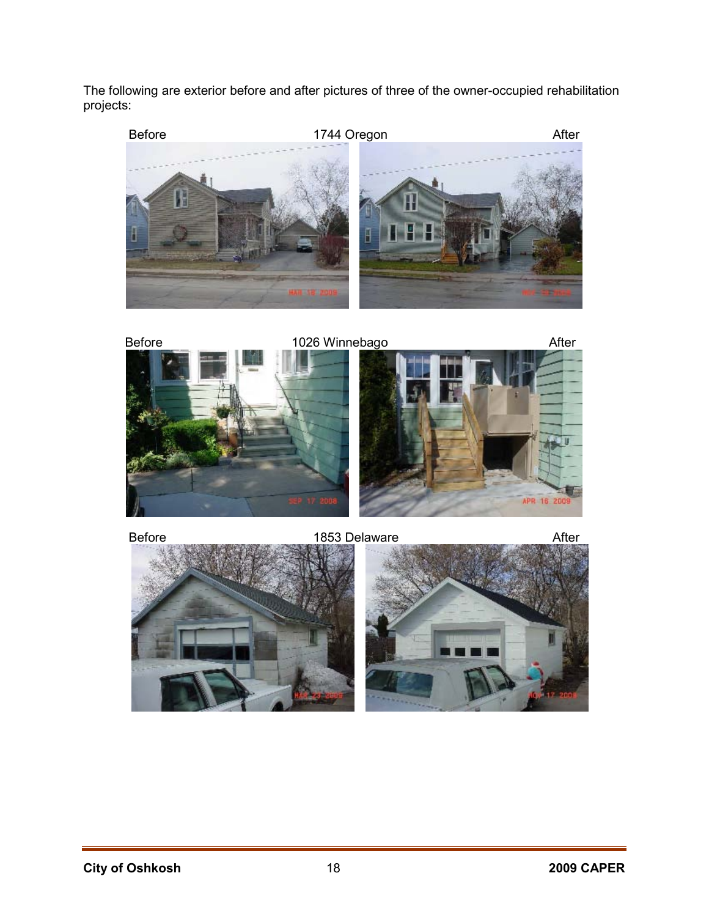The following are exterior before and after pictures of three of the owner-occupied rehabilitation projects:

Before 1744 Oregon After

Before 1026 Winnebago After

Before 1853 Delaware After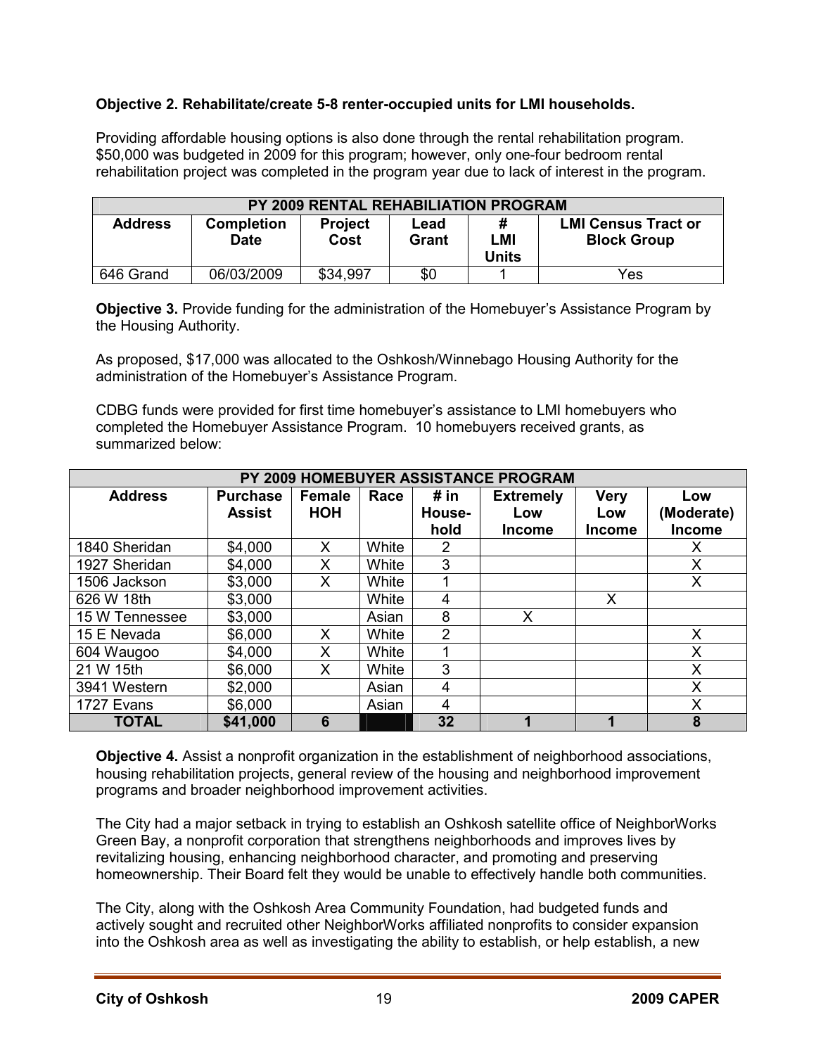**Objective 2. Rehabilitate/create 5-8 renter-occupied units for LMI households.**

Providing affordable housing options is also done through the rental rehabilitation program. $50,000 was budgeted in 2009 for this program; however, only one-four bedroom rental rehabilitation project was completed in the program year due to lack of interest in the program.

| PY 2009 RENTAL REHABILIATION PROGRAM | | | | | |
|---|---|---|---|---|---|
| **Address** | **Completion Date** | **Project Cost** | **Lead Grant** | **# LMI Units** | **LMI Census Tract or Block Group** |
| 646 Grand | 06/03/2009 | $34,997 | $0 | 1 | Yes |

**Objective 3.** Provide funding for the administration of the Homebuyer's Assistance Program by the Housing Authority.

As proposed, $17,000 was allocated to the Oshkosh/Winnebago Housing Authority for the administration of the Homebuyer's Assistance Program.

CDBG funds were provided for first time homebuyer's assistance to LMI homebuyers who completed the Homebuyer Assistance Program. 10 homebuyers received grants, as summarized below:

| PY 2009 HOMEBUYER ASSISTANCE PROGRAM | | | | | | | |
|---|---|---|---|---|---|---|---|
| **Address** | **Purchase Assist** | **Female HOH** | **Race** | **# in House-hold** | **Extremely Low Income** | **Very Low Income** | **Low (Moderate) Income** |
| 1840 Sheridan | $4,000 | X | White | 2 | | | X |
| 1927 Sheridan | $4,000 | X | White | 3 | | | X |
| 1506 Jackson | $3,000 | X | White | 1 | | | X |
| 626 W 18th | $3,000 | | White | 4 | | X | |
| 15 W Tennessee | $3,000 | | Asian | 8 | X | | |
| 15 E Nevada | $6,000 | X | White | 2 | | | X |
| 604 Waugoo | $4,000 | X | White | 1 | | | X |
| 21 W 15th | $6,000 | X | White | 3 | | | X |
| 3941 Western | $2,000 | | Asian | 4 | | | X |
| 1727 Evans | $6,000 | | Asian | 4 | | | X |
| **TOTAL** | **$41,000** | **6** | | **32** | **1** | **1** | **8** |

**Objective 4.** Assist a nonprofit organization in the establishment of neighborhood associations, housing rehabilitation projects, general review of the housing and neighborhood improvement programs and broader neighborhood improvement activities.

The City had a major setback in trying to establish an Oshkosh satellite office of NeighborWorks Green Bay, a nonprofit corporation that strengthens neighborhoods and improves lives by revitalizing housing, enhancing neighborhood character, and promoting and preserving homeownership. Their Board felt they would be unable to effectively handle both communities.

The City, along with the Oshkosh Area Community Foundation, had budgeted funds and actively sought and recruited other NeighborWorks affiliated nonprofits to consider expansion into the Oshkosh area as well as investigating the ability to establish, or help establish, a new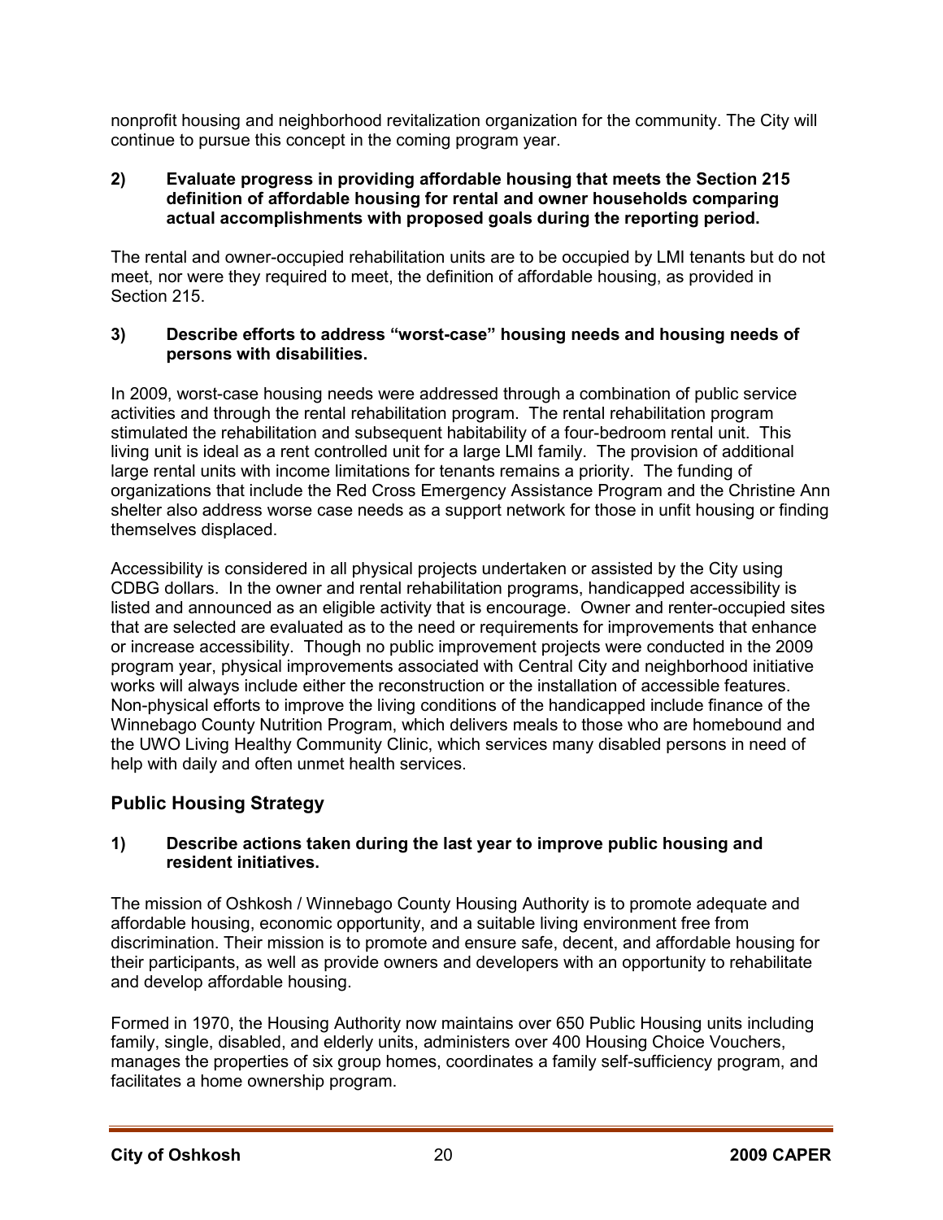nonprofit housing and neighborhood revitalization organization for the community. The City will continue to pursue this concept in the coming program year.

**2) Evaluate progress in providing affordable housing that meets the Section 215 definition of affordable housing for rental and owner households comparing actual accomplishments with proposed goals during the reporting period.**

The rental and owner-occupied rehabilitation units are to be occupied by LMI tenants but do not meet, nor were they required to meet, the definition of affordable housing, as provided in Section 215.

**3) Describe efforts to address "worst-case" housing needs and housing needs of persons with disabilities.**

In 2009, worst-case housing needs were addressed through a combination of public service activities and through the rental rehabilitation program. The rental rehabilitation program stimulated the rehabilitation and subsequent habitability of a four-bedroom rental unit. This living unit is ideal as a rent controlled unit for a large LMI family. The provision of additional large rental units with income limitations for tenants remains a priority. The funding of organizations that include the Red Cross Emergency Assistance Program and the Christine Ann shelter also address worse case needs as a support network for those in unfit housing or finding themselves displaced.

Accessibility is considered in all physical projects undertaken or assisted by the City using CDBG dollars. In the owner and rental rehabilitation programs, handicapped accessibility is listed and announced as an eligible activity that is encourage. Owner and renter-occupied sites that are selected are evaluated as to the need or requirements for improvements that enhance or increase accessibility. Though no public improvement projects were conducted in the 2009 program year, physical improvements associated with Central City and neighborhood initiative works will always include either the reconstruction or the installation of accessible features. Non-physical efforts to improve the living conditions of the handicapped include finance of the Winnebago County Nutrition Program, which delivers meals to those who are homebound and the UWO Living Healthy Community Clinic, which services many disabled persons in need of help with daily and often unmet health services.

## Public Housing Strategy

**1) Describe actions taken during the last year to improve public housing and resident initiatives.**

The mission of Oshkosh / Winnebago County Housing Authority is to promote adequate and affordable housing, economic opportunity, and a suitable living environment free from discrimination. Their mission is to promote and ensure safe, decent, and affordable housing for their participants, as well as provide owners and developers with an opportunity to rehabilitate and develop affordable housing.

Formed in 1970, the Housing Authority now maintains over 650 Public Housing units including family, single, disabled, and elderly units, administers over 400 Housing Choice Vouchers, manages the properties of six group homes, coordinates a family self-sufficiency program, and facilitates a home ownership program.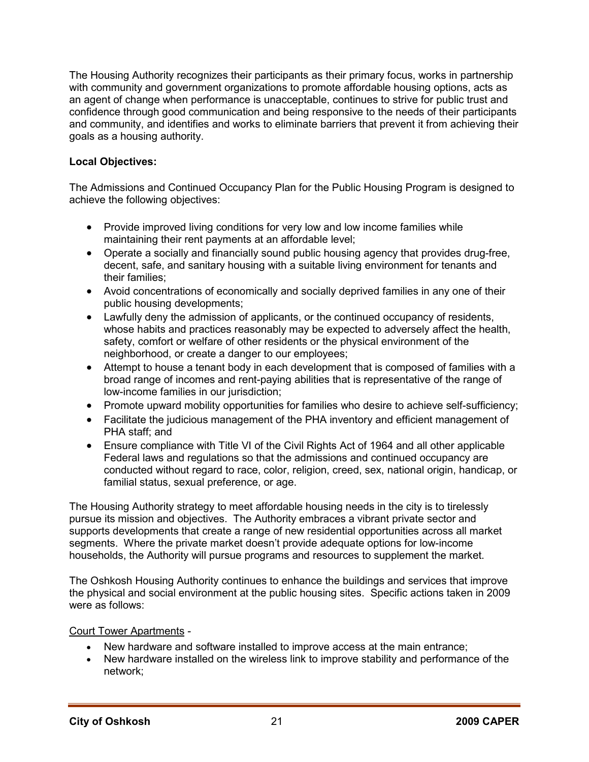The Housing Authority recognizes their participants as their primary focus, works in partnership with community and government organizations to promote affordable housing options, acts as an agent of change when performance is unacceptable, continues to strive for public trust and confidence through good communication and being responsive to the needs of their participants and community, and identifies and works to eliminate barriers that prevent it from achieving their goals as a housing authority.

**Local Objectives:**

The Admissions and Continued Occupancy Plan for the Public Housing Program is designed to achieve the following objectives:

- Provide improved living conditions for very low and low income families while maintaining their rent payments at an affordable level;
- Operate a socially and financially sound public housing agency that provides drug-free, decent, safe, and sanitary housing with a suitable living environment for tenants and their families;
- Avoid concentrations of economically and socially deprived families in any one of their public housing developments;
- Lawfully deny the admission of applicants, or the continued occupancy of residents, whose habits and practices reasonably may be expected to adversely affect the health, safety, comfort or welfare of other residents or the physical environment of the neighborhood, or create a danger to our employees;
- Attempt to house a tenant body in each development that is composed of families with a broad range of incomes and rent-paying abilities that is representative of the range of low-income families in our jurisdiction;
- Promote upward mobility opportunities for families who desire to achieve self-sufficiency;
- Facilitate the judicious management of the PHA inventory and efficient management of PHA staff; and
- Ensure compliance with Title VI of the Civil Rights Act of 1964 and all other applicable Federal laws and regulations so that the admissions and continued occupancy are conducted without regard to race, color, religion, creed, sex, national origin, handicap, or familial status, sexual preference, or age.

The Housing Authority strategy to meet affordable housing needs in the city is to tirelessly pursue its mission and objectives. The Authority embraces a vibrant private sector and supports developments that create a range of new residential opportunities across all market segments. Where the private market doesn't provide adequate options for low-income households, the Authority will pursue programs and resources to supplement the market.

The Oshkosh Housing Authority continues to enhance the buildings and services that improve the physical and social environment at the public housing sites. Specific actions taken in 2009 were as follows:

<u>Court Tower Apartments</u> -

- New hardware and software installed to improve access at the main entrance;
- New hardware installed on the wireless link to improve stability and performance of the network;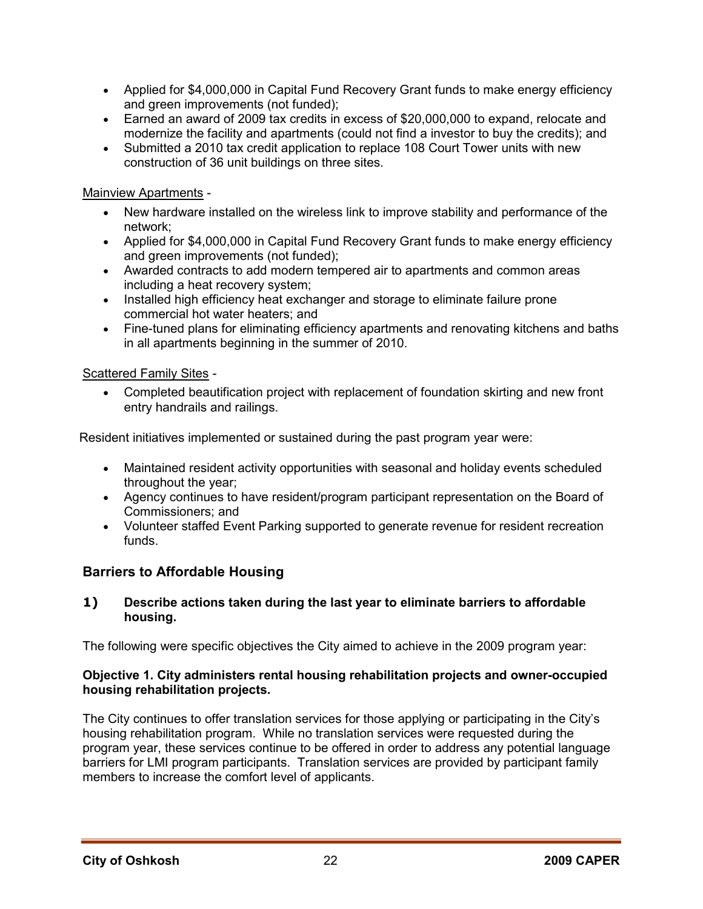- Applied for $4,000,000 in Capital Fund Recovery Grant funds to make energy efficiency and green improvements (not funded);
- Earned an award of 2009 tax credits in excess of $20,000,000 to expand, relocate and modernize the facility and apartments (could not find a investor to buy the credits); and
- Submitted a 2010 tax credit application to replace 108 Court Tower units with new construction of 36 unit buildings on three sites.

<u>Mainview Apartments</u> -

- New hardware installed on the wireless link to improve stability and performance of the network;
- Applied for $4,000,000 in Capital Fund Recovery Grant funds to make energy efficiency and green improvements (not funded);
- Awarded contracts to add modern tempered air to apartments and common areas including a heat recovery system;
- Installed high efficiency heat exchanger and storage to eliminate failure prone commercial hot water heaters; and
- Fine-tuned plans for eliminating efficiency apartments and renovating kitchens and baths in all apartments beginning in the summer of 2010.

<u>Scattered Family Sites</u> -

- Completed beautification project with replacement of foundation skirting and new front entry handrails and railings.

Resident initiatives implemented or sustained during the past program year were:

- Maintained resident activity opportunities with seasonal and holiday events scheduled throughout the year;
- Agency continues to have resident/program participant representation on the Board of Commissioners; and
- Volunteer staffed Event Parking supported to generate revenue for resident recreation funds.

## Barriers to Affordable Housing

### 1) Describe actions taken during the last year to eliminate barriers to affordable housing.

The following were specific objectives the City aimed to achieve in the 2009 program year:

**Objective 1. City administers rental housing rehabilitation projects and owner-occupied housing rehabilitation projects.**

The City continues to offer translation services for those applying or participating in the City's housing rehabilitation program. While no translation services were requested during the program year, these services continue to be offered in order to address any potential language barriers for LMI program participants. Translation services are provided by participant family members to increase the comfort level of applicants.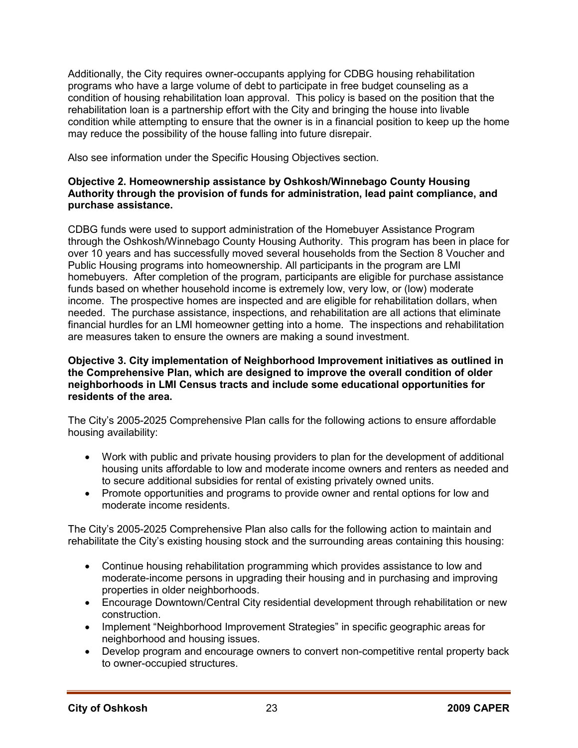Additionally, the City requires owner-occupants applying for CDBG housing rehabilitation programs who have a large volume of debt to participate in free budget counseling as a condition of housing rehabilitation loan approval. This policy is based on the position that the rehabilitation loan is a partnership effort with the City and bringing the house into livable condition while attempting to ensure that the owner is in a financial position to keep up the home may reduce the possibility of the house falling into future disrepair.

Also see information under the Specific Housing Objectives section.

**Objective 2. Homeownership assistance by Oshkosh/Winnebago County Housing Authority through the provision of funds for administration, lead paint compliance, and purchase assistance.**

CDBG funds were used to support administration of the Homebuyer Assistance Program through the Oshkosh/Winnebago County Housing Authority. This program has been in place for over 10 years and has successfully moved several households from the Section 8 Voucher and Public Housing programs into homeownership. All participants in the program are LMI homebuyers. After completion of the program, participants are eligible for purchase assistance funds based on whether household income is extremely low, very low, or (low) moderate income. The prospective homes are inspected and are eligible for rehabilitation dollars, when needed. The purchase assistance, inspections, and rehabilitation are all actions that eliminate financial hurdles for an LMI homeowner getting into a home. The inspections and rehabilitation are measures taken to ensure the owners are making a sound investment.

**Objective 3. City implementation of Neighborhood Improvement initiatives as outlined in the Comprehensive Plan, which are designed to improve the overall condition of older neighborhoods in LMI Census tracts and include some educational opportunities for residents of the area.**

The City's 2005-2025 Comprehensive Plan calls for the following actions to ensure affordable housing availability:

- Work with public and private housing providers to plan for the development of additional housing units affordable to low and moderate income owners and renters as needed and to secure additional subsidies for rental of existing privately owned units.
- Promote opportunities and programs to provide owner and rental options for low and moderate income residents.

The City's 2005-2025 Comprehensive Plan also calls for the following action to maintain and rehabilitate the City's existing housing stock and the surrounding areas containing this housing:

- Continue housing rehabilitation programming which provides assistance to low and moderate-income persons in upgrading their housing and in purchasing and improving properties in older neighborhoods.
- Encourage Downtown/Central City residential development through rehabilitation or new construction.
- Implement "Neighborhood Improvement Strategies" in specific geographic areas for neighborhood and housing issues.
- Develop program and encourage owners to convert non-competitive rental property back to owner-occupied structures.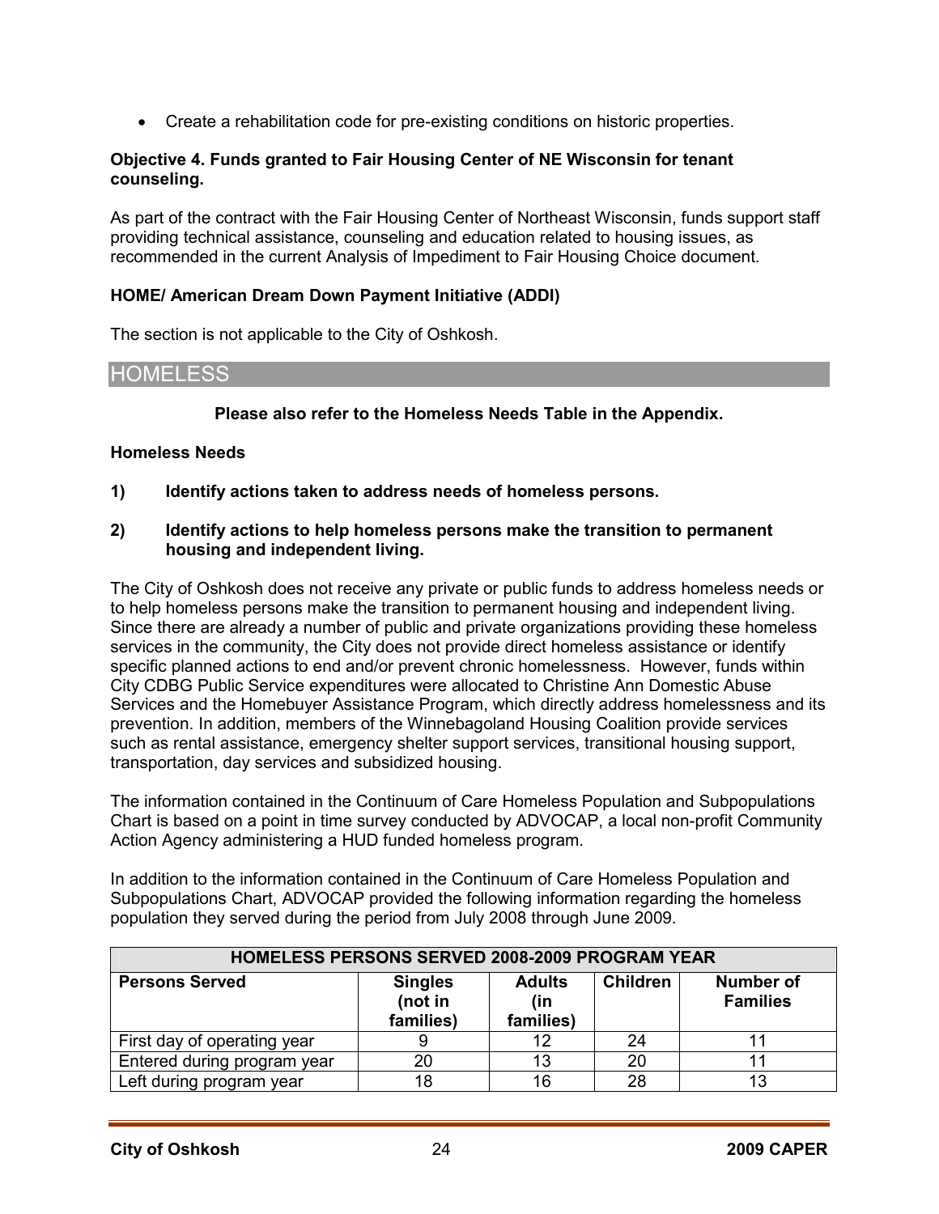- Create a rehabilitation code for pre-existing conditions on historic properties.

**Objective 4. Funds granted to Fair Housing Center of NE Wisconsin for tenant counseling.**

As part of the contract with the Fair Housing Center of Northeast Wisconsin, funds support staff providing technical assistance, counseling and education related to housing issues, as recommended in the current Analysis of Impediment to Fair Housing Choice document.

**HOME/ American Dream Down Payment Initiative (ADDI)**

The section is not applicable to the City of Oshkosh.

## HOMELESS

**Please also refer to the Homeless Needs Table in the Appendix.**

**Homeless Needs**

**1) Identify actions taken to address needs of homeless persons.**

**2) Identify actions to help homeless persons make the transition to permanent housing and independent living.**

The City of Oshkosh does not receive any private or public funds to address homeless needs or to help homeless persons make the transition to permanent housing and independent living. Since there are already a number of public and private organizations providing these homeless services in the community, the City does not provide direct homeless assistance or identify specific planned actions to end and/or prevent chronic homelessness. However, funds within City CDBG Public Service expenditures were allocated to Christine Ann Domestic Abuse Services and the Homebuyer Assistance Program, which directly address homelessness and its prevention. In addition, members of the Winnebagoland Housing Coalition provide services such as rental assistance, emergency shelter support services, transitional housing support, transportation, day services and subsidized housing.

The information contained in the Continuum of Care Homeless Population and Subpopulations Chart is based on a point in time survey conducted by ADVOCAP, a local non-profit Community Action Agency administering a HUD funded homeless program.

In addition to the information contained in the Continuum of Care Homeless Population and Subpopulations Chart, ADVOCAP provided the following information regarding the homeless population they served during the period from July 2008 through June 2009.

| HOMELESS PERSONS SERVED 2008-2009 PROGRAM YEAR | | | | |
|---|---|---|---|---|
| **Persons Served** | **Singles (not in families)** | **Adults (in families)** | **Children** | **Number of Families** |
| First day of operating year | 9 | 12 | 24 | 11 |
| Entered during program year | 20 | 13 | 20 | 11 |
| Left during program year | 18 | 16 | 28 | 13 |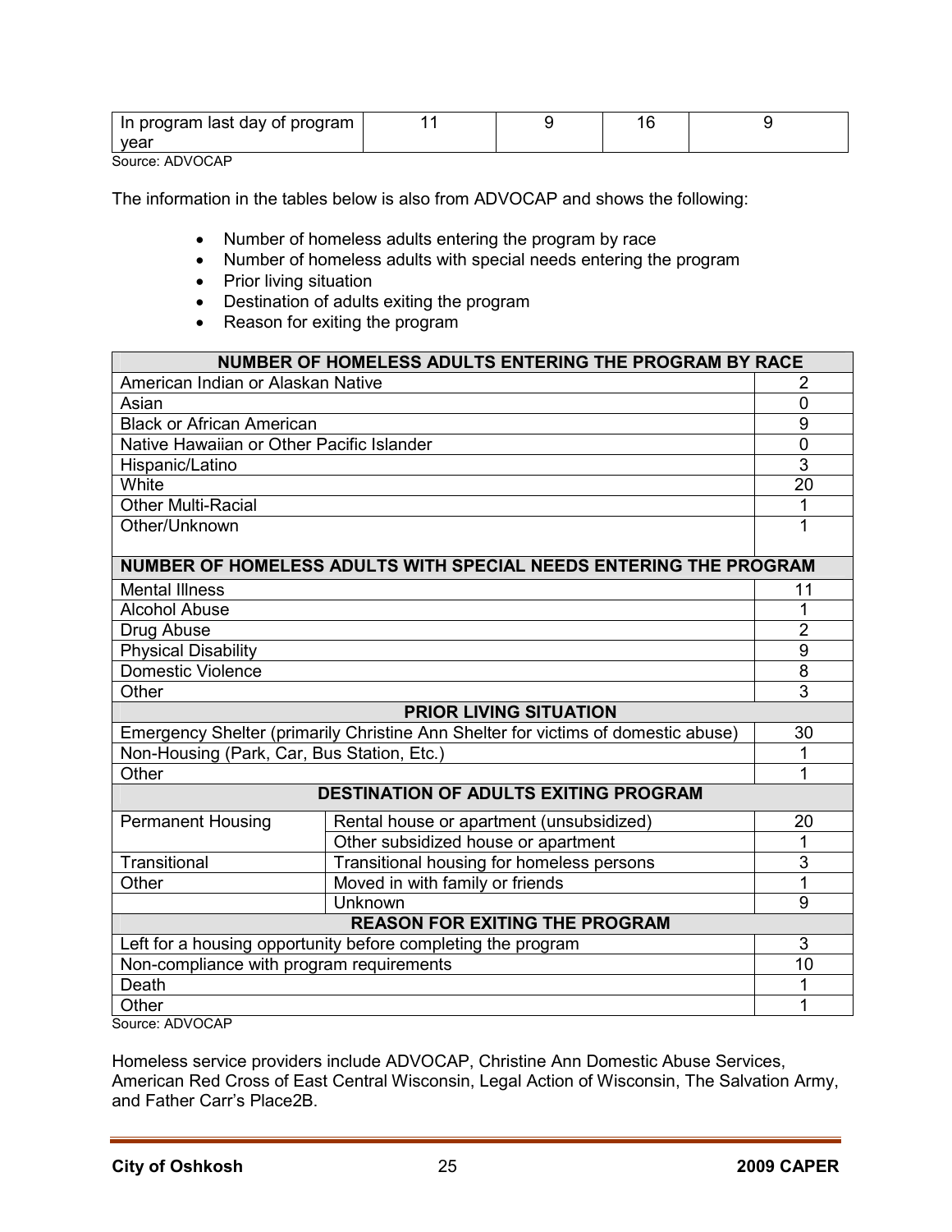| In program last day of program year | 11 | 9 | 16 | 9 |
|---|---|---|---|---|

Source: ADVOCAP

The information in the tables below is also from ADVOCAP and shows the following:

- Number of homeless adults entering the program by race
- Number of homeless adults with special needs entering the program
- Prior living situation
- Destination of adults exiting the program
- Reason for exiting the program

| NUMBER OF HOMELESS ADULTS ENTERING THE PROGRAM BY RACE | | |
|---|---|---|
| American Indian or Alaskan Native | | 2 |
| Asian | | 0 |
| Black or African American | | 9 |
| Native Hawaiian or Other Pacific Islander | | 0 |
| Hispanic/Latino | | 3 |
| White | | 20 |
| Other Multi-Racial | | 1 |
| Other/Unknown | | 1 |
| **NUMBER OF HOMELESS ADULTS WITH SPECIAL NEEDS ENTERING THE PROGRAM** | | |
| Mental Illness | | 11 |
| Alcohol Abuse | | 1 |
| Drug Abuse | | 2 |
| Physical Disability | | 9 |
| Domestic Violence | | 8 |
| Other | | 3 |
| **PRIOR LIVING SITUATION** | | |
| Emergency Shelter (primarily Christine Ann Shelter for victims of domestic abuse) | | 30 |
| Non-Housing (Park, Car, Bus Station, Etc.) | | 1 |
| Other | | 1 |
| **DESTINATION OF ADULTS EXITING PROGRAM** | | |
| Permanent Housing | Rental house or apartment (unsubsidized) | 20 |
| | Other subsidized house or apartment | 1 |
| Transitional | Transitional housing for homeless persons | 3 |
| Other | Moved in with family or friends | 1 |
| | Unknown | 9 |
| **REASON FOR EXITING THE PROGRAM** | | |
| Left for a housing opportunity before completing the program | | 3 |
| Non-compliance with program requirements | | 10 |
| Death | | 1 |
| Other | | 1 |

Source: ADVOCAP

Homeless service providers include ADVOCAP, Christine Ann Domestic Abuse Services, American Red Cross of East Central Wisconsin, Legal Action of Wisconsin, The Salvation Army, and Father Carr's Place2B.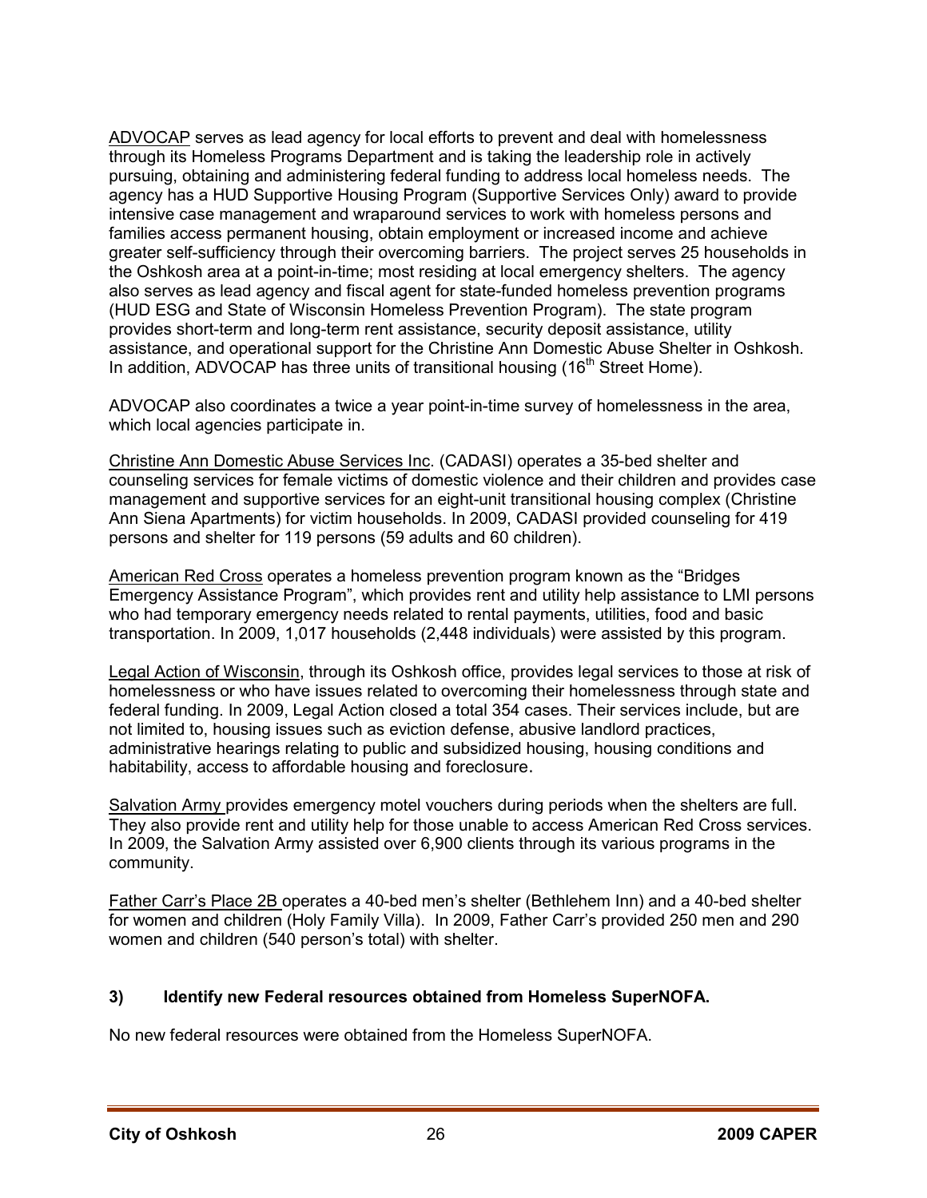ADVOCAP serves as lead agency for local efforts to prevent and deal with homelessness through its Homeless Programs Department and is taking the leadership role in actively pursuing, obtaining and administering federal funding to address local homeless needs. The agency has a HUD Supportive Housing Program (Supportive Services Only) award to provide intensive case management and wraparound services to work with homeless persons and families access permanent housing, obtain employment or increased income and achieve greater self-sufficiency through their overcoming barriers. The project serves 25 households in the Oshkosh area at a point-in-time; most residing at local emergency shelters. The agency also serves as lead agency and fiscal agent for state-funded homeless prevention programs (HUD ESG and State of Wisconsin Homeless Prevention Program). The state program provides short-term and long-term rent assistance, security deposit assistance, utility assistance, and operational support for the Christine Ann Domestic Abuse Shelter in Oshkosh. In addition, ADVOCAP has three units of transitional housing (16th Street Home).

ADVOCAP also coordinates a twice a year point-in-time survey of homelessness in the area, which local agencies participate in.

Christine Ann Domestic Abuse Services Inc. (CADASI) operates a 35-bed shelter and counseling services for female victims of domestic violence and their children and provides case management and supportive services for an eight-unit transitional housing complex (Christine Ann Siena Apartments) for victim households. In 2009, CADASI provided counseling for 419 persons and shelter for 119 persons (59 adults and 60 children).

American Red Cross operates a homeless prevention program known as the "Bridges Emergency Assistance Program", which provides rent and utility help assistance to LMI persons who had temporary emergency needs related to rental payments, utilities, food and basic transportation. In 2009, 1,017 households (2,448 individuals) were assisted by this program.

Legal Action of Wisconsin, through its Oshkosh office, provides legal services to those at risk of homelessness or who have issues related to overcoming their homelessness through state and federal funding. In 2009, Legal Action closed a total 354 cases. Their services include, but are not limited to, housing issues such as eviction defense, abusive landlord practices, administrative hearings relating to public and subsidized housing, housing conditions and habitability, access to affordable housing and foreclosure.

Salvation Army provides emergency motel vouchers during periods when the shelters are full. They also provide rent and utility help for those unable to access American Red Cross services. In 2009, the Salvation Army assisted over 6,900 clients through its various programs in the community.

Father Carr's Place 2B operates a 40-bed men's shelter (Bethlehem Inn) and a 40-bed shelter for women and children (Holy Family Villa). In 2009, Father Carr's provided 250 men and 290 women and children (540 person's total) with shelter.

### 3) Identify new Federal resources obtained from Homeless SuperNOFA.

No new federal resources were obtained from the Homeless SuperNOFA.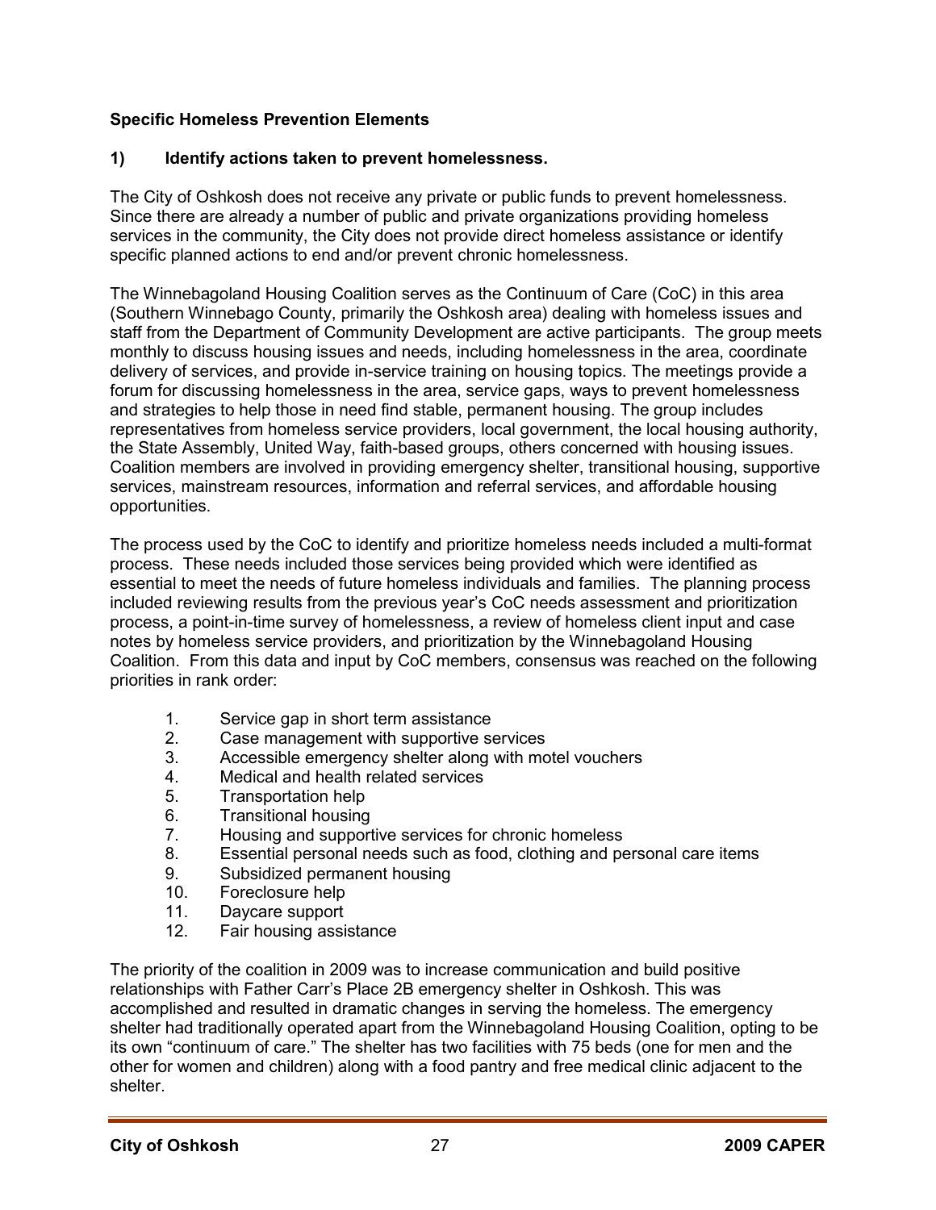### Specific Homeless Prevention Elements

**1) Identify actions taken to prevent homelessness.**

The City of Oshkosh does not receive any private or public funds to prevent homelessness. Since there are already a number of public and private organizations providing homeless services in the community, the City does not provide direct homeless assistance or identify specific planned actions to end and/or prevent chronic homelessness.

The Winnebagoland Housing Coalition serves as the Continuum of Care (CoC) in this area (Southern Winnebago County, primarily the Oshkosh area) dealing with homeless issues and staff from the Department of Community Development are active participants. The group meets monthly to discuss housing issues and needs, including homelessness in the area, coordinate delivery of services, and provide in-service training on housing topics. The meetings provide a forum for discussing homelessness in the area, service gaps, ways to prevent homelessness and strategies to help those in need find stable, permanent housing. The group includes representatives from homeless service providers, local government, the local housing authority, the State Assembly, United Way, faith-based groups, others concerned with housing issues. Coalition members are involved in providing emergency shelter, transitional housing, supportive services, mainstream resources, information and referral services, and affordable housing opportunities.

The process used by the CoC to identify and prioritize homeless needs included a multi-format process. These needs included those services being provided which were identified as essential to meet the needs of future homeless individuals and families. The planning process included reviewing results from the previous year's CoC needs assessment and prioritization process, a point-in-time survey of homelessness, a review of homeless client input and case notes by homeless service providers, and prioritization by the Winnebagoland Housing Coalition. From this data and input by CoC members, consensus was reached on the following priorities in rank order:

1. Service gap in short term assistance
2. Case management with supportive services
3. Accessible emergency shelter along with motel vouchers
4. Medical and health related services
5. Transportation help
6. Transitional housing
7. Housing and supportive services for chronic homeless
8. Essential personal needs such as food, clothing and personal care items
9. Subsidized permanent housing
10. Foreclosure help
11. Daycare support
12. Fair housing assistance

The priority of the coalition in 2009 was to increase communication and build positive relationships with Father Carr's Place 2B emergency shelter in Oshkosh. This was accomplished and resulted in dramatic changes in serving the homeless. The emergency shelter had traditionally operated apart from the Winnebagoland Housing Coalition, opting to be its own "continuum of care." The shelter has two facilities with 75 beds (one for men and the other for women and children) along with a food pantry and free medical clinic adjacent to the shelter.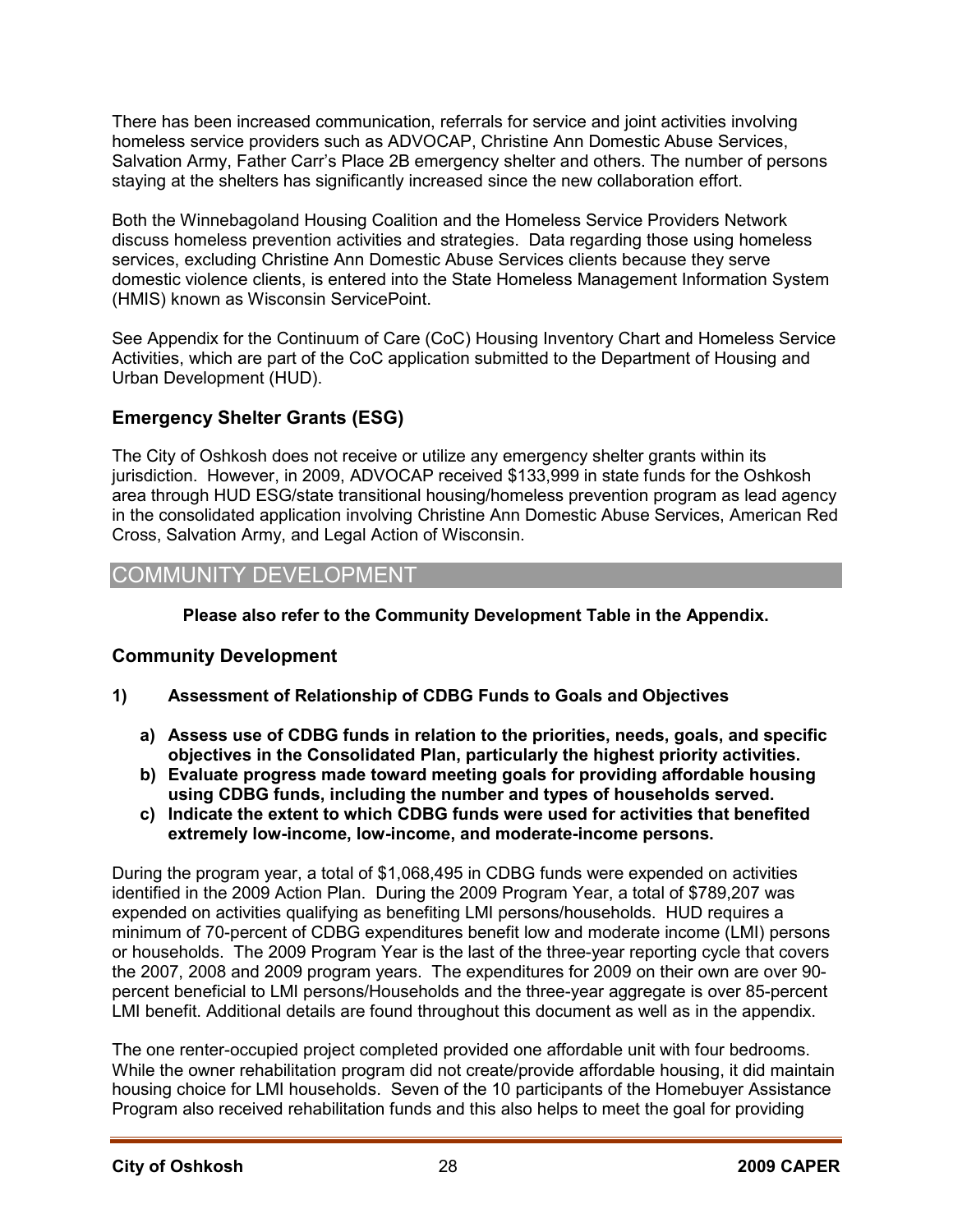There has been increased communication, referrals for service and joint activities involving homeless service providers such as ADVOCAP, Christine Ann Domestic Abuse Services, Salvation Army, Father Carr's Place 2B emergency shelter and others. The number of persons staying at the shelters has significantly increased since the new collaboration effort.

Both the Winnebagoland Housing Coalition and the Homeless Service Providers Network discuss homeless prevention activities and strategies. Data regarding those using homeless services, excluding Christine Ann Domestic Abuse Services clients because they serve domestic violence clients, is entered into the State Homeless Management Information System (HMIS) known as Wisconsin ServicePoint.

See Appendix for the Continuum of Care (CoC) Housing Inventory Chart and Homeless Service Activities, which are part of the CoC application submitted to the Department of Housing and Urban Development (HUD).

### Emergency Shelter Grants (ESG)

The City of Oshkosh does not receive or utilize any emergency shelter grants within its jurisdiction. However, in 2009, ADVOCAP received $133,999 in state funds for the Oshkosh area through HUD ESG/state transitional housing/homeless prevention program as lead agency in the consolidated application involving Christine Ann Domestic Abuse Services, American Red Cross, Salvation Army, and Legal Action of Wisconsin.

## COMMUNITY DEVELOPMENT

**Please also refer to the Community Development Table in the Appendix.**

### Community Development

**1) Assessment of Relationship of CDBG Funds to Goals and Objectives**

- **a) Assess use of CDBG funds in relation to the priorities, needs, goals, and specific objectives in the Consolidated Plan, particularly the highest priority activities.**
- **b) Evaluate progress made toward meeting goals for providing affordable housing using CDBG funds, including the number and types of households served.**
- **c) Indicate the extent to which CDBG funds were used for activities that benefited extremely low-income, low-income, and moderate-income persons.**

During the program year, a total of $1,068,495 in CDBG funds were expended on activities identified in the 2009 Action Plan. During the 2009 Program Year, a total of $789,207 was expended on activities qualifying as benefiting LMI persons/households. HUD requires a minimum of 70-percent of CDBG expenditures benefit low and moderate income (LMI) persons or households. The 2009 Program Year is the last of the three-year reporting cycle that covers the 2007, 2008 and 2009 program years. The expenditures for 2009 on their own are over 90-percent beneficial to LMI persons/Households and the three-year aggregate is over 85-percent LMI benefit. Additional details are found throughout this document as well as in the appendix.

The one renter-occupied project completed provided one affordable unit with four bedrooms. While the owner rehabilitation program did not create/provide affordable housing, it did maintain housing choice for LMI households. Seven of the 10 participants of the Homebuyer Assistance Program also received rehabilitation funds and this also helps to meet the goal for providing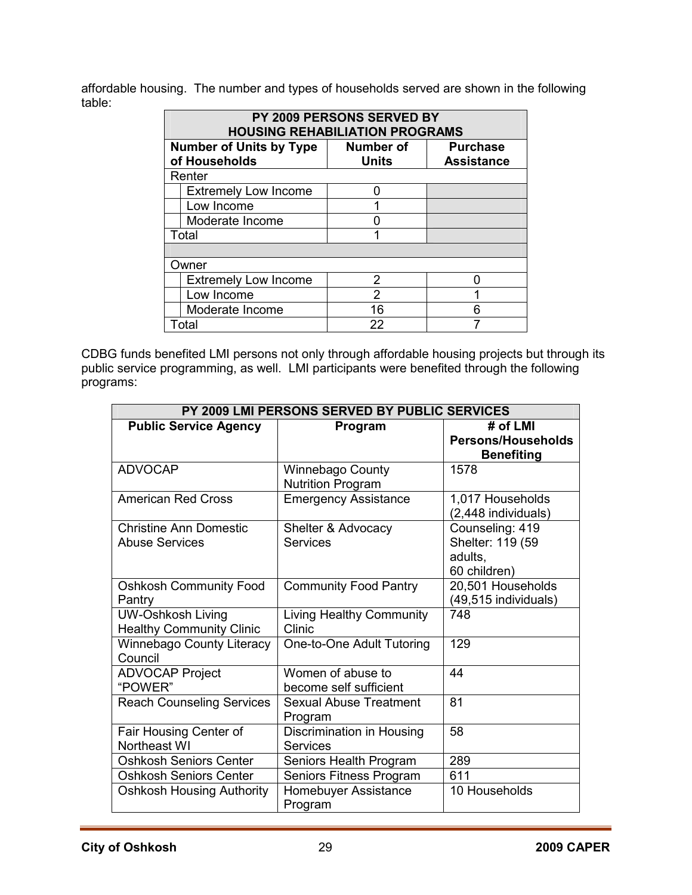affordable housing. The number and types of households served are shown in the following table:

| PY 2009 PERSONS SERVED BY HOUSING REHABILIATION PROGRAMS | | |
|---|---|---|
| **Number of Units by Type of Households** | **Number of Units** | **Purchase Assistance** |
| Renter | | |
| Extremely Low Income | 0 | |
| Low Income | 1 | |
| Moderate Income | 0 | |
| Total | 1 | |
| | | |
| Owner | | |
| Extremely Low Income | 2 | 0 |
| Low Income | 2 | 1 |
| Moderate Income | 16 | 6 |
| Total | 22 | 7 |

CDBG funds benefited LMI persons not only through affordable housing projects but through its public service programming, as well. LMI participants were benefited through the following programs:

| PY 2009 LMI PERSONS SERVED BY PUBLIC SERVICES | | |
|---|---|---|
| **Public Service Agency** | **Program** | **# of LMI Persons/Households Benefiting** |
| ADVOCAP | Winnebago County Nutrition Program | 1578 |
| American Red Cross | Emergency Assistance | 1,017 Households (2,448 individuals) |
| Christine Ann Domestic Abuse Services | Shelter & Advocacy Services | Counseling: 419 Shelter: 119 (59 adults, 60 children) |
| Oshkosh Community Food Pantry | Community Food Pantry | 20,501 Households (49,515 individuals) |
| UW-Oshkosh Living Healthy Community Clinic | Living Healthy Community Clinic | 748 |
| Winnebago County Literacy Council | One-to-One Adult Tutoring | 129 |
| ADVOCAP Project "POWER" | Women of abuse to become self sufficient | 44 |
| Reach Counseling Services | Sexual Abuse Treatment Program | 81 |
| Fair Housing Center of Northeast WI | Discrimination in Housing Services | 58 |
| Oshkosh Seniors Center | Seniors Health Program | 289 |
| Oshkosh Seniors Center | Seniors Fitness Program | 611 |
| Oshkosh Housing Authority | Homebuyer Assistance Program | 10 Households |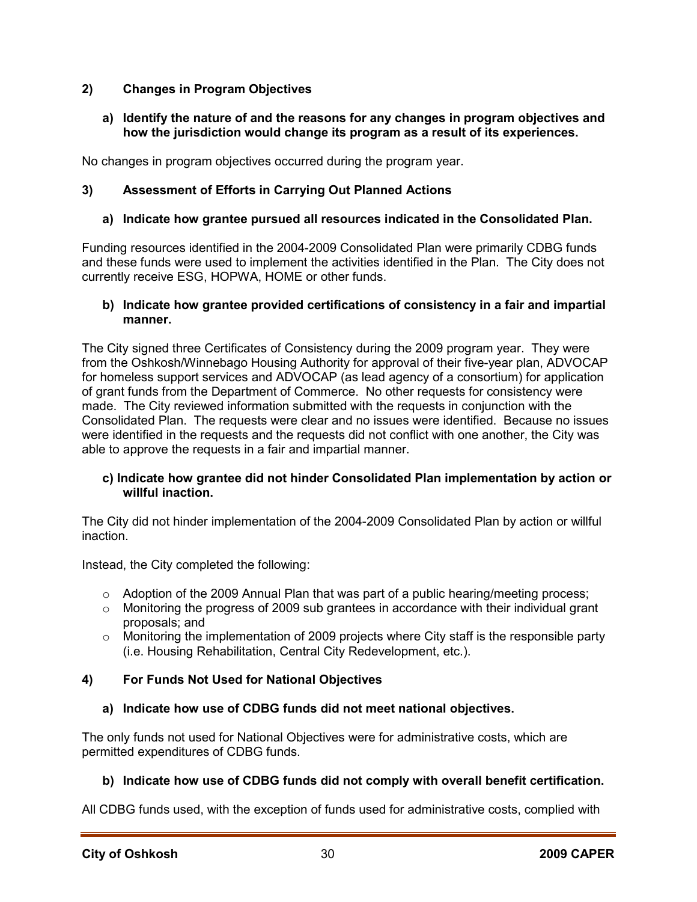## 2) Changes in Program Objectives

### a) Identify the nature of and the reasons for any changes in program objectives and how the jurisdiction would change its program as a result of its experiences.

No changes in program objectives occurred during the program year.

## 3) Assessment of Efforts in Carrying Out Planned Actions

### a) Indicate how grantee pursued all resources indicated in the Consolidated Plan.

Funding resources identified in the 2004-2009 Consolidated Plan were primarily CDBG funds and these funds were used to implement the activities identified in the Plan. The City does not currently receive ESG, HOPWA, HOME or other funds.

### b) Indicate how grantee provided certifications of consistency in a fair and impartial manner.

The City signed three Certificates of Consistency during the 2009 program year. They were from the Oshkosh/Winnebago Housing Authority for approval of their five-year plan, ADVOCAP for homeless support services and ADVOCAP (as lead agency of a consortium) for application of grant funds from the Department of Commerce. No other requests for consistency were made. The City reviewed information submitted with the requests in conjunction with the Consolidated Plan. The requests were clear and no issues were identified. Because no issues were identified in the requests and the requests did not conflict with one another, the City was able to approve the requests in a fair and impartial manner.

### c) Indicate how grantee did not hinder Consolidated Plan implementation by action or willful inaction.

The City did not hinder implementation of the 2004-2009 Consolidated Plan by action or willful inaction.

Instead, the City completed the following:

- Adoption of the 2009 Annual Plan that was part of a public hearing/meeting process;
- Monitoring the progress of 2009 sub grantees in accordance with their individual grant proposals; and
- Monitoring the implementation of 2009 projects where City staff is the responsible party (i.e. Housing Rehabilitation, Central City Redevelopment, etc.).

## 4) For Funds Not Used for National Objectives

### a) Indicate how use of CDBG funds did not meet national objectives.

The only funds not used for National Objectives were for administrative costs, which are permitted expenditures of CDBG funds.

### b) Indicate how use of CDBG funds did not comply with overall benefit certification.

All CDBG funds used, with the exception of funds used for administrative costs, complied with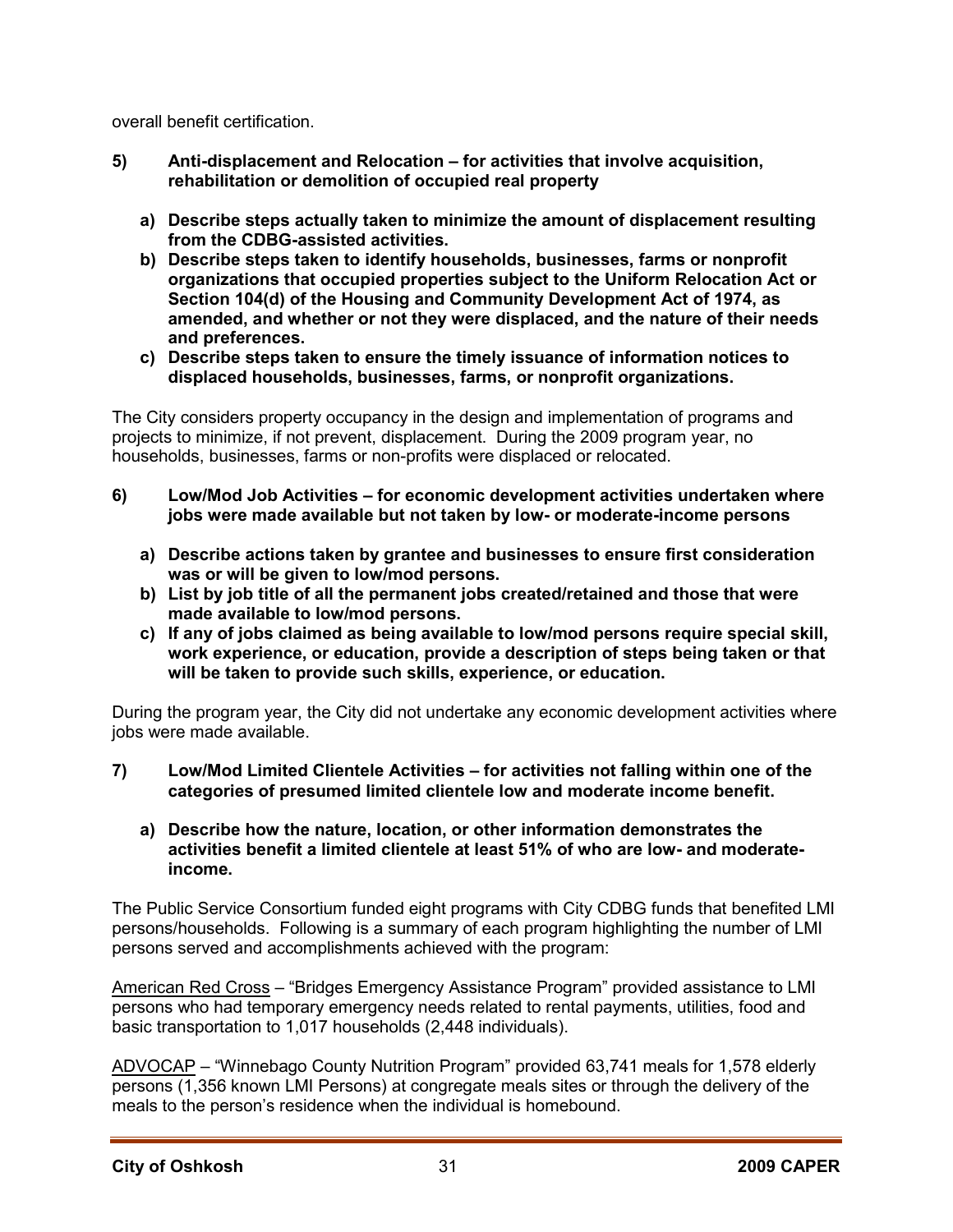overall benefit certification.

**5) Anti-displacement and Relocation – for activities that involve acquisition, rehabilitation or demolition of occupied real property**

**a) Describe steps actually taken to minimize the amount of displacement resulting from the CDBG-assisted activities.**

**b) Describe steps taken to identify households, businesses, farms or nonprofit organizations that occupied properties subject to the Uniform Relocation Act or Section 104(d) of the Housing and Community Development Act of 1974, as amended, and whether or not they were displaced, and the nature of their needs and preferences.**

**c) Describe steps taken to ensure the timely issuance of information notices to displaced households, businesses, farms, or nonprofit organizations.**

The City considers property occupancy in the design and implementation of programs and projects to minimize, if not prevent, displacement. During the 2009 program year, no households, businesses, farms or non-profits were displaced or relocated.

**6) Low/Mod Job Activities – for economic development activities undertaken where jobs were made available but not taken by low- or moderate-income persons**

**a) Describe actions taken by grantee and businesses to ensure first consideration was or will be given to low/mod persons.**

**b) List by job title of all the permanent jobs created/retained and those that were made available to low/mod persons.**

**c) If any of jobs claimed as being available to low/mod persons require special skill, work experience, or education, provide a description of steps being taken or that will be taken to provide such skills, experience, or education.**

During the program year, the City did not undertake any economic development activities where jobs were made available.

**7) Low/Mod Limited Clientele Activities – for activities not falling within one of the categories of presumed limited clientele low and moderate income benefit.**

**a) Describe how the nature, location, or other information demonstrates the activities benefit a limited clientele at least 51% of who are low- and moderate-income.**

The Public Service Consortium funded eight programs with City CDBG funds that benefited LMI persons/households. Following is a summary of each program highlighting the number of LMI persons served and accomplishments achieved with the program:

American Red Cross – "Bridges Emergency Assistance Program" provided assistance to LMI persons who had temporary emergency needs related to rental payments, utilities, food and basic transportation to 1,017 households (2,448 individuals).

ADVOCAP – "Winnebago County Nutrition Program" provided 63,741 meals for 1,578 elderly persons (1,356 known LMI Persons) at congregate meals sites or through the delivery of the meals to the person's residence when the individual is homebound.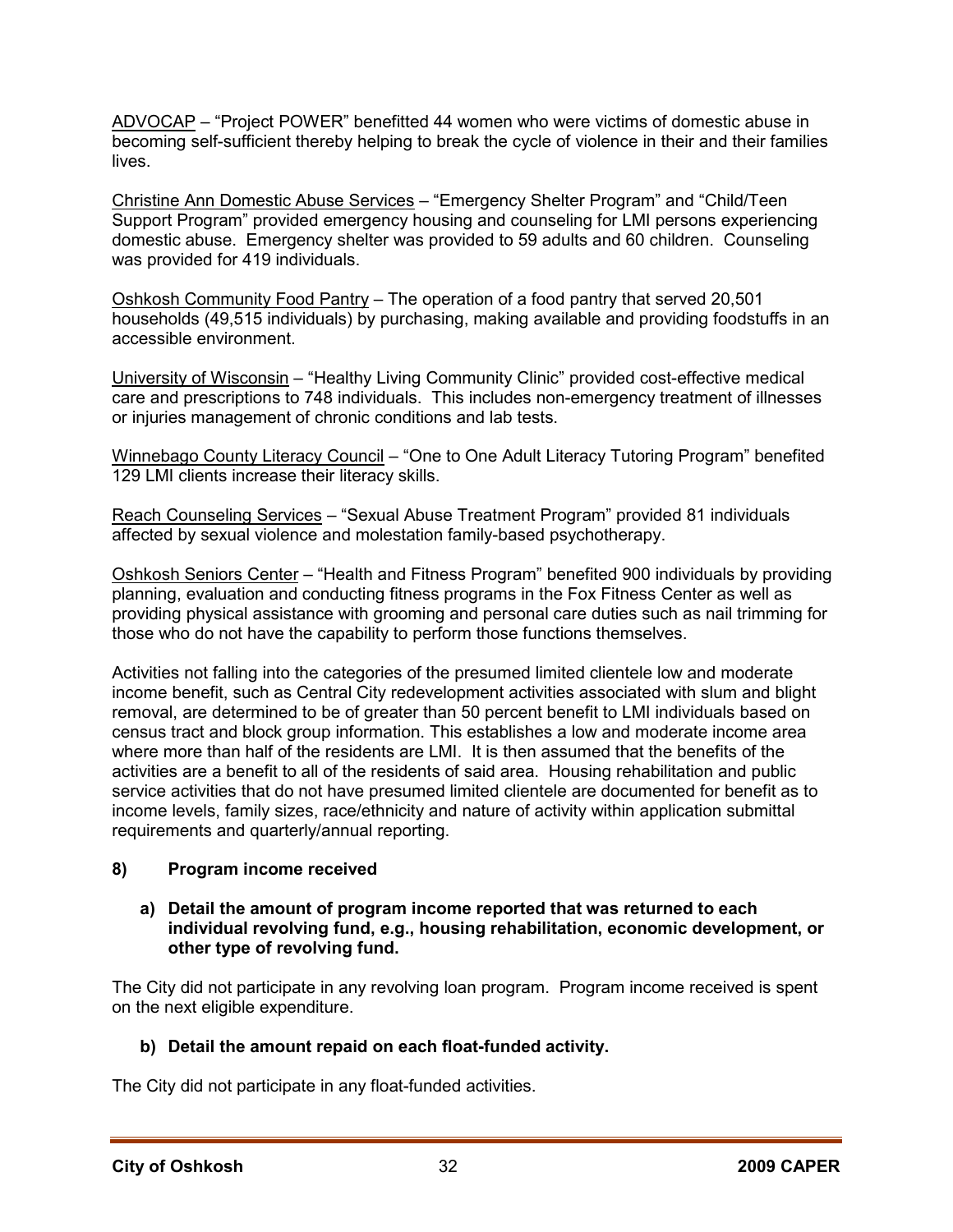ADVOCAP – “Project POWER” benefitted 44 women who were victims of domestic abuse in becoming self-sufficient thereby helping to break the cycle of violence in their and their families lives.

Christine Ann Domestic Abuse Services – “Emergency Shelter Program” and “Child/Teen Support Program” provided emergency housing and counseling for LMI persons experiencing domestic abuse. Emergency shelter was provided to 59 adults and 60 children. Counseling was provided for 419 individuals.

Oshkosh Community Food Pantry – The operation of a food pantry that served 20,501 households (49,515 individuals) by purchasing, making available and providing foodstuffs in an accessible environment.

University of Wisconsin – “Healthy Living Community Clinic” provided cost-effective medical care and prescriptions to 748 individuals. This includes non-emergency treatment of illnesses or injuries management of chronic conditions and lab tests.

Winnebago County Literacy Council – “One to One Adult Literacy Tutoring Program” benefited 129 LMI clients increase their literacy skills.

Reach Counseling Services – “Sexual Abuse Treatment Program” provided 81 individuals affected by sexual violence and molestation family-based psychotherapy.

Oshkosh Seniors Center – “Health and Fitness Program” benefited 900 individuals by providing planning, evaluation and conducting fitness programs in the Fox Fitness Center as well as providing physical assistance with grooming and personal care duties such as nail trimming for those who do not have the capability to perform those functions themselves.

Activities not falling into the categories of the presumed limited clientele low and moderate income benefit, such as Central City redevelopment activities associated with slum and blight removal, are determined to be of greater than 50 percent benefit to LMI individuals based on census tract and block group information. This establishes a low and moderate income area where more than half of the residents are LMI. It is then assumed that the benefits of the activities are a benefit to all of the residents of said area. Housing rehabilitation and public service activities that do not have presumed limited clientele are documented for benefit as to income levels, family sizes, race/ethnicity and nature of activity within application submittal requirements and quarterly/annual reporting.

**8) Program income received**

**a) Detail the amount of program income reported that was returned to each individual revolving fund, e.g., housing rehabilitation, economic development, or other type of revolving fund.**

The City did not participate in any revolving loan program. Program income received is spent on the next eligible expenditure.

**b) Detail the amount repaid on each float-funded activity.**

The City did not participate in any float-funded activities.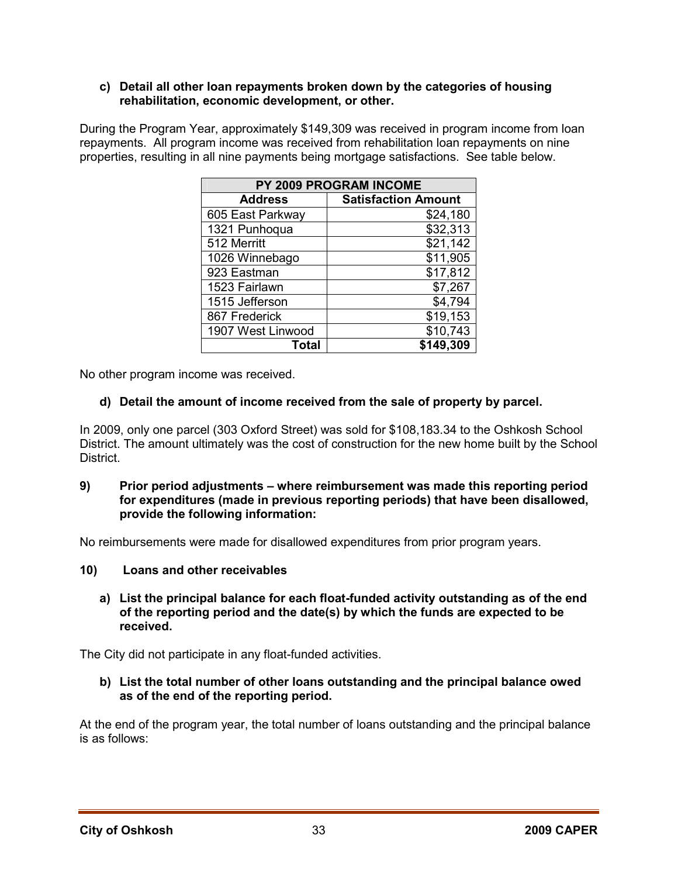**c) Detail all other loan repayments broken down by the categories of housing rehabilitation, economic development, or other.**

During the Program Year, approximately $149,309 was received in program income from loan repayments. All program income was received from rehabilitation loan repayments on nine properties, resulting in all nine payments being mortgage satisfactions. See table below.

| PY 2009 PROGRAM INCOME | |
|---|---|
| **Address** | **Satisfaction Amount** |
| 605 East Parkway | $24,180 |
| 1321 Punhoqua | $32,313 |
| 512 Merritt | $21,142 |
| 1026 Winnebago | $11,905 |
| 923 Eastman | $17,812 |
| 1523 Fairlawn | $7,267 |
| 1515 Jefferson | $4,794 |
| 867 Frederick | $19,153 |
| 1907 West Linwood | $10,743 |
| **Total** | **$149,309** |

No other program income was received.

**d) Detail the amount of income received from the sale of property by parcel.**

In 2009, only one parcel (303 Oxford Street) was sold for $108,183.34 to the Oshkosh School District. The amount ultimately was the cost of construction for the new home built by the School District.

**9) Prior period adjustments – where reimbursement was made this reporting period for expenditures (made in previous reporting periods) that have been disallowed, provide the following information:**

No reimbursements were made for disallowed expenditures from prior program years.

**10) Loans and other receivables**

**a) List the principal balance for each float-funded activity outstanding as of the end of the reporting period and the date(s) by which the funds are expected to be received.**

The City did not participate in any float-funded activities.

**b) List the total number of other loans outstanding and the principal balance owed as of the end of the reporting period.**

At the end of the program year, the total number of loans outstanding and the principal balance is as follows: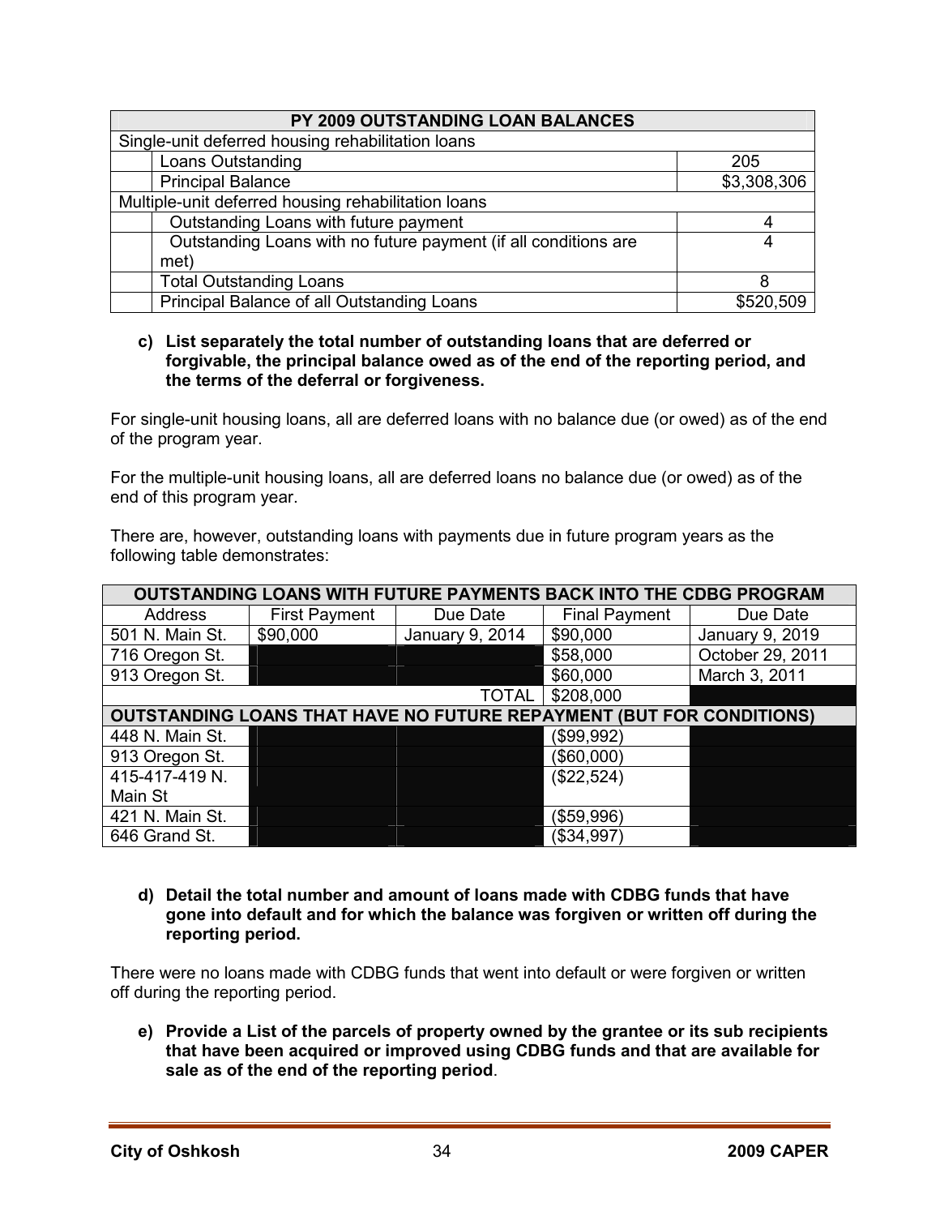| PY 2009 OUTSTANDING LOAN BALANCES | | |
|---|---|---|
| Single-unit deferred housing rehabilitation loans | | |
| | Loans Outstanding | 205 |
| | Principal Balance | $3,308,306 |
| Multiple-unit deferred housing rehabilitation loans | | |
| | Outstanding Loans with future payment | 4 |
| | Outstanding Loans with no future payment (if all conditions are met) | 4 |
| | Total Outstanding Loans | 8 |
| | Principal Balance of all Outstanding Loans | $520,509 |

**c) List separately the total number of outstanding loans that are deferred or forgivable, the principal balance owed as of the end of the reporting period, and the terms of the deferral or forgiveness.**

For single-unit housing loans, all are deferred loans with no balance due (or owed) as of the end of the program year.

For the multiple-unit housing loans, all are deferred loans no balance due (or owed) as of the end of this program year.

There are, however, outstanding loans with payments due in future program years as the following table demonstrates:

| OUTSTANDING LOANS WITH FUTURE PAYMENTS BACK INTO THE CDBG PROGRAM | | | | |
|---|---|---|---|---|
| Address | First Payment | Due Date | Final Payment | Due Date |
| 501 N. Main St. | $90,000 | January 9, 2014 | $90,000 | January 9, 2019 |
| 716 Oregon St. | | | $58,000 | October 29, 2011 |
| 913 Oregon St. | | | $60,000 | March 3, 2011 |
| | | TOTAL | $208,000 | |
| **OUTSTANDING LOANS THAT HAVE NO FUTURE REPAYMENT (BUT FOR CONDITIONS)** | | | | |
| 448 N. Main St. | | | ($99,992) | |
| 913 Oregon St. | | | ($60,000) | |
| 415-417-419 N. Main St | | | ($22,524) | |
| 421 N. Main St. | | | ($59,996) | |
| 646 Grand St. | | | ($34,997) | |

**d) Detail the total number and amount of loans made with CDBG funds that have gone into default and for which the balance was forgiven or written off during the reporting period.**

There were no loans made with CDBG funds that went into default or were forgiven or written off during the reporting period.

**e) Provide a List of the parcels of property owned by the grantee or its sub recipients that have been acquired or improved using CDBG funds and that are available for sale as of the end of the reporting period**.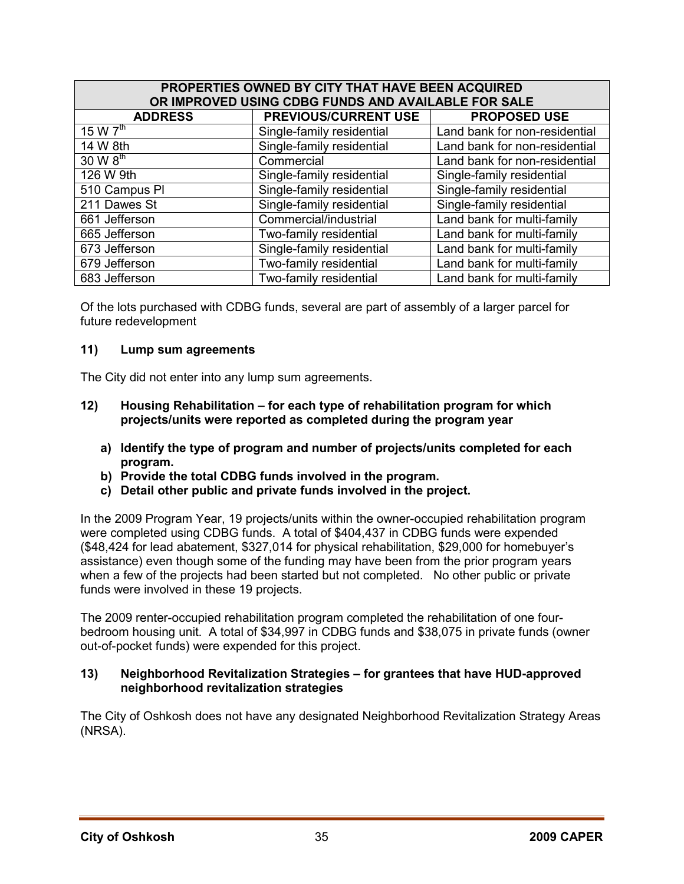| PROPERTIES OWNED BY CITY THAT HAVE BEEN ACQUIRED OR IMPROVED USING CDBG FUNDS AND AVAILABLE FOR SALE | | |
|---|---|---|
| **ADDRESS** | **PREVIOUS/CURRENT USE** | **PROPOSED USE** |
| 15 W 7th | Single-family residential | Land bank for non-residential |
| 14 W 8th | Single-family residential | Land bank for non-residential |
| 30 W 8th | Commercial | Land bank for non-residential |
| 126 W 9th | Single-family residential | Single-family residential |
| 510 Campus Pl | Single-family residential | Single-family residential |
| 211 Dawes St | Single-family residential | Single-family residential |
| 661 Jefferson | Commercial/industrial | Land bank for multi-family |
| 665 Jefferson | Two-family residential | Land bank for multi-family |
| 673 Jefferson | Single-family residential | Land bank for multi-family |
| 679 Jefferson | Two-family residential | Land bank for multi-family |
| 683 Jefferson | Two-family residential | Land bank for multi-family |

Of the lots purchased with CDBG funds, several are part of assembly of a larger parcel for future redevelopment

**11) Lump sum agreements**

The City did not enter into any lump sum agreements.

**12) Housing Rehabilitation – for each type of rehabilitation program for which projects/units were reported as completed during the program year**

- **a) Identify the type of program and number of projects/units completed for each program.**
- **b) Provide the total CDBG funds involved in the program.**
- **c) Detail other public and private funds involved in the project.**

In the 2009 Program Year, 19 projects/units within the owner-occupied rehabilitation program were completed using CDBG funds. A total of $404,437 in CDBG funds were expended ($48,424 for lead abatement, $327,014 for physical rehabilitation, $29,000 for homebuyer's assistance) even though some of the funding may have been from the prior program years when a few of the projects had been started but not completed. No other public or private funds were involved in these 19 projects.

The 2009 renter-occupied rehabilitation program completed the rehabilitation of one four-bedroom housing unit. A total of $34,997 in CDBG funds and $38,075 in private funds (owner out-of-pocket funds) were expended for this project.

**13) Neighborhood Revitalization Strategies – for grantees that have HUD-approved neighborhood revitalization strategies**

The City of Oshkosh does not have any designated Neighborhood Revitalization Strategy Areas (NRSA).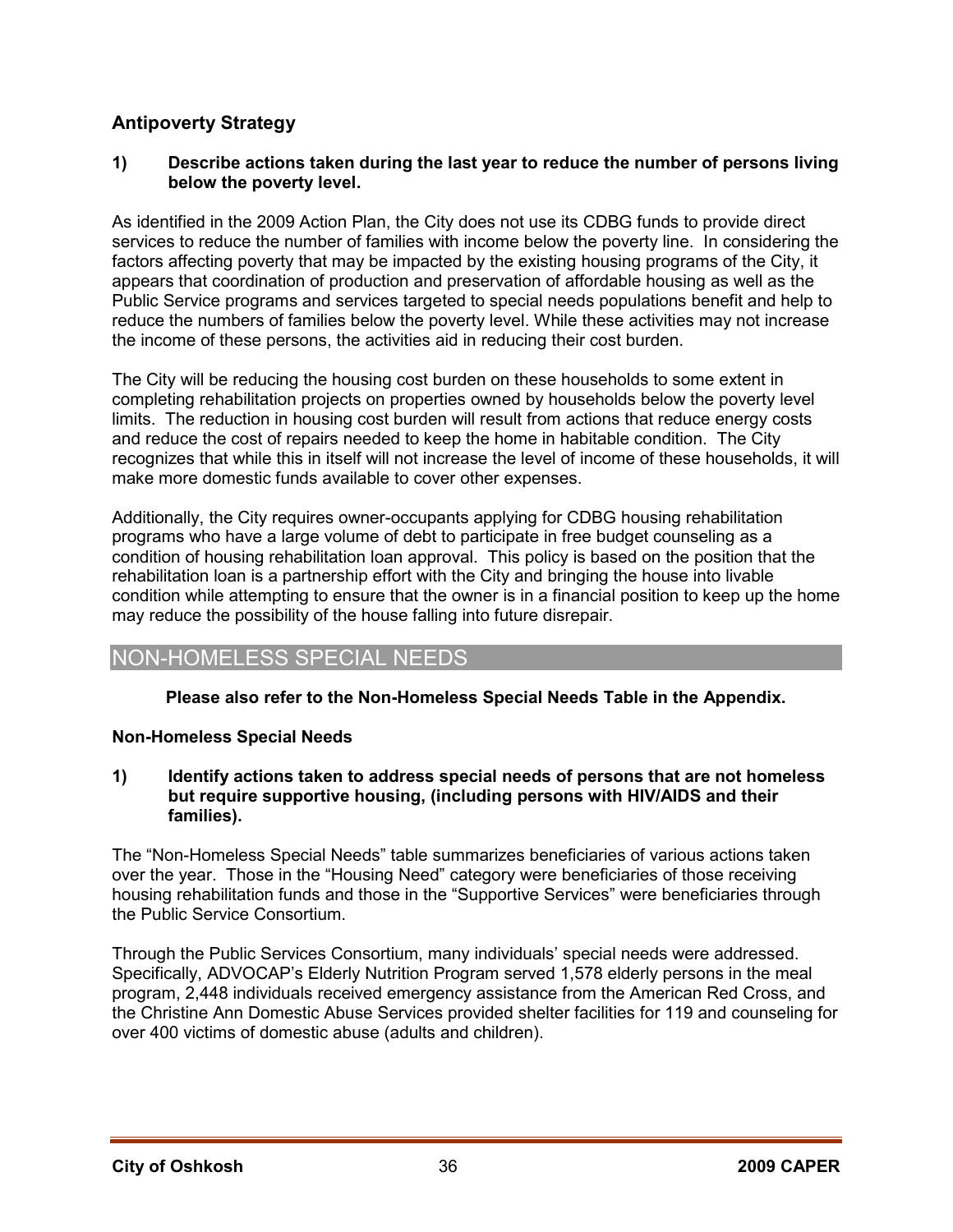## Antipoverty Strategy

**1) Describe actions taken during the last year to reduce the number of persons living below the poverty level.**

As identified in the 2009 Action Plan, the City does not use its CDBG funds to provide direct services to reduce the number of families with income below the poverty line. In considering the factors affecting poverty that may be impacted by the existing housing programs of the City, it appears that coordination of production and preservation of affordable housing as well as the Public Service programs and services targeted to special needs populations benefit and help to reduce the numbers of families below the poverty level. While these activities may not increase the income of these persons, the activities aid in reducing their cost burden.

The City will be reducing the housing cost burden on these households to some extent in completing rehabilitation projects on properties owned by households below the poverty level limits. The reduction in housing cost burden will result from actions that reduce energy costs and reduce the cost of repairs needed to keep the home in habitable condition. The City recognizes that while this in itself will not increase the level of income of these households, it will make more domestic funds available to cover other expenses.

Additionally, the City requires owner-occupants applying for CDBG housing rehabilitation programs who have a large volume of debt to participate in free budget counseling as a condition of housing rehabilitation loan approval. This policy is based on the position that the rehabilitation loan is a partnership effort with the City and bringing the house into livable condition while attempting to ensure that the owner is in a financial position to keep up the home may reduce the possibility of the house falling into future disrepair.

# NON-HOMELESS SPECIAL NEEDS

**Please also refer to the Non-Homeless Special Needs Table in the Appendix.**

### Non-Homeless Special Needs

**1) Identify actions taken to address special needs of persons that are not homeless but require supportive housing, (including persons with HIV/AIDS and their families).**

The "Non-Homeless Special Needs" table summarizes beneficiaries of various actions taken over the year. Those in the "Housing Need" category were beneficiaries of those receiving housing rehabilitation funds and those in the "Supportive Services" were beneficiaries through the Public Service Consortium.

Through the Public Services Consortium, many individuals' special needs were addressed. Specifically, ADVOCAP's Elderly Nutrition Program served 1,578 elderly persons in the meal program, 2,448 individuals received emergency assistance from the American Red Cross, and the Christine Ann Domestic Abuse Services provided shelter facilities for 119 and counseling for over 400 victims of domestic abuse (adults and children).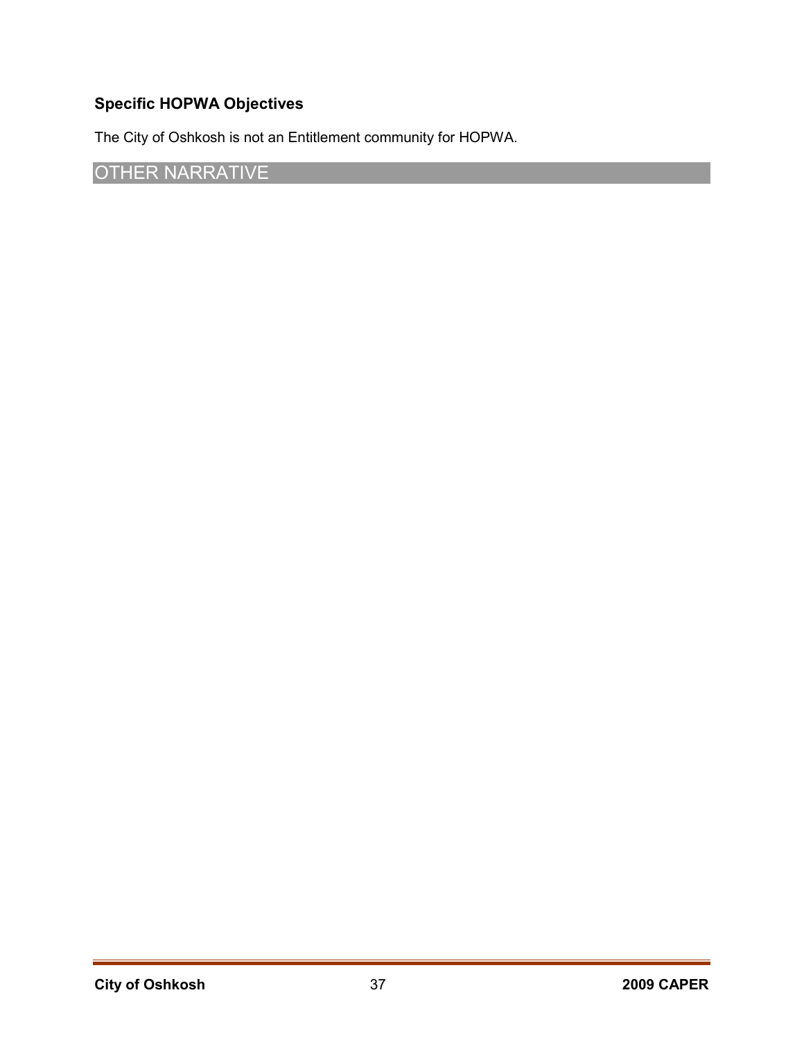### Specific HOPWA Objectives

The City of Oshkosh is not an Entitlement community for HOPWA.

## OTHER NARRATIVE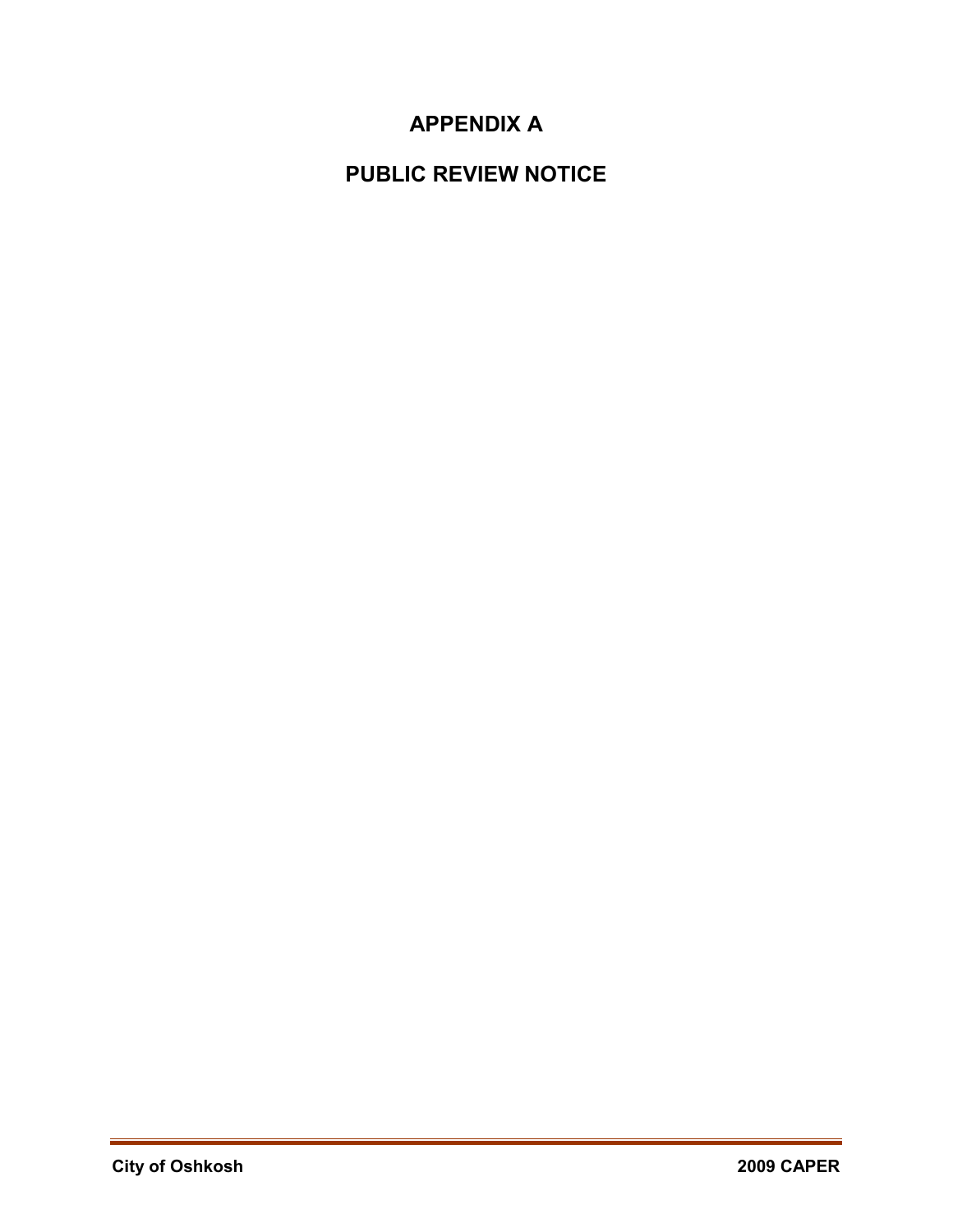# APPENDIX A

# PUBLIC REVIEW NOTICE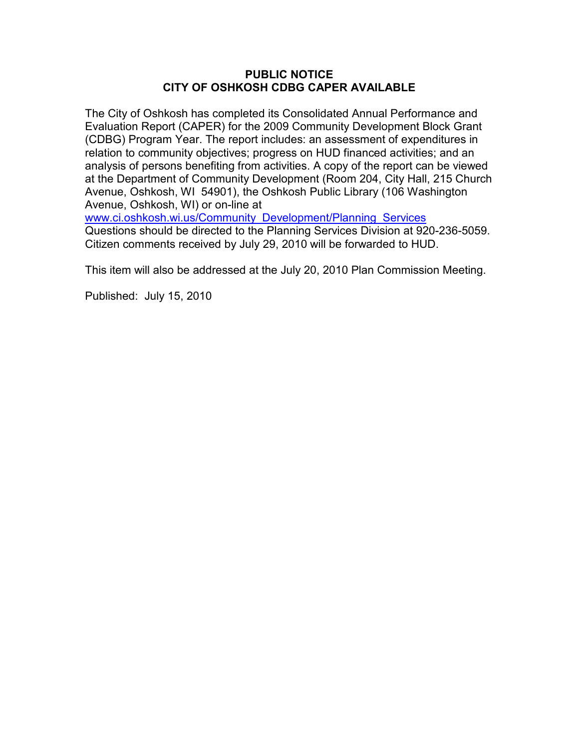**PUBLIC NOTICE**
**CITY OF OSHKOSH CDBG CAPER AVAILABLE**

The City of Oshkosh has completed its Consolidated Annual Performance and Evaluation Report (CAPER) for the 2009 Community Development Block Grant (CDBG) Program Year. The report includes: an assessment of expenditures in relation to community objectives; progress on HUD financed activities; and an analysis of persons benefiting from activities. A copy of the report can be viewed at the Department of Community Development (Room 204, City Hall, 215 Church Avenue, Oshkosh, WI 54901), the Oshkosh Public Library (106 Washington Avenue, Oshkosh, WI) or on-line at www.ci.oshkosh.wi.us/Community_Development/Planning_Services
Questions should be directed to the Planning Services Division at 920-236-5059. Citizen comments received by July 29, 2010 will be forwarded to HUD.

This item will also be addressed at the July 20, 2010 Plan Commission Meeting.

Published: July 15, 2010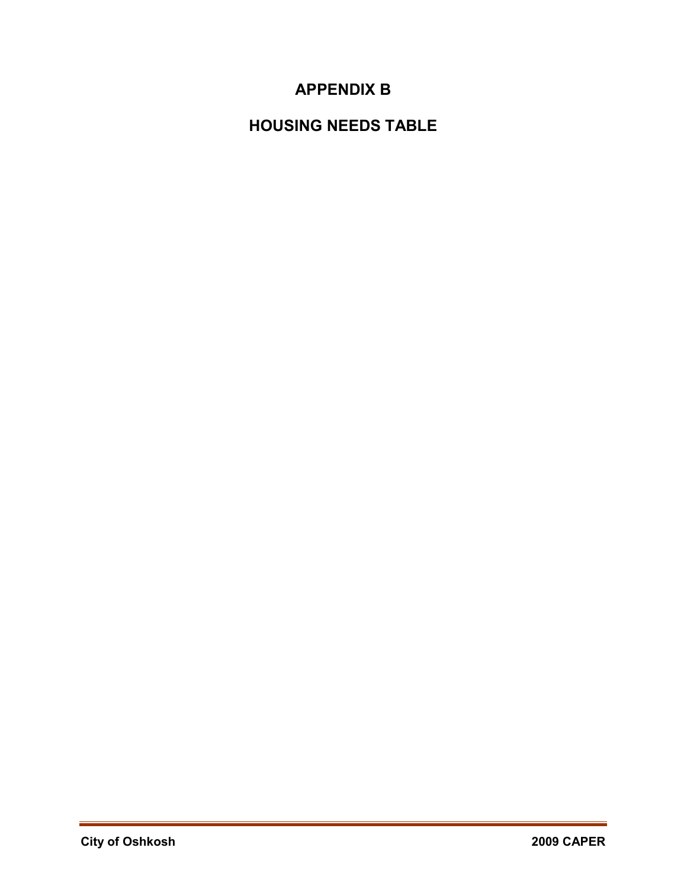# APPENDIX B

# HOUSING NEEDS TABLE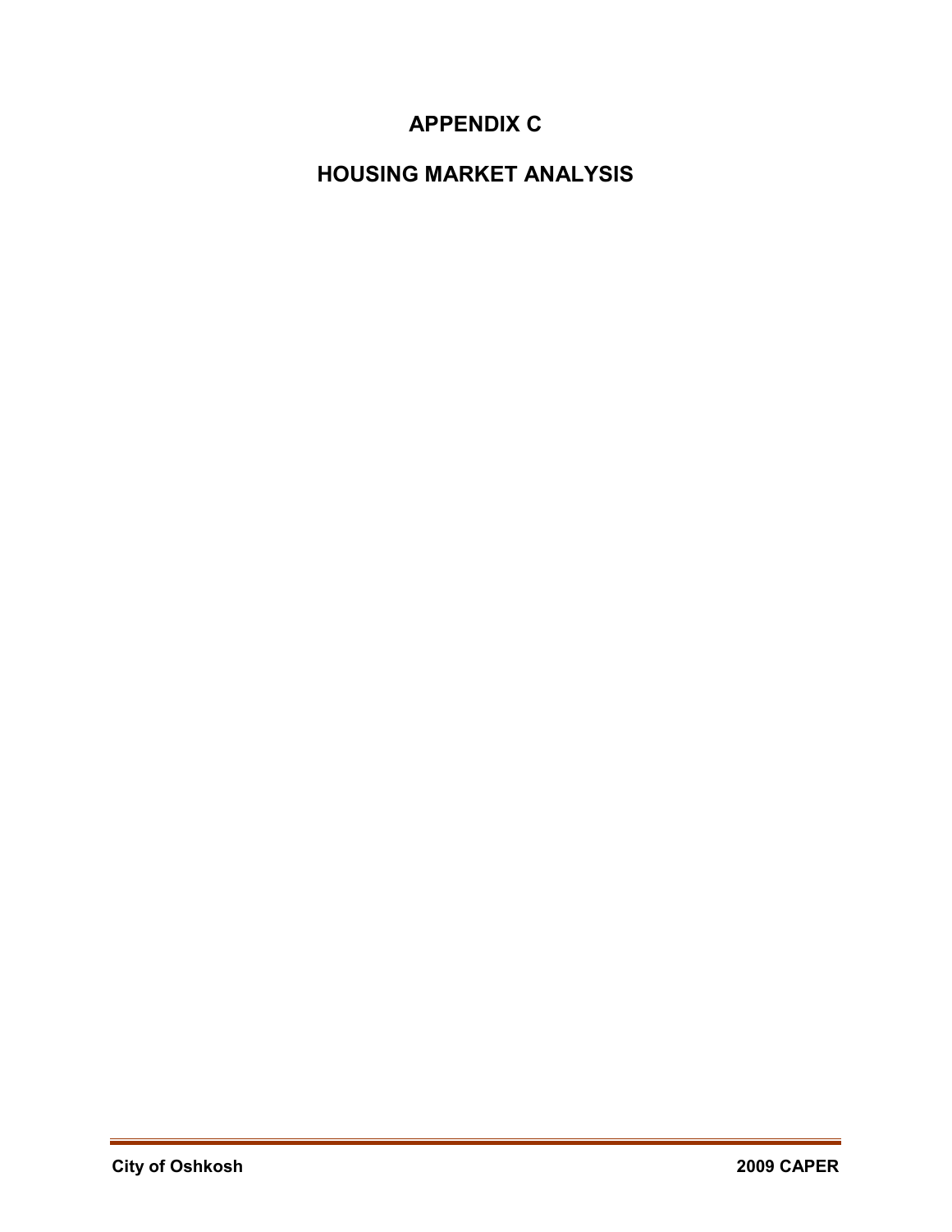# APPENDIX C

# HOUSING MARKET ANALYSIS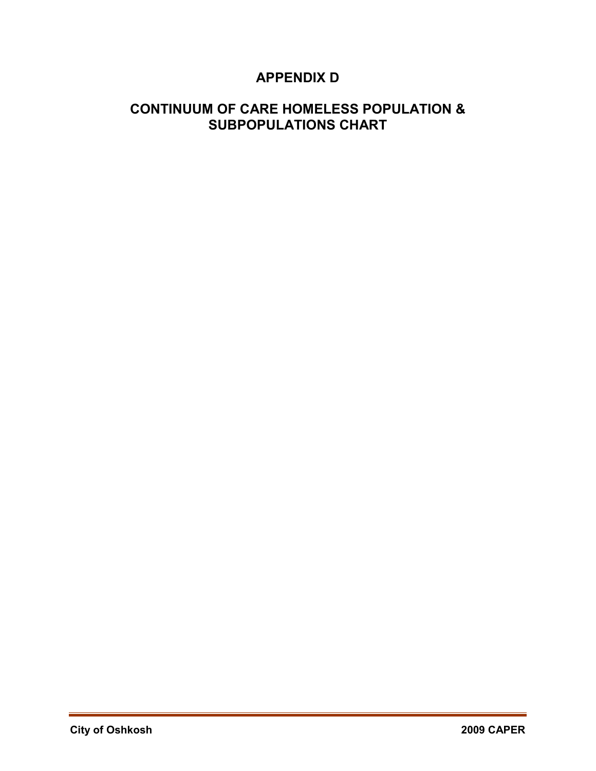# APPENDIX D

## CONTINUUM OF CARE HOMELESS POPULATION & SUBPOPULATIONS CHART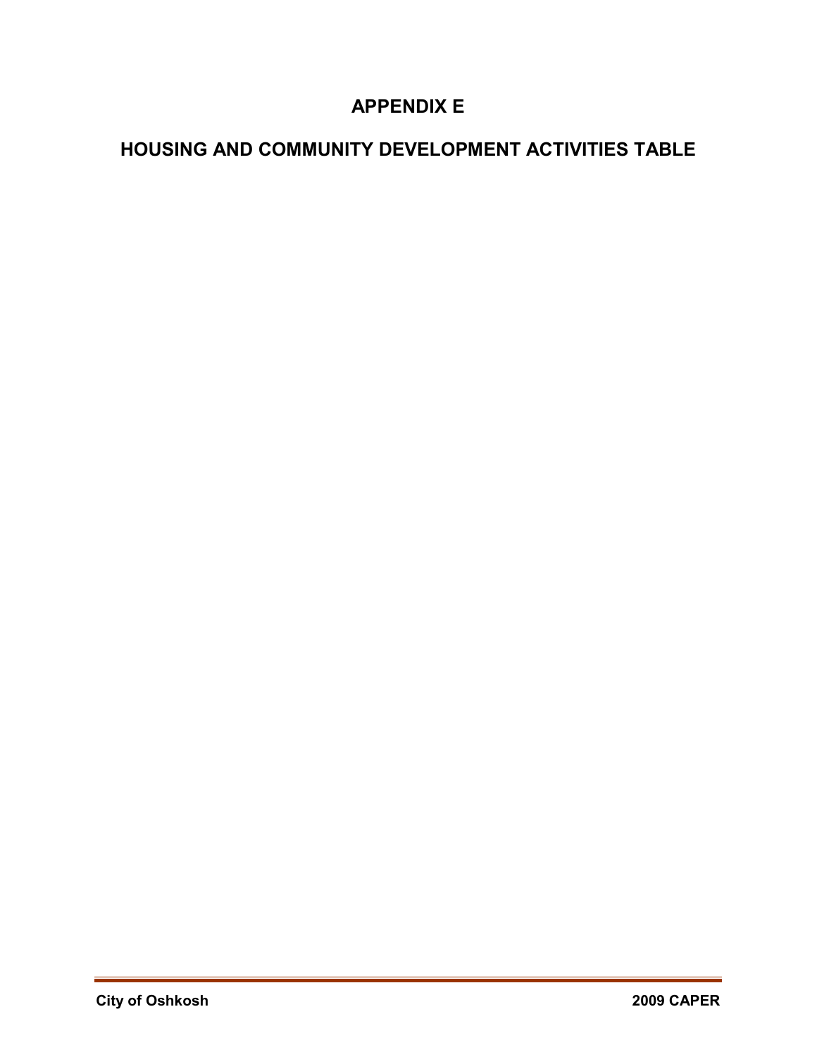# APPENDIX E

# HOUSING AND COMMUNITY DEVELOPMENT ACTIVITIES TABLE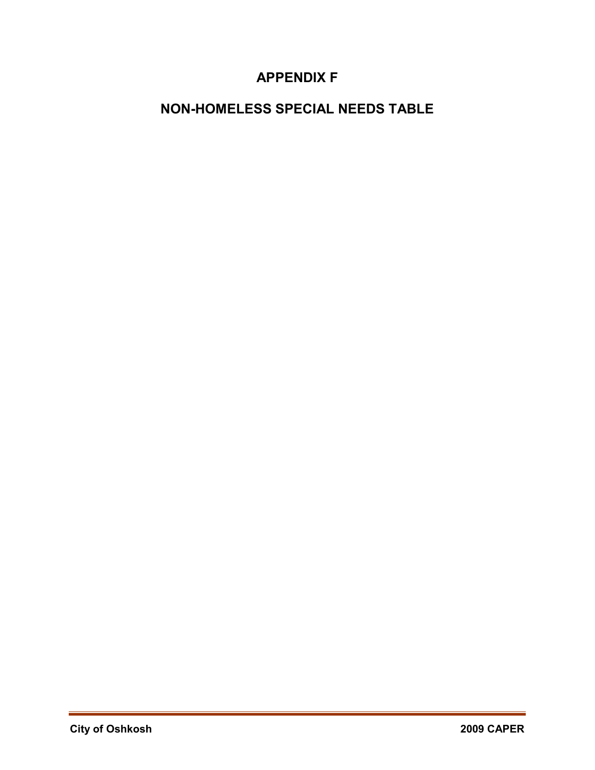# APPENDIX F

# NON-HOMELESS SPECIAL NEEDS TABLE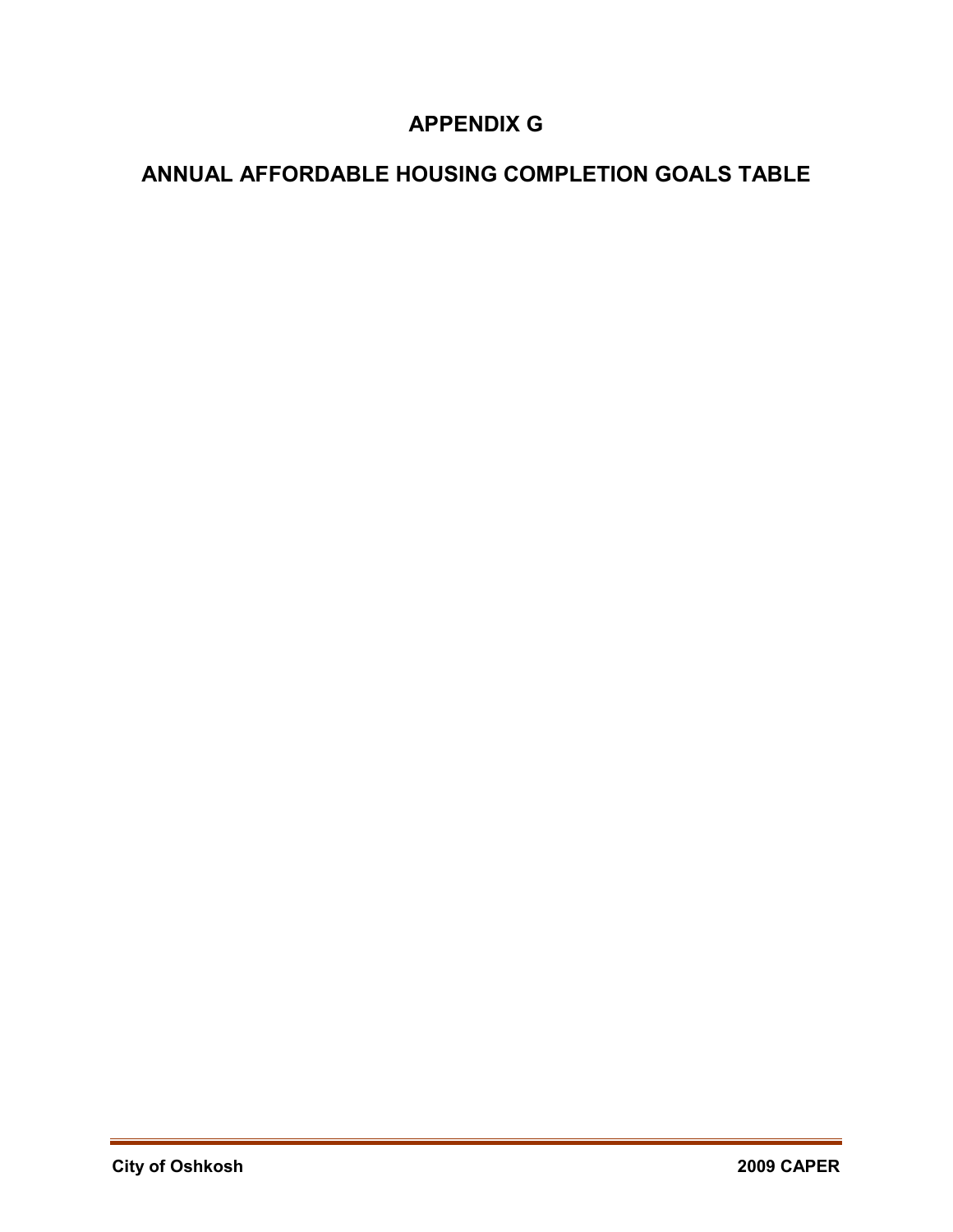# APPENDIX G

# ANNUAL AFFORDABLE HOUSING COMPLETION GOALS TABLE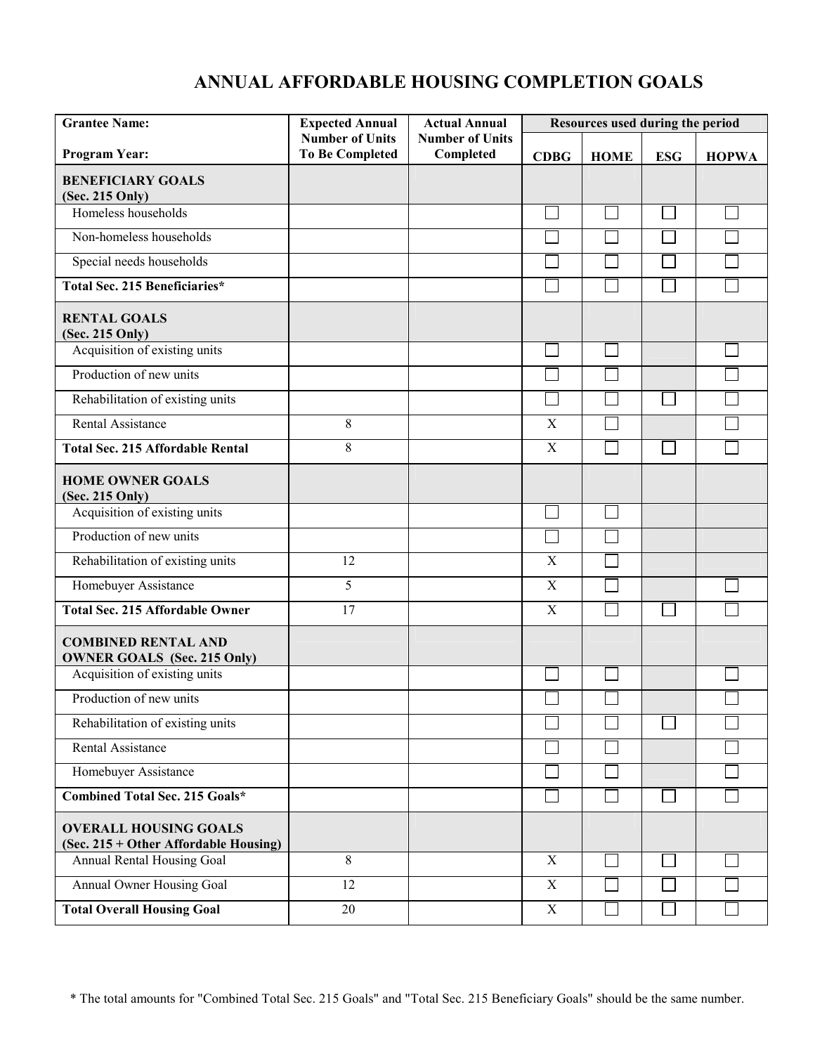# ANNUAL AFFORDABLE HOUSING COMPLETION GOALS

| Grantee Name:<br><br>Program Year: | Expected Annual Number of Units To Be Completed | Actual Annual Number of Units Completed | Resources used during the period | | | |
|---|---|---|---|---|---|---|
| | | | CDBG | HOME | ESG | HOPWA |
| **BENEFICIARY GOALS (Sec. 215 Only)** | | | | | | |
| Homeless households | | | ☐ | ☐ | ☐ | ☐ |
| Non-homeless households | | | ☐ | ☐ | ☐ | ☐ |
| Special needs households | | | ☐ | ☐ | ☐ | ☐ |
| **Total Sec. 215 Beneficiaries*** | | | ☐ | ☐ | ☐ | ☐ |
| **RENTAL GOALS (Sec. 215 Only)** | | | | | | |
| Acquisition of existing units | | | ☐ | ☐ | | ☐ |
| Production of new units | | | ☐ | ☐ | | ☐ |
| Rehabilitation of existing units | | | ☐ | ☐ | ☐ | ☐ |
| Rental Assistance | 8 | | X | ☐ | | ☐ |
| **Total Sec. 215 Affordable Rental** | 8 | | X | ☐ | ☐ | ☐ |
| **HOME OWNER GOALS (Sec. 215 Only)** | | | | | | |
| Acquisition of existing units | | | ☐ | ☐ | | |
| Production of new units | | | ☐ | ☐ | | |
| Rehabilitation of existing units | 12 | | X | ☐ | | |
| Homebuyer Assistance | 5 | | X | ☐ | | ☐ |
| **Total Sec. 215 Affordable Owner** | 17 | | X | ☐ | ☐ | ☐ |
| **COMBINED RENTAL AND OWNER GOALS (Sec. 215 Only)** | | | | | | |
| Acquisition of existing units | | | ☐ | ☐ | | ☐ |
| Production of new units | | | ☐ | ☐ | | ☐ |
| Rehabilitation of existing units | | | ☐ | ☐ | ☐ | ☐ |
| Rental Assistance | | | ☐ | ☐ | | ☐ |
| Homebuyer Assistance | | | ☐ | ☐ | | ☐ |
| **Combined Total Sec. 215 Goals*** | | | ☐ | ☐ | ☐ | ☐ |
| **OVERALL HOUSING GOALS (Sec. 215 + Other Affordable Housing)** | | | | | | |
| Annual Rental Housing Goal | 8 | | X | ☐ | ☐ | ☐ |
| Annual Owner Housing Goal | 12 | | X | ☐ | ☐ | ☐ |
| **Total Overall Housing Goal** | 20 | | X | ☐ | ☐ | ☐ |

* The total amounts for "Combined Total Sec. 215 Goals" and "Total Sec. 215 Beneficiary Goals" should be the same number.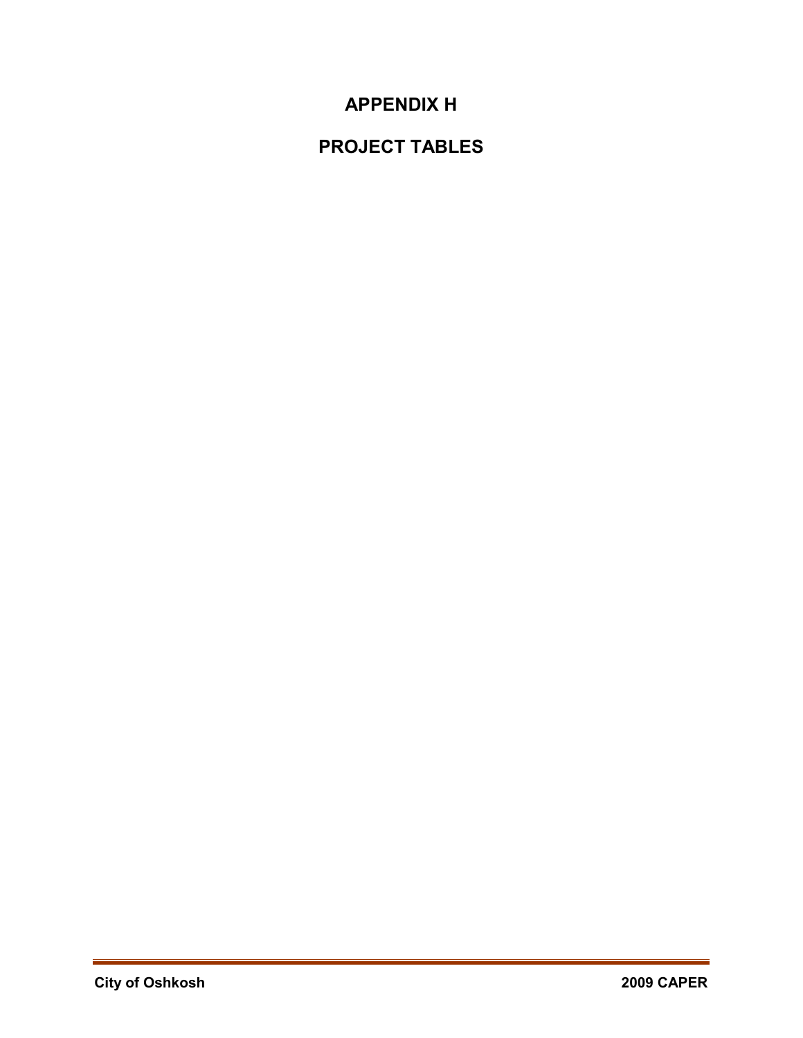# APPENDIX H

# PROJECT TABLES